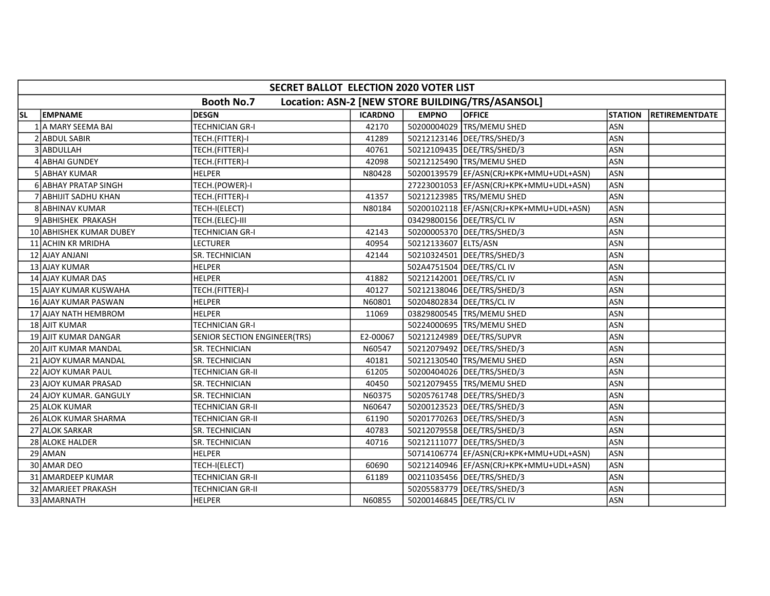| SECRET BALLOT ELECTION 2020 VOTER LIST | | | | | | | |
|---|---|---|---|---|---|---|---|
| Booth No.7 Location: ASN-2 [NEW STORE BUILDING/TRS/ASANSOL] | | | | | | | |
| SL | EMPNAME | DESGN | ICARDNO | EMPNO | OFFICE | STATION | RETIREMENTDATE |
| 1 | A MARY SEEMA BAI | TECHNICIAN GR-I | 42170 | 50200004029 | TRS/MEMU SHED | ASN | |
| 2 | ABDUL SABIR | TECH.(FITTER)-I | 41289 | 50212123146 | DEE/TRS/SHED/3 | ASN | |
| 3 | ABDULLAH | TECH.(FITTER)-I | 40761 | 50212109435 | DEE/TRS/SHED/3 | ASN | |
| 4 | ABHAI GUNDEY | TECH.(FITTER)-I | 42098 | 50212125490 | TRS/MEMU SHED | ASN | |
| 5 | ABHAY KUMAR | HELPER | N80428 | 50200139579 | EF/ASN(CRJ+KPK+MMU+UDL+ASN) | ASN | |
| 6 | ABHAY PRATAP SINGH | TECH.(POWER)-I | | 27223001053 | EF/ASN(CRJ+KPK+MMU+UDL+ASN) | ASN | |
| 7 | ABHIJIT SADHU KHAN | TECH.(FITTER)-I | 41357 | 50212123985 | TRS/MEMU SHED | ASN | |
| 8 | ABHINAV KUMAR | TECH-I(ELECT) | N80184 | 50200102118 | EF/ASN(CRJ+KPK+MMU+UDL+ASN) | ASN | |
| 9 | ABHISHEK PRAKASH | TECH.(ELEC)-III | | 03429800156 | DEE/TRS/CL IV | ASN | |
| 10 | ABHISHEK KUMAR DUBEY | TECHNICIAN GR-I | 42143 | 50200005370 | DEE/TRS/SHED/3 | ASN | |
| 11 | ACHIN KR MRIDHA | LECTURER | 40954 | 50212133607 | ELTS/ASN | ASN | |
| 12 | AJAY ANJANI | SR. TECHNICIAN | 42144 | 50210324501 | DEE/TRS/SHED/3 | ASN | |
| 13 | AJAY KUMAR | HELPER | | 502A4751504 | DEE/TRS/CL IV | ASN | |
| 14 | AJAY KUMAR DAS | HELPER | 41882 | 50212142001 | DEE/TRS/CL IV | ASN | |
| 15 | AJAY KUMAR KUSWAHA | TECH.(FITTER)-I | 40127 | 50212138046 | DEE/TRS/SHED/3 | ASN | |
| 16 | AJAY KUMAR PASWAN | HELPER | N60801 | 50204802834 | DEE/TRS/CL IV | ASN | |
| 17 | AJAY NATH HEMBROM | HELPER | 11069 | 03829800545 | TRS/MEMU SHED | ASN | |
| 18 | AJIT KUMAR | TECHNICIAN GR-I | | 50224000695 | TRS/MEMU SHED | ASN | |
| 19 | AJIT KUMAR DANGAR | SENIOR SECTION ENGINEER(TRS) | E2-00067 | 50212124989 | DEE/TRS/SUPVR | ASN | |
| 20 | AJIT KUMAR MANDAL | SR. TECHNICIAN | N60547 | 50212079492 | DEE/TRS/SHED/3 | ASN | |
| 21 | AJOY KUMAR MANDAL | SR. TECHNICIAN | 40181 | 50212130540 | TRS/MEMU SHED | ASN | |
| 22 | AJOY KUMAR PAUL | TECHNICIAN GR-II | 61205 | 50200404026 | DEE/TRS/SHED/3 | ASN | |
| 23 | AJOY KUMAR PRASAD | SR. TECHNICIAN | 40450 | 50212079455 | TRS/MEMU SHED | ASN | |
| 24 | AJOY KUMAR. GANGULY | SR. TECHNICIAN | N60375 | 50205761748 | DEE/TRS/SHED/3 | ASN | |
| 25 | ALOK KUMAR | TECHNICIAN GR-II | N60647 | 50200123523 | DEE/TRS/SHED/3 | ASN | |
| 26 | ALOK KUMAR SHARMA | TECHNICIAN GR-II | 61190 | 50201770263 | DEE/TRS/SHED/3 | ASN | |
| 27 | ALOK SARKAR | SR. TECHNICIAN | 40783 | 50212079558 | DEE/TRS/SHED/3 | ASN | |
| 28 | ALOKE HALDER | SR. TECHNICIAN | 40716 | 50212111077 | DEE/TRS/SHED/3 | ASN | |
| 29 | AMAN | HELPER | | 50714106774 | EF/ASN(CRJ+KPK+MMU+UDL+ASN) | ASN | |
| 30 | AMAR DEO | TECH-I(ELECT) | 60690 | 50212140946 | EF/ASN(CRJ+KPK+MMU+UDL+ASN) | ASN | |
| 31 | AMARDEEP KUMAR | TECHNICIAN GR-II | 61189 | 00211035456 | DEE/TRS/SHED/3 | ASN | |
| 32 | AMARJEET PRAKASH | TECHNICIAN GR-II | | 50205583779 | DEE/TRS/SHED/3 | ASN | |
| 33 | AMARNATH | HELPER | N60855 | 50200146845 | DEE/TRS/CL IV | ASN | |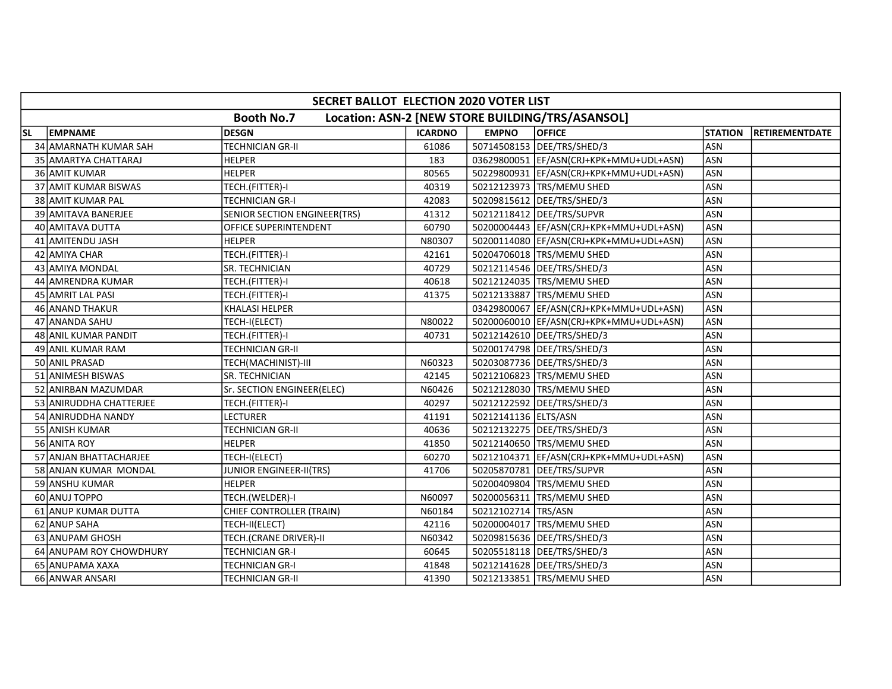| SECRET BALLOT ELECTION 2020 VOTER LIST | | | | | | | |
|---|---|---|---|---|---|---|---|
| Booth No.7 Location: ASN-2 [NEW STORE BUILDING/TRS/ASANSOL] | | | | | | | |
| SL | EMPNAME | DESGN | ICARDNO | EMPNO | OFFICE | STATION | RETIREMENTDATE |
| 34 | AMARNATH KUMAR SAH | TECHNICIAN GR-II | 61086 | 50714508153 | DEE/TRS/SHED/3 | ASN | |
| 35 | AMARTYA CHATTARAJ | HELPER | 183 | 03629800051 | EF/ASN(CRJ+KPK+MMU+UDL+ASN) | ASN | |
| 36 | AMIT KUMAR | HELPER | 80565 | 50229800931 | EF/ASN(CRJ+KPK+MMU+UDL+ASN) | ASN | |
| 37 | AMIT KUMAR BISWAS | TECH.(FITTER)-I | 40319 | 50212123973 | TRS/MEMU SHED | ASN | |
| 38 | AMIT KUMAR PAL | TECHNICIAN GR-I | 42083 | 50209815612 | DEE/TRS/SHED/3 | ASN | |
| 39 | AMITAVA BANERJEE | SENIOR SECTION ENGINEER(TRS) | 41312 | 50212118412 | DEE/TRS/SUPVR | ASN | |
| 40 | AMITAVA DUTTA | OFFICE SUPERINTENDENT | 60790 | 50200004443 | EF/ASN(CRJ+KPK+MMU+UDL+ASN) | ASN | |
| 41 | AMITENDU JASH | HELPER | N80307 | 50200114080 | EF/ASN(CRJ+KPK+MMU+UDL+ASN) | ASN | |
| 42 | AMIYA CHAR | TECH.(FITTER)-I | 42161 | 50204706018 | TRS/MEMU SHED | ASN | |
| 43 | AMIYA MONDAL | SR. TECHNICIAN | 40729 | 50212114546 | DEE/TRS/SHED/3 | ASN | |
| 44 | AMRENDRA KUMAR | TECH.(FITTER)-I | 40618 | 50212124035 | TRS/MEMU SHED | ASN | |
| 45 | AMRIT LAL PASI | TECH.(FITTER)-I | 41375 | 50212133887 | TRS/MEMU SHED | ASN | |
| 46 | ANAND THAKUR | KHALASI HELPER | | 03429800067 | EF/ASN(CRJ+KPK+MMU+UDL+ASN) | ASN | |
| 47 | ANANDA SAHU | TECH-I(ELECT) | N80022 | 50200060010 | EF/ASN(CRJ+KPK+MMU+UDL+ASN) | ASN | |
| 48 | ANIL KUMAR PANDIT | TECH.(FITTER)-I | 40731 | 50212142610 | DEE/TRS/SHED/3 | ASN | |
| 49 | ANIL KUMAR RAM | TECHNICIAN GR-II | | 50200174798 | DEE/TRS/SHED/3 | ASN | |
| 50 | ANIL PRASAD | TECH(MACHINIST)-III | N60323 | 50203087736 | DEE/TRS/SHED/3 | ASN | |
| 51 | ANIMESH BISWAS | SR. TECHNICIAN | 42145 | 50212106823 | TRS/MEMU SHED | ASN | |
| 52 | ANIRBAN MAZUMDAR | Sr. SECTION ENGINEER(ELEC) | N60426 | 50212128030 | TRS/MEMU SHED | ASN | |
| 53 | ANIRUDDHA CHATTERJEE | TECH.(FITTER)-I | 40297 | 50212122592 | DEE/TRS/SHED/3 | ASN | |
| 54 | ANIRUDDHA NANDY | LECTURER | 41191 | 50212141136 | ELTS/ASN | ASN | |
| 55 | ANISH KUMAR | TECHNICIAN GR-II | 40636 | 50212132275 | DEE/TRS/SHED/3 | ASN | |
| 56 | ANITA ROY | HELPER | 41850 | 50212140650 | TRS/MEMU SHED | ASN | |
| 57 | ANJAN BHATTACHARJEE | TECH-I(ELECT) | 60270 | 50212104371 | EF/ASN(CRJ+KPK+MMU+UDL+ASN) | ASN | |
| 58 | ANJAN KUMAR MONDAL | JUNIOR ENGINEER-II(TRS) | 41706 | 50205870781 | DEE/TRS/SUPVR | ASN | |
| 59 | ANSHU KUMAR | HELPER | | 50200409804 | TRS/MEMU SHED | ASN | |
| 60 | ANUJ TOPPO | TECH.(WELDER)-I | N60097 | 50200056311 | TRS/MEMU SHED | ASN | |
| 61 | ANUP KUMAR DUTTA | CHIEF CONTROLLER (TRAIN) | N60184 | 50212102714 | TRS/ASN | ASN | |
| 62 | ANUP SAHA | TECH-II(ELECT) | 42116 | 50200004017 | TRS/MEMU SHED | ASN | |
| 63 | ANUPAM GHOSH | TECH.(CRANE DRIVER)-II | N60342 | 50209815636 | DEE/TRS/SHED/3 | ASN | |
| 64 | ANUPAM ROY CHOWDHURY | TECHNICIAN GR-I | 60645 | 50205518118 | DEE/TRS/SHED/3 | ASN | |
| 65 | ANUPAMA XAXA | TECHNICIAN GR-I | 41848 | 50212141628 | DEE/TRS/SHED/3 | ASN | |
| 66 | ANWAR ANSARI | TECHNICIAN GR-II | 41390 | 50212133851 | TRS/MEMU SHED | ASN | |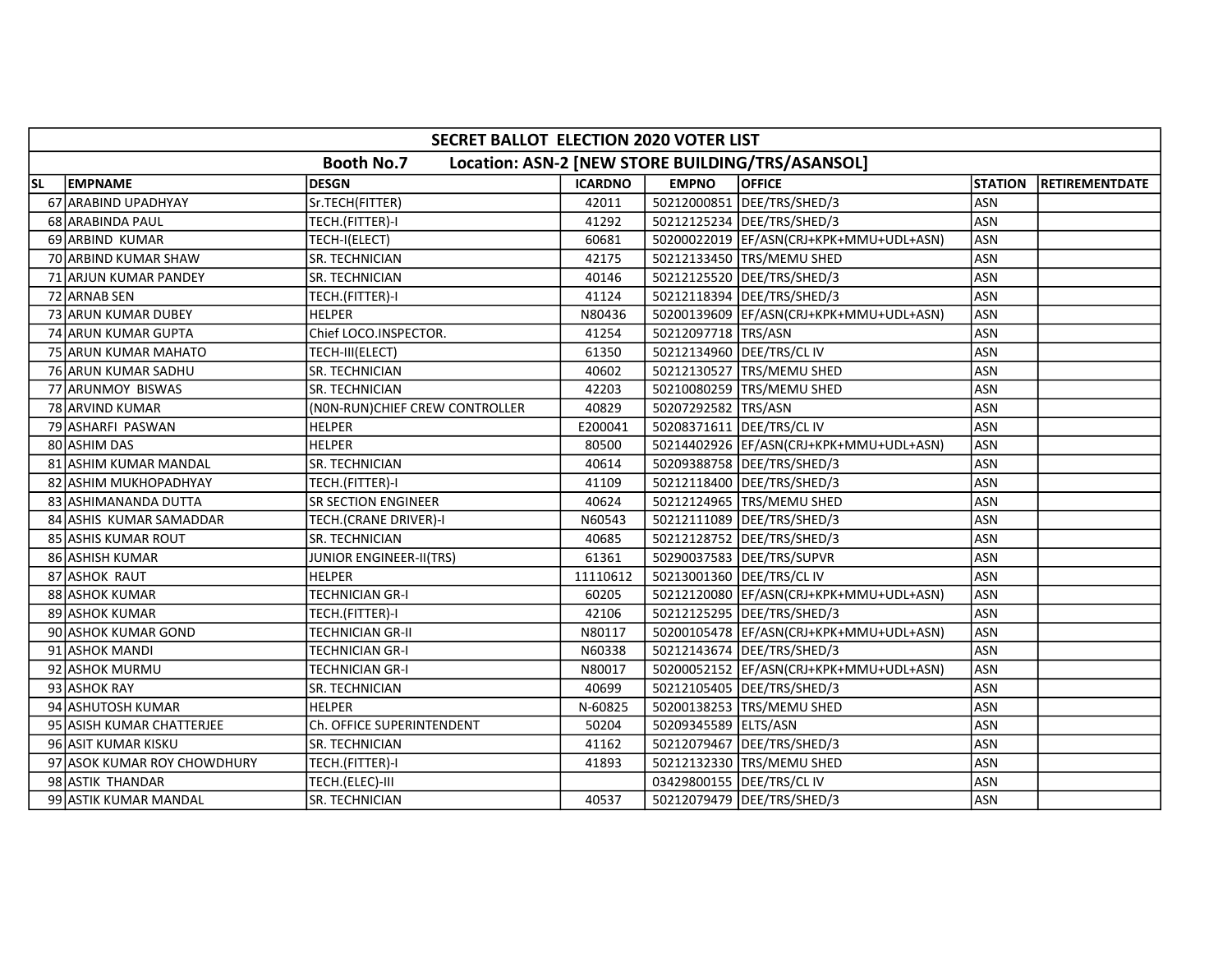| SECRET BALLOT ELECTION 2020 VOTER LIST | | | | | | | |
|---|---|---|---|---|---|---|---|
| Booth No.7 Location: ASN-2 [NEW STORE BUILDING/TRS/ASANSOL] | | | | | | | |
| SL | EMPNAME | DESGN | ICARDNO | EMPNO | OFFICE | STATION | RETIREMENTDATE |
| 67 | ARABIND UPADHYAY | Sr.TECH(FITTER) | 42011 | 50212000851 | DEE/TRS/SHED/3 | ASN | |
| 68 | ARABINDA PAUL | TECH.(FITTER)-I | 41292 | 50212125234 | DEE/TRS/SHED/3 | ASN | |
| 69 | ARBIND KUMAR | TECH-I(ELECT) | 60681 | 50200022019 | EF/ASN(CRJ+KPK+MMU+UDL+ASN) | ASN | |
| 70 | ARBIND KUMAR SHAW | SR. TECHNICIAN | 42175 | 50212133450 | TRS/MEMU SHED | ASN | |
| 71 | ARJUN KUMAR PANDEY | SR. TECHNICIAN | 40146 | 50212125520 | DEE/TRS/SHED/3 | ASN | |
| 72 | ARNAB SEN | TECH.(FITTER)-I | 41124 | 50212118394 | DEE/TRS/SHED/3 | ASN | |
| 73 | ARUN KUMAR DUBEY | HELPER | N80436 | 50200139609 | EF/ASN(CRJ+KPK+MMU+UDL+ASN) | ASN | |
| 74 | ARUN KUMAR GUPTA | Chief LOCO.INSPECTOR. | 41254 | 50212097718 | TRS/ASN | ASN | |
| 75 | ARUN KUMAR MAHATO | TECH-III(ELECT) | 61350 | 50212134960 | DEE/TRS/CL IV | ASN | |
| 76 | ARUN KUMAR SADHU | SR. TECHNICIAN | 40602 | 50212130527 | TRS/MEMU SHED | ASN | |
| 77 | ARUNMOY BISWAS | SR. TECHNICIAN | 42203 | 50210080259 | TRS/MEMU SHED | ASN | |
| 78 | ARVIND KUMAR | (N0N-RUN)CHIEF CREW CONTROLLER | 40829 | 50207292582 | TRS/ASN | ASN | |
| 79 | ASHARFI PASWAN | HELPER | E200041 | 50208371611 | DEE/TRS/CL IV | ASN | |
| 80 | ASHIM DAS | HELPER | 80500 | 50214402926 | EF/ASN(CRJ+KPK+MMU+UDL+ASN) | ASN | |
| 81 | ASHIM KUMAR MANDAL | SR. TECHNICIAN | 40614 | 50209388758 | DEE/TRS/SHED/3 | ASN | |
| 82 | ASHIM MUKHOPADHYAY | TECH.(FITTER)-I | 41109 | 50212118400 | DEE/TRS/SHED/3 | ASN | |
| 83 | ASHIMANANDA DUTTA | SR SECTION ENGINEER | 40624 | 50212124965 | TRS/MEMU SHED | ASN | |
| 84 | ASHIS KUMAR SAMADDAR | TECH.(CRANE DRIVER)-I | N60543 | 50212111089 | DEE/TRS/SHED/3 | ASN | |
| 85 | ASHIS KUMAR ROUT | SR. TECHNICIAN | 40685 | 50212128752 | DEE/TRS/SHED/3 | ASN | |
| 86 | ASHISH KUMAR | JUNIOR ENGINEER-II(TRS) | 61361 | 50290037583 | DEE/TRS/SUPVR | ASN | |
| 87 | ASHOK RAUT | HELPER | 11110612 | 50213001360 | DEE/TRS/CL IV | ASN | |
| 88 | ASHOK KUMAR | TECHNICIAN GR-I | 60205 | 50212120080 | EF/ASN(CRJ+KPK+MMU+UDL+ASN) | ASN | |
| 89 | ASHOK KUMAR | TECH.(FITTER)-I | 42106 | 50212125295 | DEE/TRS/SHED/3 | ASN | |
| 90 | ASHOK KUMAR GOND | TECHNICIAN GR-II | N80117 | 50200105478 | EF/ASN(CRJ+KPK+MMU+UDL+ASN) | ASN | |
| 91 | ASHOK MANDI | TECHNICIAN GR-I | N60338 | 50212143674 | DEE/TRS/SHED/3 | ASN | |
| 92 | ASHOK MURMU | TECHNICIAN GR-I | N80017 | 50200052152 | EF/ASN(CRJ+KPK+MMU+UDL+ASN) | ASN | |
| 93 | ASHOK RAY | SR. TECHNICIAN | 40699 | 50212105405 | DEE/TRS/SHED/3 | ASN | |
| 94 | ASHUTOSH KUMAR | HELPER | N-60825 | 50200138253 | TRS/MEMU SHED | ASN | |
| 95 | ASISH KUMAR CHATTERJEE | Ch. OFFICE SUPERINTENDENT | 50204 | 50209345589 | ELTS/ASN | ASN | |
| 96 | ASIT KUMAR KISKU | SR. TECHNICIAN | 41162 | 50212079467 | DEE/TRS/SHED/3 | ASN | |
| 97 | ASOK KUMAR ROY CHOWDHURY | TECH.(FITTER)-I | 41893 | 50212132330 | TRS/MEMU SHED | ASN | |
| 98 | ASTIK THANDAR | TECH.(ELEC)-III | | 03429800155 | DEE/TRS/CL IV | ASN | |
| 99 | ASTIK KUMAR MANDAL | SR. TECHNICIAN | 40537 | 50212079479 | DEE/TRS/SHED/3 | ASN | |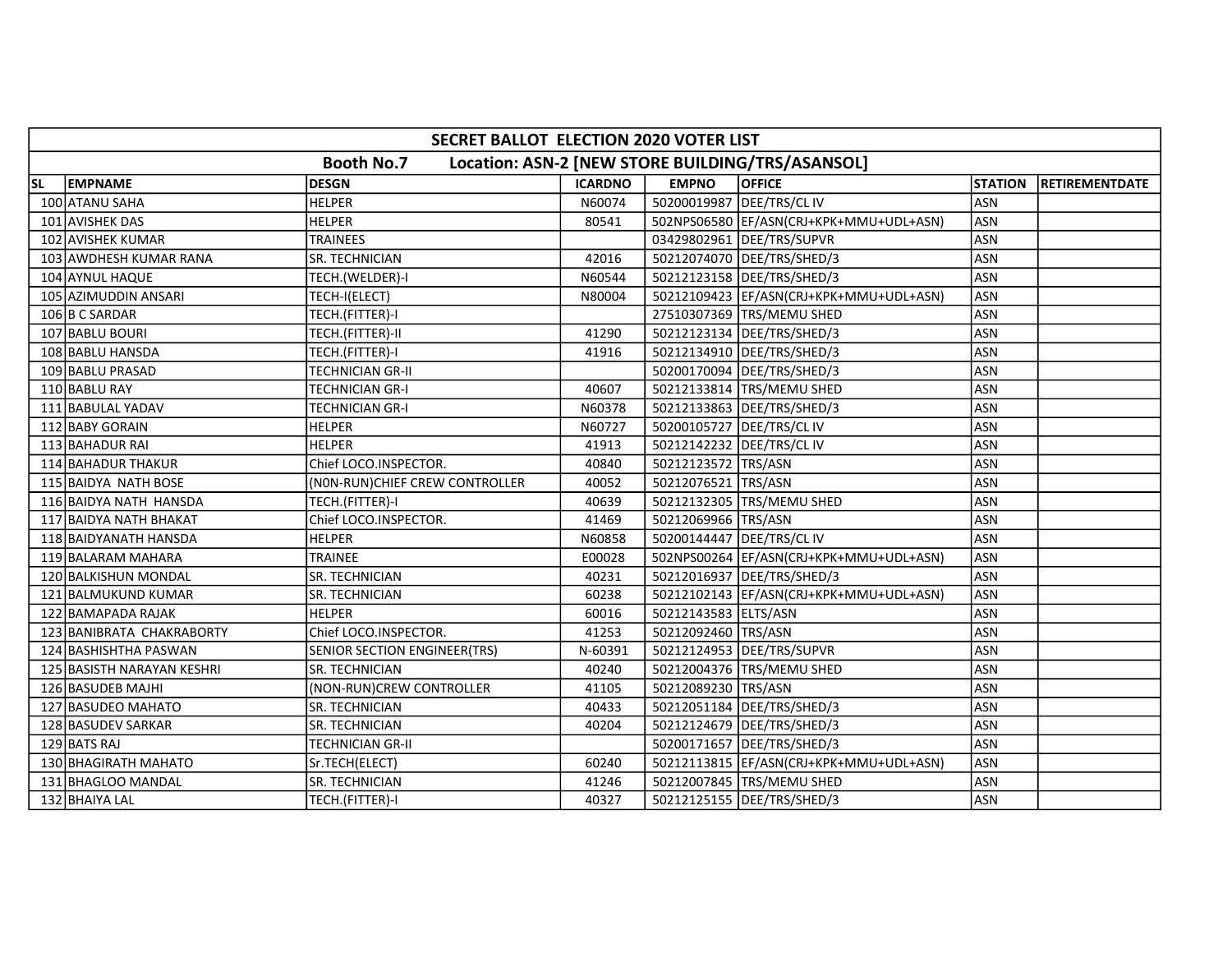| SECRET BALLOT ELECTION 2020 VOTER LIST | | | | | | | |
|---|---|---|---|---|---|---|---|
| Booth No.7 Location: ASN-2 [NEW STORE BUILDING/TRS/ASANSOL] | | | | | | | |
| SL | EMPNAME | DESGN | ICARDNO | EMPNO | OFFICE | STATION | RETIREMENTDATE |
| 100 | ATANU SAHA | HELPER | N60074 | 50200019987 | DEE/TRS/CL IV | ASN | |
| 101 | AVISHEK DAS | HELPER | 80541 | 502NPS06580 | EF/ASN(CRJ+KPK+MMU+UDL+ASN) | ASN | |
| 102 | AVISHEK KUMAR | TRAINEES | | 03429802961 | DEE/TRS/SUPVR | ASN | |
| 103 | AWDHESH KUMAR RANA | SR. TECHNICIAN | 42016 | 50212074070 | DEE/TRS/SHED/3 | ASN | |
| 104 | AYNUL HAQUE | TECH.(WELDER)-I | N60544 | 50212123158 | DEE/TRS/SHED/3 | ASN | |
| 105 | AZIMUDDIN ANSARI | TECH-I(ELECT) | N80004 | 50212109423 | EF/ASN(CRJ+KPK+MMU+UDL+ASN) | ASN | |
| 106 | B C SARDAR | TECH.(FITTER)-I | | 27510307369 | TRS/MEMU SHED | ASN | |
| 107 | BABLU BOURI | TECH.(FITTER)-II | 41290 | 50212123134 | DEE/TRS/SHED/3 | ASN | |
| 108 | BABLU HANSDA | TECH.(FITTER)-I | 41916 | 50212134910 | DEE/TRS/SHED/3 | ASN | |
| 109 | BABLU PRASAD | TECHNICIAN GR-II | | 50200170094 | DEE/TRS/SHED/3 | ASN | |
| 110 | BABLU RAY | TECHNICIAN GR-I | 40607 | 50212133814 | TRS/MEMU SHED | ASN | |
| 111 | BABULAL YADAV | TECHNICIAN GR-I | N60378 | 50212133863 | DEE/TRS/SHED/3 | ASN | |
| 112 | BABY GORAIN | HELPER | N60727 | 50200105727 | DEE/TRS/CL IV | ASN | |
| 113 | BAHADUR RAI | HELPER | 41913 | 50212142232 | DEE/TRS/CL IV | ASN | |
| 114 | BAHADUR THAKUR | Chief LOCO.INSPECTOR. | 40840 | 50212123572 | TRS/ASN | ASN | |
| 115 | BAIDYA NATH BOSE | (N0N-RUN)CHIEF CREW CONTROLLER | 40052 | 50212076521 | TRS/ASN | ASN | |
| 116 | BAIDYA NATH HANSDA | TECH.(FITTER)-I | 40639 | 50212132305 | TRS/MEMU SHED | ASN | |
| 117 | BAIDYA NATH BHAKAT | Chief LOCO.INSPECTOR. | 41469 | 50212069966 | TRS/ASN | ASN | |
| 118 | BAIDYANATH HANSDA | HELPER | N60858 | 50200144447 | DEE/TRS/CL IV | ASN | |
| 119 | BALARAM MAHARA | TRAINEE | E00028 | 502NPS00264 | EF/ASN(CRJ+KPK+MMU+UDL+ASN) | ASN | |
| 120 | BALKISHUN MONDAL | SR. TECHNICIAN | 40231 | 50212016937 | DEE/TRS/SHED/3 | ASN | |
| 121 | BALMUKUND KUMAR | SR. TECHNICIAN | 60238 | 50212102143 | EF/ASN(CRJ+KPK+MMU+UDL+ASN) | ASN | |
| 122 | BAMAPADA RAJAK | HELPER | 60016 | 50212143583 | ELTS/ASN | ASN | |
| 123 | BANIBRATA CHAKRABORTY | Chief LOCO.INSPECTOR. | 41253 | 50212092460 | TRS/ASN | ASN | |
| 124 | BASHISHTHA PASWAN | SENIOR SECTION ENGINEER(TRS) | N-60391 | 50212124953 | DEE/TRS/SUPVR | ASN | |
| 125 | BASISTH NARAYAN KESHRI | SR. TECHNICIAN | 40240 | 50212004376 | TRS/MEMU SHED | ASN | |
| 126 | BASUDEB MAJHI | (NON-RUN)CREW CONTROLLER | 41105 | 50212089230 | TRS/ASN | ASN | |
| 127 | BASUDEO MAHATO | SR. TECHNICIAN | 40433 | 50212051184 | DEE/TRS/SHED/3 | ASN | |
| 128 | BASUDEV SARKAR | SR. TECHNICIAN | 40204 | 50212124679 | DEE/TRS/SHED/3 | ASN | |
| 129 | BATS RAJ | TECHNICIAN GR-II | | 50200171657 | DEE/TRS/SHED/3 | ASN | |
| 130 | BHAGIRATH MAHATO | Sr.TECH(ELECT) | 60240 | 50212113815 | EF/ASN(CRJ+KPK+MMU+UDL+ASN) | ASN | |
| 131 | BHAGLOO MANDAL | SR. TECHNICIAN | 41246 | 50212007845 | TRS/MEMU SHED | ASN | |
| 132 | BHAIYA LAL | TECH.(FITTER)-I | 40327 | 50212125155 | DEE/TRS/SHED/3 | ASN | |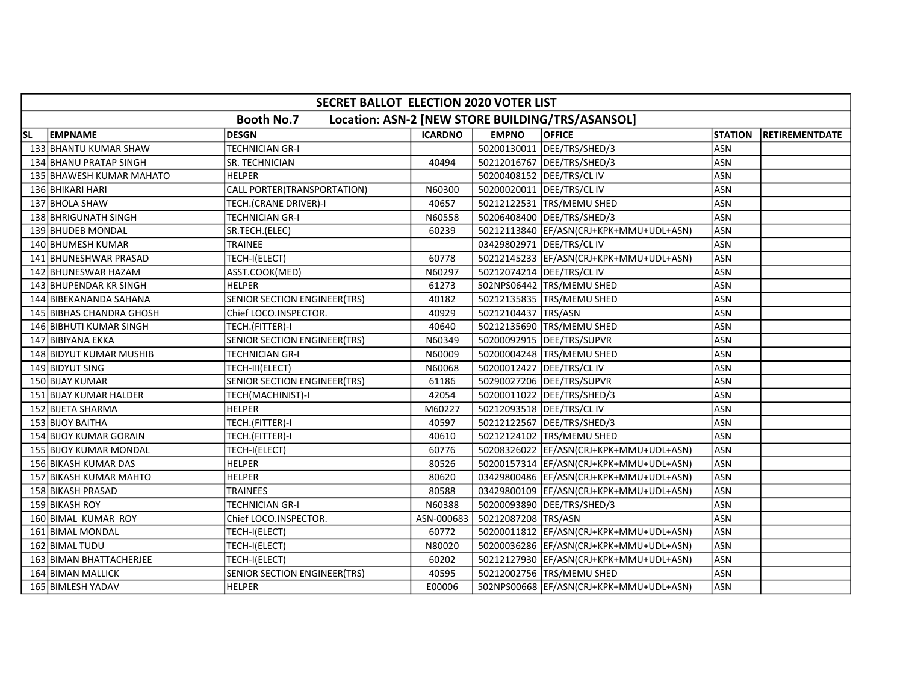| SECRET BALLOT ELECTION 2020 VOTER LIST | | | | | | | |
|---|---|---|---|---|---|---|---|
| Booth No.7 Location: ASN-2 [NEW STORE BUILDING/TRS/ASANSOL] | | | | | | | |
| SL | EMPNAME | DESGN | ICARDNO | EMPNO | OFFICE | STATION | RETIREMENTDATE |
| 133 | BHANTU KUMAR SHAW | TECHNICIAN GR-I | | 50200130011 | DEE/TRS/SHED/3 | ASN | |
| 134 | BHANU PRATAP SINGH | SR. TECHNICIAN | 40494 | 50212016767 | DEE/TRS/SHED/3 | ASN | |
| 135 | BHAWESH KUMAR MAHATO | HELPER | | 50200408152 | DEE/TRS/CL IV | ASN | |
| 136 | BHIKARI HARI | CALL PORTER(TRANSPORTATION) | N60300 | 50200020011 | DEE/TRS/CL IV | ASN | |
| 137 | BHOLA SHAW | TECH.(CRANE DRIVER)-I | 40657 | 50212122531 | TRS/MEMU SHED | ASN | |
| 138 | BHRIGUNATH SINGH | TECHNICIAN GR-I | N60558 | 50206408400 | DEE/TRS/SHED/3 | ASN | |
| 139 | BHUDEB MONDAL | SR.TECH.(ELEC) | 60239 | 50212113840 | EF/ASN(CRJ+KPK+MMU+UDL+ASN) | ASN | |
| 140 | BHUMESH KUMAR | TRAINEE | | 03429802971 | DEE/TRS/CL IV | ASN | |
| 141 | BHUNESHWAR PRASAD | TECH-I(ELECT) | 60778 | 50212145233 | EF/ASN(CRJ+KPK+MMU+UDL+ASN) | ASN | |
| 142 | BHUNESWAR HAZAM | ASST.COOK(MED) | N60297 | 50212074214 | DEE/TRS/CL IV | ASN | |
| 143 | BHUPENDAR KR SINGH | HELPER | 61273 | 502NPS06442 | TRS/MEMU SHED | ASN | |
| 144 | BIBEKANANDA SAHANA | SENIOR SECTION ENGINEER(TRS) | 40182 | 50212135835 | TRS/MEMU SHED | ASN | |
| 145 | BIBHAS CHANDRA GHOSH | Chief LOCO.INSPECTOR. | 40929 | 50212104437 | TRS/ASN | ASN | |
| 146 | BIBHUTI KUMAR SINGH | TECH.(FITTER)-I | 40640 | 50212135690 | TRS/MEMU SHED | ASN | |
| 147 | BIBIYANA EKKA | SENIOR SECTION ENGINEER(TRS) | N60349 | 50200092915 | DEE/TRS/SUPVR | ASN | |
| 148 | BIDYUT KUMAR MUSHIB | TECHNICIAN GR-I | N60009 | 50200004248 | TRS/MEMU SHED | ASN | |
| 149 | BIDYUT SING | TECH-III(ELECT) | N60068 | 50200012427 | DEE/TRS/CL IV | ASN | |
| 150 | BIJAY KUMAR | SENIOR SECTION ENGINEER(TRS) | 61186 | 50290027206 | DEE/TRS/SUPVR | ASN | |
| 151 | BIJAY KUMAR HALDER | TECH(MACHINIST)-I | 42054 | 50200011022 | DEE/TRS/SHED/3 | ASN | |
| 152 | BIJETA SHARMA | HELPER | M60227 | 50212093518 | DEE/TRS/CL IV | ASN | |
| 153 | BIJOY BAITHA | TECH.(FITTER)-I | 40597 | 50212122567 | DEE/TRS/SHED/3 | ASN | |
| 154 | BIJOY KUMAR GORAIN | TECH.(FITTER)-I | 40610 | 50212124102 | TRS/MEMU SHED | ASN | |
| 155 | BIJOY KUMAR MONDAL | TECH-I(ELECT) | 60776 | 50208326022 | EF/ASN(CRJ+KPK+MMU+UDL+ASN) | ASN | |
| 156 | BIKASH KUMAR DAS | HELPER | 80526 | 50200157314 | EF/ASN(CRJ+KPK+MMU+UDL+ASN) | ASN | |
| 157 | BIKASH KUMAR MAHTO | HELPER | 80620 | 03429800486 | EF/ASN(CRJ+KPK+MMU+UDL+ASN) | ASN | |
| 158 | BIKASH PRASAD | TRAINEES | 80588 | 03429800109 | EF/ASN(CRJ+KPK+MMU+UDL+ASN) | ASN | |
| 159 | BIKASH ROY | TECHNICIAN GR-I | N60388 | 50200093890 | DEE/TRS/SHED/3 | ASN | |
| 160 | BIMAL KUMAR ROY | Chief LOCO.INSPECTOR. | ASN-000683 | 50212087208 | TRS/ASN | ASN | |
| 161 | BIMAL MONDAL | TECH-I(ELECT) | 60772 | 50200011812 | EF/ASN(CRJ+KPK+MMU+UDL+ASN) | ASN | |
| 162 | BIMAL TUDU | TECH-I(ELECT) | N80020 | 50200036286 | EF/ASN(CRJ+KPK+MMU+UDL+ASN) | ASN | |
| 163 | BIMAN BHATTACHERJEE | TECH-I(ELECT) | 60202 | 50212127930 | EF/ASN(CRJ+KPK+MMU+UDL+ASN) | ASN | |
| 164 | BIMAN MALLICK | SENIOR SECTION ENGINEER(TRS) | 40595 | 50212002756 | TRS/MEMU SHED | ASN | |
| 165 | BIMLESH YADAV | HELPER | E00006 | 502NPS00668 | EF/ASN(CRJ+KPK+MMU+UDL+ASN) | ASN | |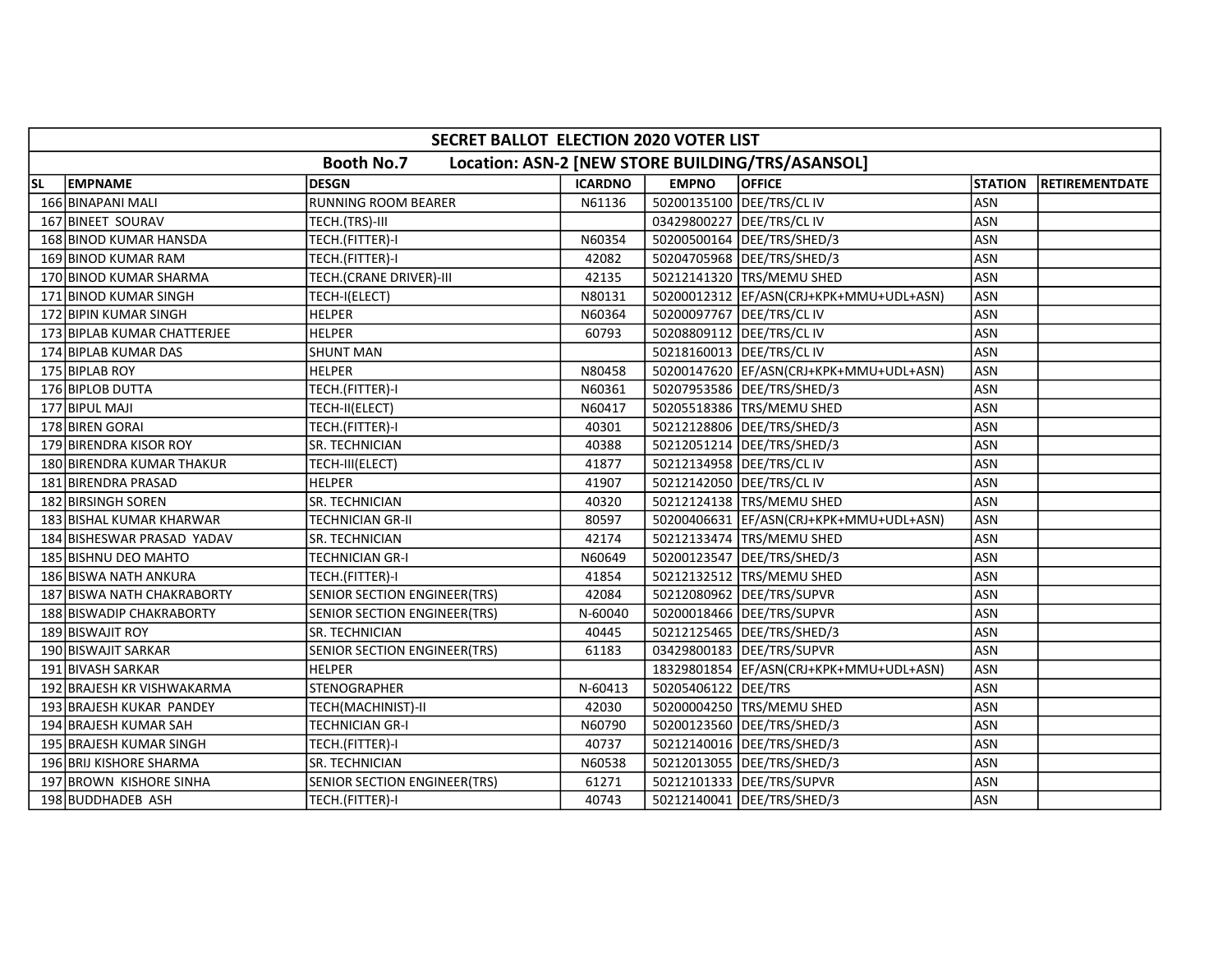| SECRET BALLOT ELECTION 2020 VOTER LIST | | | | | | | |
|---|---|---|---|---|---|---|---|
| Booth No.7 Location: ASN-2 [NEW STORE BUILDING/TRS/ASANSOL] | | | | | | | |
| SL | EMPNAME | DESGN | ICARDNO | EMPNO | OFFICE | STATION | RETIREMENTDATE |
| 166 | BINAPANI MALI | RUNNING ROOM BEARER | N61136 | 50200135100 | DEE/TRS/CL IV | ASN | |
| 167 | BINEET SOURAV | TECH.(TRS)-III | | 03429800227 | DEE/TRS/CL IV | ASN | |
| 168 | BINOD KUMAR HANSDA | TECH.(FITTER)-I | N60354 | 50200500164 | DEE/TRS/SHED/3 | ASN | |
| 169 | BINOD KUMAR RAM | TECH.(FITTER)-I | 42082 | 50204705968 | DEE/TRS/SHED/3 | ASN | |
| 170 | BINOD KUMAR SHARMA | TECH.(CRANE DRIVER)-III | 42135 | 50212141320 | TRS/MEMU SHED | ASN | |
| 171 | BINOD KUMAR SINGH | TECH-I(ELECT) | N80131 | 50200012312 | EF/ASN(CRJ+KPK+MMU+UDL+ASN) | ASN | |
| 172 | BIPIN KUMAR SINGH | HELPER | N60364 | 50200097767 | DEE/TRS/CL IV | ASN | |
| 173 | BIPLAB KUMAR CHATTERJEE | HELPER | 60793 | 50208809112 | DEE/TRS/CL IV | ASN | |
| 174 | BIPLAB KUMAR DAS | SHUNT MAN | | 50218160013 | DEE/TRS/CL IV | ASN | |
| 175 | BIPLAB ROY | HELPER | N80458 | 50200147620 | EF/ASN(CRJ+KPK+MMU+UDL+ASN) | ASN | |
| 176 | BIPLOB DUTTA | TECH.(FITTER)-I | N60361 | 50207953586 | DEE/TRS/SHED/3 | ASN | |
| 177 | BIPUL MAJI | TECH-II(ELECT) | N60417 | 50205518386 | TRS/MEMU SHED | ASN | |
| 178 | BIREN GORAI | TECH.(FITTER)-I | 40301 | 50212128806 | DEE/TRS/SHED/3 | ASN | |
| 179 | BIRENDRA KISOR ROY | SR. TECHNICIAN | 40388 | 50212051214 | DEE/TRS/SHED/3 | ASN | |
| 180 | BIRENDRA KUMAR THAKUR | TECH-III(ELECT) | 41877 | 50212134958 | DEE/TRS/CL IV | ASN | |
| 181 | BIRENDRA PRASAD | HELPER | 41907 | 50212142050 | DEE/TRS/CL IV | ASN | |
| 182 | BIRSINGH SOREN | SR. TECHNICIAN | 40320 | 50212124138 | TRS/MEMU SHED | ASN | |
| 183 | BISHAL KUMAR KHARWAR | TECHNICIAN GR-II | 80597 | 50200406631 | EF/ASN(CRJ+KPK+MMU+UDL+ASN) | ASN | |
| 184 | BISHESWAR PRASAD YADAV | SR. TECHNICIAN | 42174 | 50212133474 | TRS/MEMU SHED | ASN | |
| 185 | BISHNU DEO MAHTO | TECHNICIAN GR-I | N60649 | 50200123547 | DEE/TRS/SHED/3 | ASN | |
| 186 | BISWA NATH ANKURA | TECH.(FITTER)-I | 41854 | 50212132512 | TRS/MEMU SHED | ASN | |
| 187 | BISWA NATH CHAKRABORTY | SENIOR SECTION ENGINEER(TRS) | 42084 | 50212080962 | DEE/TRS/SUPVR | ASN | |
| 188 | BISWADIP CHAKRABORTY | SENIOR SECTION ENGINEER(TRS) | N-60040 | 50200018466 | DEE/TRS/SUPVR | ASN | |
| 189 | BISWAJIT ROY | SR. TECHNICIAN | 40445 | 50212125465 | DEE/TRS/SHED/3 | ASN | |
| 190 | BISWAJIT SARKAR | SENIOR SECTION ENGINEER(TRS) | 61183 | 03429800183 | DEE/TRS/SUPVR | ASN | |
| 191 | BIVASH SARKAR | HELPER | | 18329801854 | EF/ASN(CRJ+KPK+MMU+UDL+ASN) | ASN | |
| 192 | BRAJESH KR VISHWAKARMA | STENOGRAPHER | N-60413 | 50205406122 | DEE/TRS | ASN | |
| 193 | BRAJESH KUKAR PANDEY | TECH(MACHINIST)-II | 42030 | 50200004250 | TRS/MEMU SHED | ASN | |
| 194 | BRAJESH KUMAR SAH | TECHNICIAN GR-I | N60790 | 50200123560 | DEE/TRS/SHED/3 | ASN | |
| 195 | BRAJESH KUMAR SINGH | TECH.(FITTER)-I | 40737 | 50212140016 | DEE/TRS/SHED/3 | ASN | |
| 196 | BRIJ KISHORE SHARMA | SR. TECHNICIAN | N60538 | 50212013055 | DEE/TRS/SHED/3 | ASN | |
| 197 | BROWN KISHORE SINHA | SENIOR SECTION ENGINEER(TRS) | 61271 | 50212101333 | DEE/TRS/SUPVR | ASN | |
| 198 | BUDDHADEB ASH | TECH.(FITTER)-I | 40743 | 50212140041 | DEE/TRS/SHED/3 | ASN | |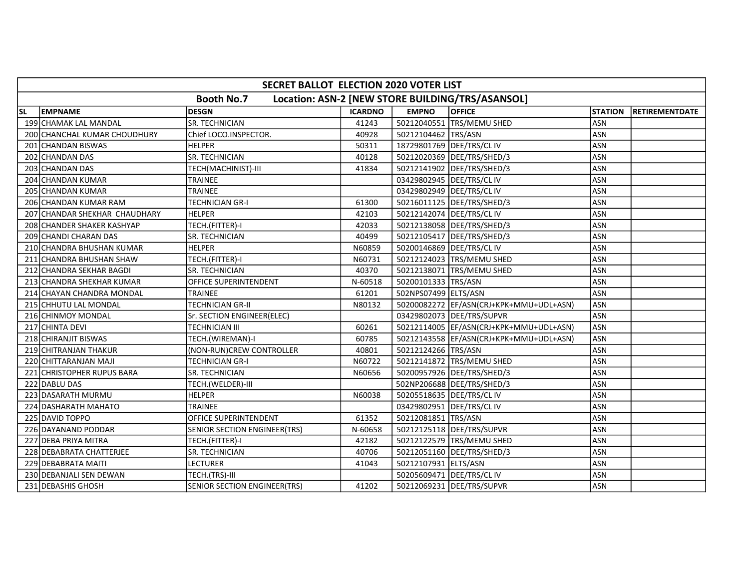## SECRET BALLOT ELECTION 2020 VOTER LIST

### Booth No.7 Location: ASN-2 [NEW STORE BUILDING/TRS/ASANSOL]

| SL | EMPNAME | DESGN | ICARDNO | EMPNO | OFFICE | STATION | RETIREMENTDATE |
|---|---|---|---|---|---|---|---|
| 199 | CHAMAK LAL MANDAL | SR. TECHNICIAN | 41243 | 50212040551 | TRS/MEMU SHED | ASN | |
| 200 | CHANCHAL KUMAR CHOUDHURY | Chief LOCO.INSPECTOR. | 40928 | 50212104462 | TRS/ASN | ASN | |
| 201 | CHANDAN BISWAS | HELPER | 50311 | 18729801769 | DEE/TRS/CL IV | ASN | |
| 202 | CHANDAN DAS | SR. TECHNICIAN | 40128 | 50212020369 | DEE/TRS/SHED/3 | ASN | |
| 203 | CHANDAN DAS | TECH(MACHINIST)-III | 41834 | 50212141902 | DEE/TRS/SHED/3 | ASN | |
| 204 | CHANDAN KUMAR | TRAINEE | | 03429802945 | DEE/TRS/CL IV | ASN | |
| 205 | CHANDAN KUMAR | TRAINEE | | 03429802949 | DEE/TRS/CL IV | ASN | |
| 206 | CHANDAN KUMAR RAM | TECHNICIAN GR-I | 61300 | 50216011125 | DEE/TRS/SHED/3 | ASN | |
| 207 | CHANDAR SHEKHAR CHAUDHARY | HELPER | 42103 | 50212142074 | DEE/TRS/CL IV | ASN | |
| 208 | CHANDER SHAKER KASHYAP | TECH.(FITTER)-I | 42033 | 50212138058 | DEE/TRS/SHED/3 | ASN | |
| 209 | CHANDI CHARAN DAS | SR. TECHNICIAN | 40499 | 50212105417 | DEE/TRS/SHED/3 | ASN | |
| 210 | CHANDRA BHUSHAN KUMAR | HELPER | N60859 | 50200146869 | DEE/TRS/CL IV | ASN | |
| 211 | CHANDRA BHUSHAN SHAW | TECH.(FITTER)-I | N60731 | 50212124023 | TRS/MEMU SHED | ASN | |
| 212 | CHANDRA SEKHAR BAGDI | SR. TECHNICIAN | 40370 | 50212138071 | TRS/MEMU SHED | ASN | |
| 213 | CHANDRA SHEKHAR KUMAR | OFFICE SUPERINTENDENT | N-60518 | 50200101333 | TRS/ASN | ASN | |
| 214 | CHAYAN CHANDRA MONDAL | TRAINEE | 61201 | 502NPS07499 | ELTS/ASN | ASN | |
| 215 | CHHUTU LAL MONDAL | TECHNICIAN GR-II | N80132 | 50200082272 | EF/ASN(CRJ+KPK+MMU+UDL+ASN) | ASN | |
| 216 | CHINMOY MONDAL | Sr. SECTION ENGINEER(ELEC) | | 03429802073 | DEE/TRS/SUPVR | ASN | |
| 217 | CHINTA DEVI | TECHNICIAN III | 60261 | 50212114005 | EF/ASN(CRJ+KPK+MMU+UDL+ASN) | ASN | |
| 218 | CHIRANJIT BISWAS | TECH.(WIREMAN)-I | 60785 | 50212143558 | EF/ASN(CRJ+KPK+MMU+UDL+ASN) | ASN | |
| 219 | CHITRANJAN THAKUR | (NON-RUN)CREW CONTROLLER | 40801 | 50212124266 | TRS/ASN | ASN | |
| 220 | CHITTARANJAN MAJI | TECHNICIAN GR-I | N60722 | 50212141872 | TRS/MEMU SHED | ASN | |
| 221 | CHRISTOPHER RUPUS BARA | SR. TECHNICIAN | N60656 | 50200957926 | DEE/TRS/SHED/3 | ASN | |
| 222 | DABLU DAS | TECH.(WELDER)-III | | 502NP206688 | DEE/TRS/SHED/3 | ASN | |
| 223 | DASARATH MURMU | HELPER | N60038 | 50205518635 | DEE/TRS/CL IV | ASN | |
| 224 | DASHARATH MAHATO | TRAINEE | | 03429802951 | DEE/TRS/CL IV | ASN | |
| 225 | DAVID TOPPO | OFFICE SUPERINTENDENT | 61352 | 50212081851 | TRS/ASN | ASN | |
| 226 | DAYANAND PODDAR | SENIOR SECTION ENGINEER(TRS) | N-60658 | 50212125118 | DEE/TRS/SUPVR | ASN | |
| 227 | DEBA PRIYA MITRA | TECH.(FITTER)-I | 42182 | 50212122579 | TRS/MEMU SHED | ASN | |
| 228 | DEBABRATA CHATTERJEE | SR. TECHNICIAN | 40706 | 50212051160 | DEE/TRS/SHED/3 | ASN | |
| 229 | DEBABRATA MAITI | LECTURER | 41043 | 50212107931 | ELTS/ASN | ASN | |
| 230 | DEBANJALI SEN DEWAN | TECH.(TRS)-III | | 50205609471 | DEE/TRS/CL IV | ASN | |
| 231 | DEBASHIS GHOSH | SENIOR SECTION ENGINEER(TRS) | 41202 | 50212069231 | DEE/TRS/SUPVR | ASN | |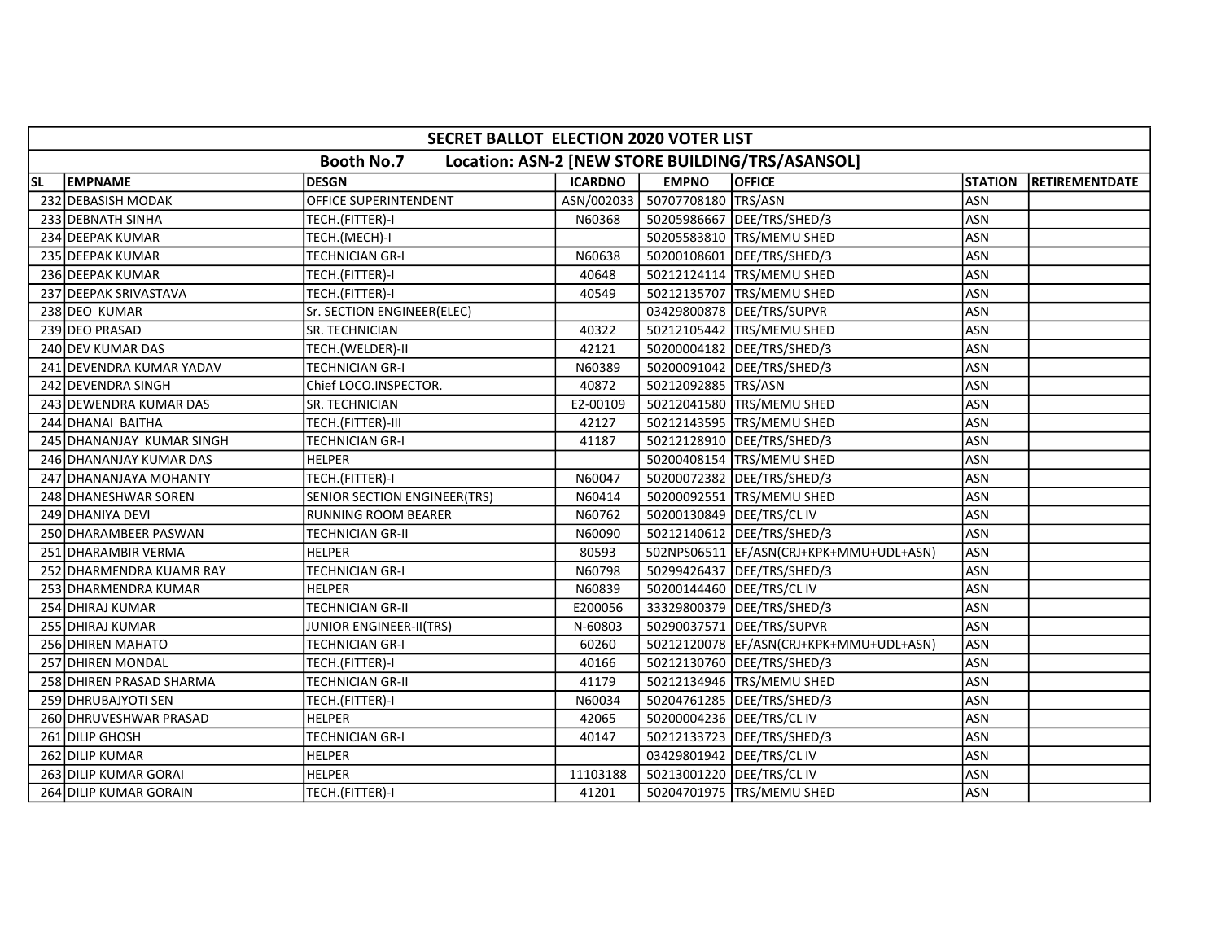# SECRET BALLOT ELECTION 2020 VOTER LIST

## Booth No.7 Location: ASN-2 [NEW STORE BUILDING/TRS/ASANSOL]

| SL | EMPNAME | DESGN | ICARDNO | EMPNO | OFFICE | STATION | RETIREMENTDATE |
|---|---|---|---|---|---|---|---|
| 232 | DEBASISH MODAK | OFFICE SUPERINTENDENT | ASN/002033 | 50707708180 | TRS/ASN | ASN | |
| 233 | DEBNATH SINHA | TECH.(FITTER)-I | N60368 | 50205986667 | DEE/TRS/SHED/3 | ASN | |
| 234 | DEEPAK KUMAR | TECH.(MECH)-I | | 50205583810 | TRS/MEMU SHED | ASN | |
| 235 | DEEPAK KUMAR | TECHNICIAN GR-I | N60638 | 50200108601 | DEE/TRS/SHED/3 | ASN | |
| 236 | DEEPAK KUMAR | TECH.(FITTER)-I | 40648 | 50212124114 | TRS/MEMU SHED | ASN | |
| 237 | DEEPAK SRIVASTAVA | TECH.(FITTER)-I | 40549 | 50212135707 | TRS/MEMU SHED | ASN | |
| 238 | DEO KUMAR | Sr. SECTION ENGINEER(ELEC) | | 03429800878 | DEE/TRS/SUPVR | ASN | |
| 239 | DEO PRASAD | SR. TECHNICIAN | 40322 | 50212105442 | TRS/MEMU SHED | ASN | |
| 240 | DEV KUMAR DAS | TECH.(WELDER)-II | 42121 | 50200004182 | DEE/TRS/SHED/3 | ASN | |
| 241 | DEVENDRA KUMAR YADAV | TECHNICIAN GR-I | N60389 | 50200091042 | DEE/TRS/SHED/3 | ASN | |
| 242 | DEVENDRA SINGH | Chief LOCO.INSPECTOR. | 40872 | 50212092885 | TRS/ASN | ASN | |
| 243 | DEWENDRA KUMAR DAS | SR. TECHNICIAN | E2-00109 | 50212041580 | TRS/MEMU SHED | ASN | |
| 244 | DHANAI BAITHA | TECH.(FITTER)-III | 42127 | 50212143595 | TRS/MEMU SHED | ASN | |
| 245 | DHANANJAY KUMAR SINGH | TECHNICIAN GR-I | 41187 | 50212128910 | DEE/TRS/SHED/3 | ASN | |
| 246 | DHANANJAY KUMAR DAS | HELPER | | 50200408154 | TRS/MEMU SHED | ASN | |
| 247 | DHANANJAYA MOHANTY | TECH.(FITTER)-I | N60047 | 50200072382 | DEE/TRS/SHED/3 | ASN | |
| 248 | DHANESHWAR SOREN | SENIOR SECTION ENGINEER(TRS) | N60414 | 50200092551 | TRS/MEMU SHED | ASN | |
| 249 | DHANIYA DEVI | RUNNING ROOM BEARER | N60762 | 50200130849 | DEE/TRS/CL IV | ASN | |
| 250 | DHARAMBEER PASWAN | TECHNICIAN GR-II | N60090 | 50212140612 | DEE/TRS/SHED/3 | ASN | |
| 251 | DHARAMBIR VERMA | HELPER | 80593 | 502NPS06511 | EF/ASN(CRJ+KPK+MMU+UDL+ASN) | ASN | |
| 252 | DHARMENDRA KUAMR RAY | TECHNICIAN GR-I | N60798 | 50299426437 | DEE/TRS/SHED/3 | ASN | |
| 253 | DHARMENDRA KUMAR | HELPER | N60839 | 50200144460 | DEE/TRS/CL IV | ASN | |
| 254 | DHIRAJ KUMAR | TECHNICIAN GR-II | E200056 | 33329800379 | DEE/TRS/SHED/3 | ASN | |
| 255 | DHIRAJ KUMAR | JUNIOR ENGINEER-II(TRS) | N-60803 | 50290037571 | DEE/TRS/SUPVR | ASN | |
| 256 | DHIREN MAHATO | TECHNICIAN GR-I | 60260 | 50212120078 | EF/ASN(CRJ+KPK+MMU+UDL+ASN) | ASN | |
| 257 | DHIREN MONDAL | TECH.(FITTER)-I | 40166 | 50212130760 | DEE/TRS/SHED/3 | ASN | |
| 258 | DHIREN PRASAD SHARMA | TECHNICIAN GR-II | 41179 | 50212134946 | TRS/MEMU SHED | ASN | |
| 259 | DHRUBAJYOTI SEN | TECH.(FITTER)-I | N60034 | 50204761285 | DEE/TRS/SHED/3 | ASN | |
| 260 | DHRUVESHWAR PRASAD | HELPER | 42065 | 50200004236 | DEE/TRS/CL IV | ASN | |
| 261 | DILIP GHOSH | TECHNICIAN GR-I | 40147 | 50212133723 | DEE/TRS/SHED/3 | ASN | |
| 262 | DILIP KUMAR | HELPER | | 03429801942 | DEE/TRS/CL IV | ASN | |
| 263 | DILIP KUMAR GORAI | HELPER | 11103188 | 50213001220 | DEE/TRS/CL IV | ASN | |
| 264 | DILIP KUMAR GORAIN | TECH.(FITTER)-I | 41201 | 50204701975 | TRS/MEMU SHED | ASN | |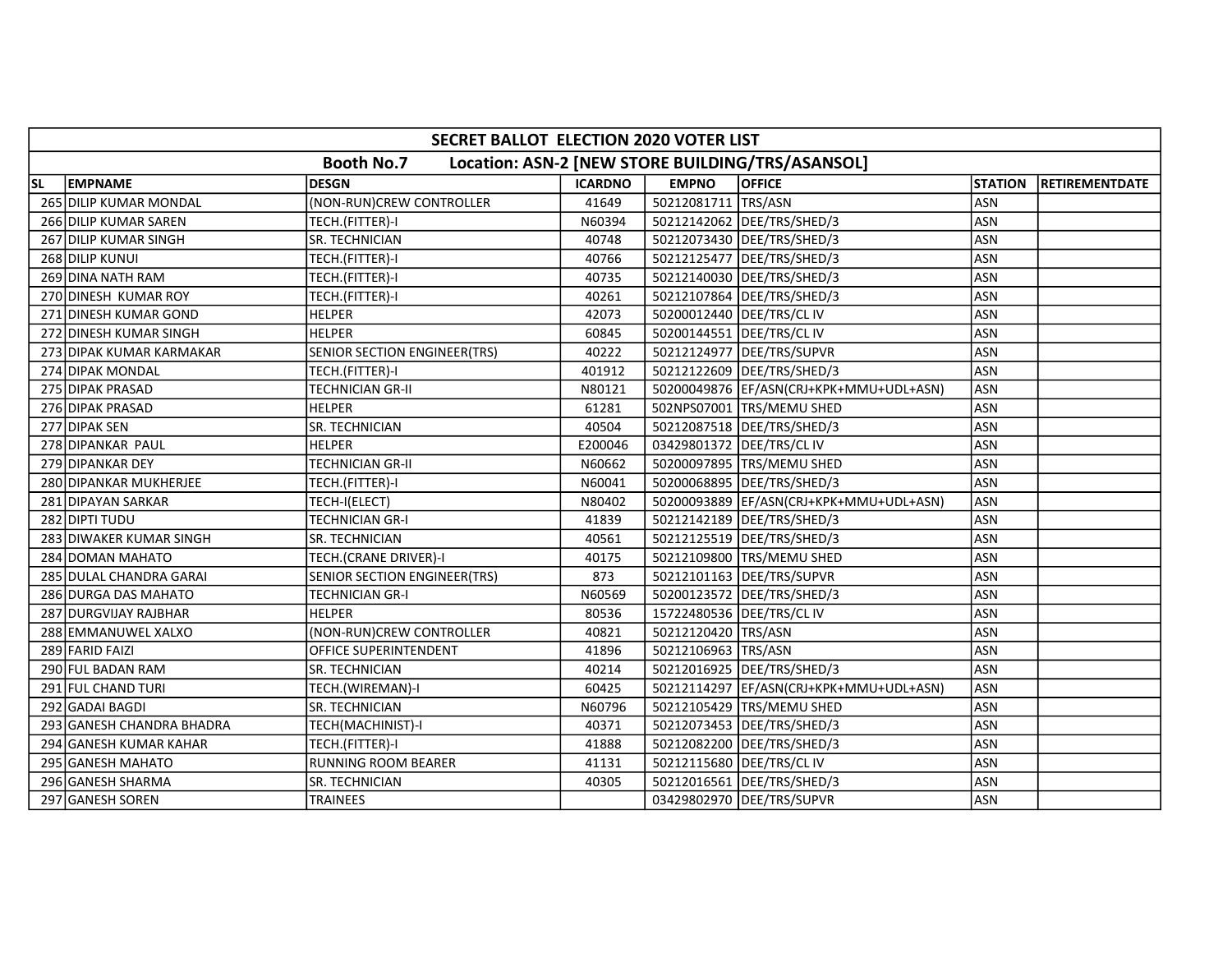| SECRET BALLOT ELECTION 2020 VOTER LIST | | | | | | | |
|---|---|---|---|---|---|---|---|
| Booth No.7 Location: ASN-2 [NEW STORE BUILDING/TRS/ASANSOL] | | | | | | | |
| SL | EMPNAME | DESGN | ICARDNO | EMPNO | OFFICE | STATION | RETIREMENTDATE |
| 265 | DILIP KUMAR MONDAL | (NON-RUN)CREW CONTROLLER | 41649 | 50212081711 | TRS/ASN | ASN | |
| 266 | DILIP KUMAR SAREN | TECH.(FITTER)-I | N60394 | 50212142062 | DEE/TRS/SHED/3 | ASN | |
| 267 | DILIP KUMAR SINGH | SR. TECHNICIAN | 40748 | 50212073430 | DEE/TRS/SHED/3 | ASN | |
| 268 | DILIP KUNUI | TECH.(FITTER)-I | 40766 | 50212125477 | DEE/TRS/SHED/3 | ASN | |
| 269 | DINA NATH RAM | TECH.(FITTER)-I | 40735 | 50212140030 | DEE/TRS/SHED/3 | ASN | |
| 270 | DINESH KUMAR ROY | TECH.(FITTER)-I | 40261 | 50212107864 | DEE/TRS/SHED/3 | ASN | |
| 271 | DINESH KUMAR GOND | HELPER | 42073 | 50200012440 | DEE/TRS/CL IV | ASN | |
| 272 | DINESH KUMAR SINGH | HELPER | 60845 | 50200144551 | DEE/TRS/CL IV | ASN | |
| 273 | DIPAK KUMAR KARMAKAR | SENIOR SECTION ENGINEER(TRS) | 40222 | 50212124977 | DEE/TRS/SUPVR | ASN | |
| 274 | DIPAK MONDAL | TECH.(FITTER)-I | 401912 | 50212122609 | DEE/TRS/SHED/3 | ASN | |
| 275 | DIPAK PRASAD | TECHNICIAN GR-II | N80121 | 50200049876 | EF/ASN(CRJ+KPK+MMU+UDL+ASN) | ASN | |
| 276 | DIPAK PRASAD | HELPER | 61281 | 502NPS07001 | TRS/MEMU SHED | ASN | |
| 277 | DIPAK SEN | SR. TECHNICIAN | 40504 | 50212087518 | DEE/TRS/SHED/3 | ASN | |
| 278 | DIPANKAR PAUL | HELPER | E200046 | 03429801372 | DEE/TRS/CL IV | ASN | |
| 279 | DIPANKAR DEY | TECHNICIAN GR-II | N60662 | 50200097895 | TRS/MEMU SHED | ASN | |
| 280 | DIPANKAR MUKHERJEE | TECH.(FITTER)-I | N60041 | 50200068895 | DEE/TRS/SHED/3 | ASN | |
| 281 | DIPAYAN SARKAR | TECH-I(ELECT) | N80402 | 50200093889 | EF/ASN(CRJ+KPK+MMU+UDL+ASN) | ASN | |
| 282 | DIPTI TUDU | TECHNICIAN GR-I | 41839 | 50212142189 | DEE/TRS/SHED/3 | ASN | |
| 283 | DIWAKER KUMAR SINGH | SR. TECHNICIAN | 40561 | 50212125519 | DEE/TRS/SHED/3 | ASN | |
| 284 | DOMAN MAHATO | TECH.(CRANE DRIVER)-I | 40175 | 50212109800 | TRS/MEMU SHED | ASN | |
| 285 | DULAL CHANDRA GARAI | SENIOR SECTION ENGINEER(TRS) | 873 | 50212101163 | DEE/TRS/SUPVR | ASN | |
| 286 | DURGA DAS MAHATO | TECHNICIAN GR-I | N60569 | 50200123572 | DEE/TRS/SHED/3 | ASN | |
| 287 | DURGVIJAY RAJBHAR | HELPER | 80536 | 15722480536 | DEE/TRS/CL IV | ASN | |
| 288 | EMMANUWEL XALXO | (NON-RUN)CREW CONTROLLER | 40821 | 50212120420 | TRS/ASN | ASN | |
| 289 | FARID FAIZI | OFFICE SUPERINTENDENT | 41896 | 50212106963 | TRS/ASN | ASN | |
| 290 | FUL BADAN RAM | SR. TECHNICIAN | 40214 | 50212016925 | DEE/TRS/SHED/3 | ASN | |
| 291 | FUL CHAND TURI | TECH.(WIREMAN)-I | 60425 | 50212114297 | EF/ASN(CRJ+KPK+MMU+UDL+ASN) | ASN | |
| 292 | GADAI BAGDI | SR. TECHNICIAN | N60796 | 50212105429 | TRS/MEMU SHED | ASN | |
| 293 | GANESH CHANDRA BHADRA | TECH(MACHINIST)-I | 40371 | 50212073453 | DEE/TRS/SHED/3 | ASN | |
| 294 | GANESH KUMAR KAHAR | TECH.(FITTER)-I | 41888 | 50212082200 | DEE/TRS/SHED/3 | ASN | |
| 295 | GANESH MAHATO | RUNNING ROOM BEARER | 41131 | 50212115680 | DEE/TRS/CL IV | ASN | |
| 296 | GANESH SHARMA | SR. TECHNICIAN | 40305 | 50212016561 | DEE/TRS/SHED/3 | ASN | |
| 297 | GANESH SOREN | TRAINEES | | 03429802970 | DEE/TRS/SUPVR | ASN | |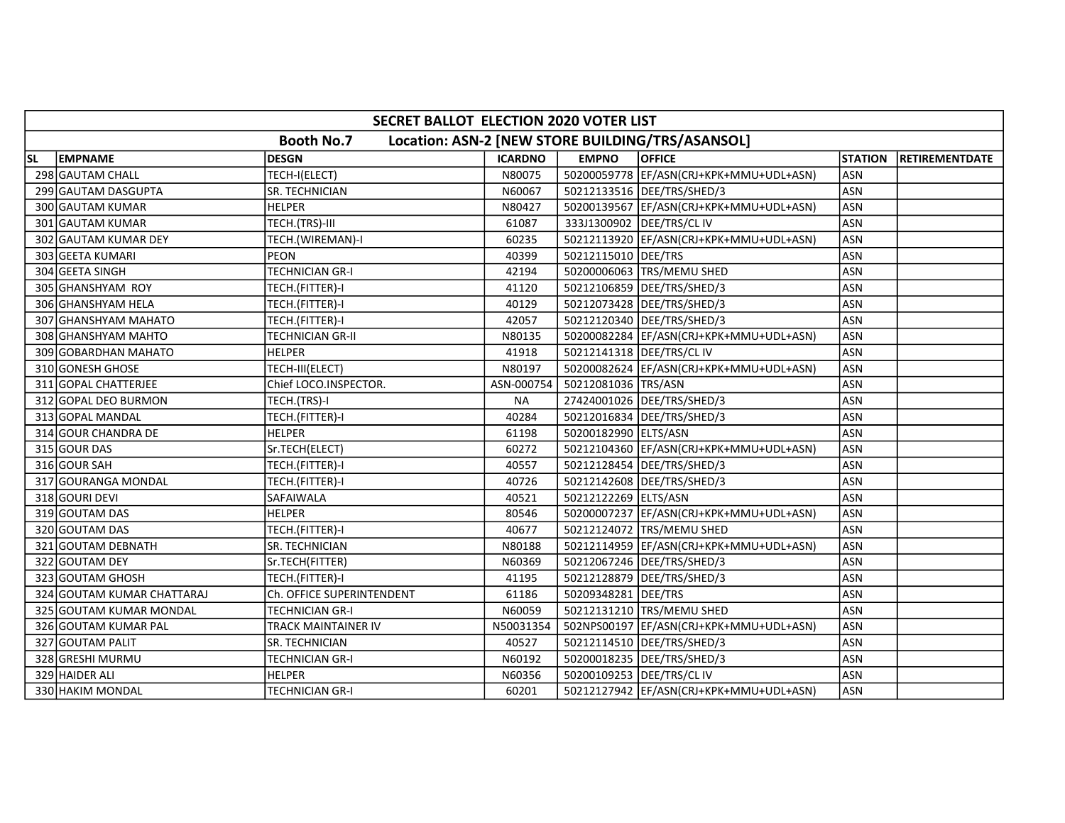| SECRET BALLOT ELECTION 2020 VOTER LIST | | | | | | | |
|---|---|---|---|---|---|---|---|
| Booth No.7 Location: ASN-2 [NEW STORE BUILDING/TRS/ASANSOL] | | | | | | | |
| SL | EMPNAME | DESGN | ICARDNO | EMPNO | OFFICE | STATION | RETIREMENTDATE |
| 298 | GAUTAM CHALL | TECH-I(ELECT) | N80075 | 50200059778 | EF/ASN(CRJ+KPK+MMU+UDL+ASN) | ASN | |
| 299 | GAUTAM DASGUPTA | SR. TECHNICIAN | N60067 | 50212133516 | DEE/TRS/SHED/3 | ASN | |
| 300 | GAUTAM KUMAR | HELPER | N80427 | 50200139567 | EF/ASN(CRJ+KPK+MMU+UDL+ASN) | ASN | |
| 301 | GAUTAM KUMAR | TECH.(TRS)-III | 61087 | 333J1300902 | DEE/TRS/CL IV | ASN | |
| 302 | GAUTAM KUMAR DEY | TECH.(WIREMAN)-I | 60235 | 50212113920 | EF/ASN(CRJ+KPK+MMU+UDL+ASN) | ASN | |
| 303 | GEETA KUMARI | PEON | 40399 | 50212115010 | DEE/TRS | ASN | |
| 304 | GEETA SINGH | TECHNICIAN GR-I | 42194 | 50200006063 | TRS/MEMU SHED | ASN | |
| 305 | GHANSHYAM ROY | TECH.(FITTER)-I | 41120 | 50212106859 | DEE/TRS/SHED/3 | ASN | |
| 306 | GHANSHYAM HELA | TECH.(FITTER)-I | 40129 | 50212073428 | DEE/TRS/SHED/3 | ASN | |
| 307 | GHANSHYAM MAHATO | TECH.(FITTER)-I | 42057 | 50212120340 | DEE/TRS/SHED/3 | ASN | |
| 308 | GHANSHYAM MAHTO | TECHNICIAN GR-II | N80135 | 50200082284 | EF/ASN(CRJ+KPK+MMU+UDL+ASN) | ASN | |
| 309 | GOBARDHAN MAHATO | HELPER | 41918 | 50212141318 | DEE/TRS/CL IV | ASN | |
| 310 | GONESH GHOSE | TECH-III(ELECT) | N80197 | 50200082624 | EF/ASN(CRJ+KPK+MMU+UDL+ASN) | ASN | |
| 311 | GOPAL CHATTERJEE | Chief LOCO.INSPECTOR. | ASN-000754 | 50212081036 | TRS/ASN | ASN | |
| 312 | GOPAL DEO BURMON | TECH.(TRS)-I | NA | 27424001026 | DEE/TRS/SHED/3 | ASN | |
| 313 | GOPAL MANDAL | TECH.(FITTER)-I | 40284 | 50212016834 | DEE/TRS/SHED/3 | ASN | |
| 314 | GOUR CHANDRA DE | HELPER | 61198 | 50200182990 | ELTS/ASN | ASN | |
| 315 | GOUR DAS | Sr.TECH(ELECT) | 60272 | 50212104360 | EF/ASN(CRJ+KPK+MMU+UDL+ASN) | ASN | |
| 316 | GOUR SAH | TECH.(FITTER)-I | 40557 | 50212128454 | DEE/TRS/SHED/3 | ASN | |
| 317 | GOURANGA MONDAL | TECH.(FITTER)-I | 40726 | 50212142608 | DEE/TRS/SHED/3 | ASN | |
| 318 | GOURI DEVI | SAFAIWALA | 40521 | 50212122269 | ELTS/ASN | ASN | |
| 319 | GOUTAM DAS | HELPER | 80546 | 50200007237 | EF/ASN(CRJ+KPK+MMU+UDL+ASN) | ASN | |
| 320 | GOUTAM DAS | TECH.(FITTER)-I | 40677 | 50212124072 | TRS/MEMU SHED | ASN | |
| 321 | GOUTAM DEBNATH | SR. TECHNICIAN | N80188 | 50212114959 | EF/ASN(CRJ+KPK+MMU+UDL+ASN) | ASN | |
| 322 | GOUTAM DEY | Sr.TECH(FITTER) | N60369 | 50212067246 | DEE/TRS/SHED/3 | ASN | |
| 323 | GOUTAM GHOSH | TECH.(FITTER)-I | 41195 | 50212128879 | DEE/TRS/SHED/3 | ASN | |
| 324 | GOUTAM KUMAR CHATTARAJ | Ch. OFFICE SUPERINTENDENT | 61186 | 50209348281 | DEE/TRS | ASN | |
| 325 | GOUTAM KUMAR MONDAL | TECHNICIAN GR-I | N60059 | 50212131210 | TRS/MEMU SHED | ASN | |
| 326 | GOUTAM KUMAR PAL | TRACK MAINTAINER IV | N50031354 | 502NPS00197 | EF/ASN(CRJ+KPK+MMU+UDL+ASN) | ASN | |
| 327 | GOUTAM PALIT | SR. TECHNICIAN | 40527 | 50212114510 | DEE/TRS/SHED/3 | ASN | |
| 328 | GRESHI MURMU | TECHNICIAN GR-I | N60192 | 50200018235 | DEE/TRS/SHED/3 | ASN | |
| 329 | HAIDER ALI | HELPER | N60356 | 50200109253 | DEE/TRS/CL IV | ASN | |
| 330 | HAKIM MONDAL | TECHNICIAN GR-I | 60201 | 50212127942 | EF/ASN(CRJ+KPK+MMU+UDL+ASN) | ASN | |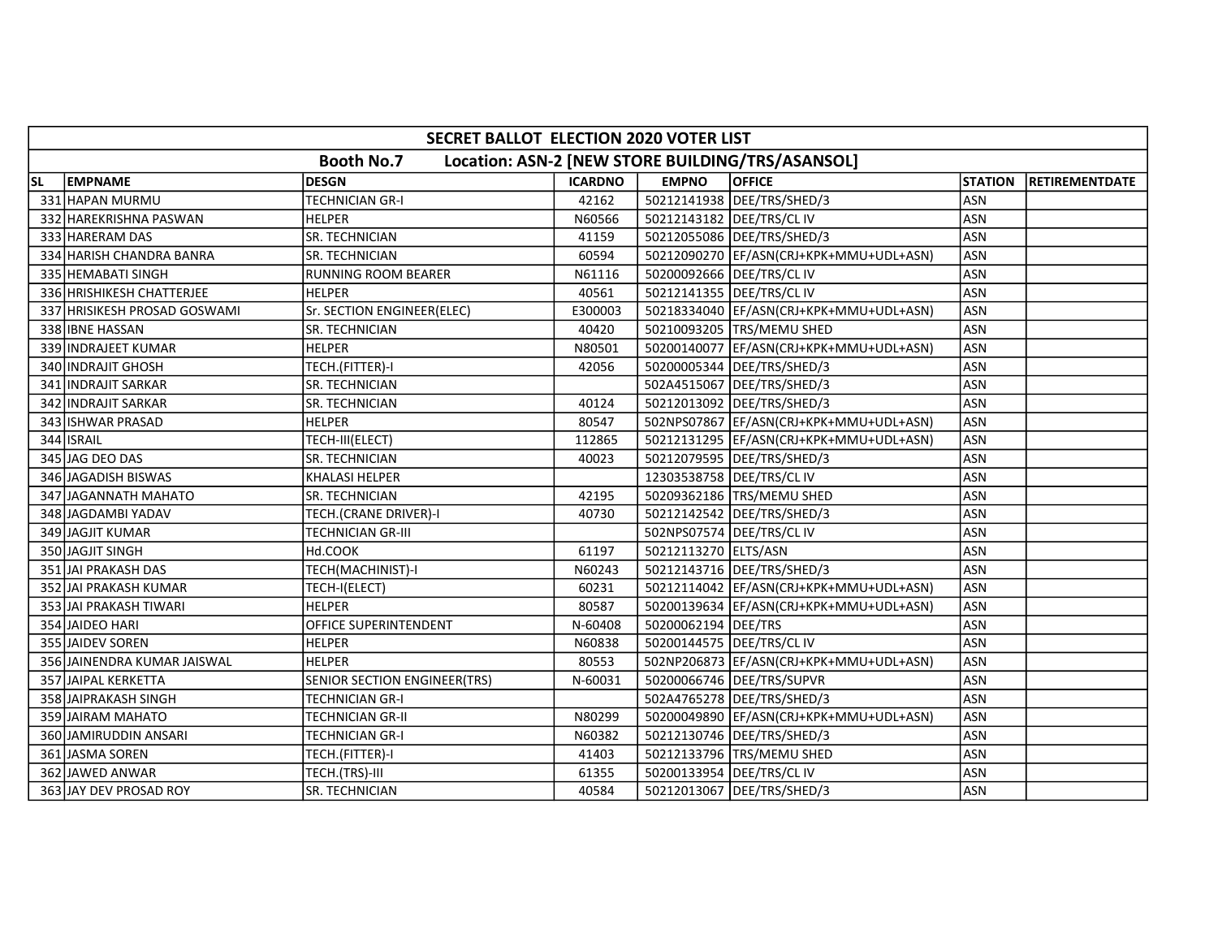| SECRET BALLOT ELECTION 2020 VOTER LIST | | | | | | | |
|---|---|---|---|---|---|---|---|
| **Booth No.7 Location: ASN-2 [NEW STORE BUILDING/TRS/ASANSOL]** | | | | | | | |
| **SL** | **EMPNAME** | **DESGN** | **ICARDNO** | **EMPNO** | **OFFICE** | **STATION** | **RETIREMENTDATE** |
| 331 | HAPAN MURMU | TECHNICIAN GR-I | 42162 | 50212141938 | DEE/TRS/SHED/3 | ASN | |
| 332 | HAREKRISHNA PASWAN | HELPER | N60566 | 50212143182 | DEE/TRS/CL IV | ASN | |
| 333 | HARERAM DAS | SR. TECHNICIAN | 41159 | 50212055086 | DEE/TRS/SHED/3 | ASN | |
| 334 | HARISH CHANDRA BANRA | SR. TECHNICIAN | 60594 | 50212090270 | EF/ASN(CRJ+KPK+MMU+UDL+ASN) | ASN | |
| 335 | HEMABATI SINGH | RUNNING ROOM BEARER | N61116 | 50200092666 | DEE/TRS/CL IV | ASN | |
| 336 | HRISHIKESH CHATTERJEE | HELPER | 40561 | 50212141355 | DEE/TRS/CL IV | ASN | |
| 337 | HRISIKESH PROSAD GOSWAMI | Sr. SECTION ENGINEER(ELEC) | E300003 | 50218334040 | EF/ASN(CRJ+KPK+MMU+UDL+ASN) | ASN | |
| 338 | IBNE HASSAN | SR. TECHNICIAN | 40420 | 50210093205 | TRS/MEMU SHED | ASN | |
| 339 | INDRAJEET KUMAR | HELPER | N80501 | 50200140077 | EF/ASN(CRJ+KPK+MMU+UDL+ASN) | ASN | |
| 340 | INDRAJIT GHOSH | TECH.(FITTER)-I | 42056 | 50200005344 | DEE/TRS/SHED/3 | ASN | |
| 341 | INDRAJIT SARKAR | SR. TECHNICIAN | | 502A4515067 | DEE/TRS/SHED/3 | ASN | |
| 342 | INDRAJIT SARKAR | SR. TECHNICIAN | 40124 | 50212013092 | DEE/TRS/SHED/3 | ASN | |
| 343 | ISHWAR PRASAD | HELPER | 80547 | 502NPS07867 | EF/ASN(CRJ+KPK+MMU+UDL+ASN) | ASN | |
| 344 | ISRAIL | TECH-III(ELECT) | 112865 | 50212131295 | EF/ASN(CRJ+KPK+MMU+UDL+ASN) | ASN | |
| 345 | JAG DEO DAS | SR. TECHNICIAN | 40023 | 50212079595 | DEE/TRS/SHED/3 | ASN | |
| 346 | JAGADISH BISWAS | KHALASI HELPER | | 12303538758 | DEE/TRS/CL IV | ASN | |
| 347 | JAGANNATH MAHATO | SR. TECHNICIAN | 42195 | 50209362186 | TRS/MEMU SHED | ASN | |
| 348 | JAGDAMBI YADAV | TECH.(CRANE DRIVER)-I | 40730 | 50212142542 | DEE/TRS/SHED/3 | ASN | |
| 349 | JAGJIT KUMAR | TECHNICIAN GR-III | | 502NPS07574 | DEE/TRS/CL IV | ASN | |
| 350 | JAGJIT SINGH | Hd.COOK | 61197 | 50212113270 | ELTS/ASN | ASN | |
| 351 | JAI PRAKASH DAS | TECH(MACHINIST)-I | N60243 | 50212143716 | DEE/TRS/SHED/3 | ASN | |
| 352 | JAI PRAKASH KUMAR | TECH-I(ELECT) | 60231 | 50212114042 | EF/ASN(CRJ+KPK+MMU+UDL+ASN) | ASN | |
| 353 | JAI PRAKASH TIWARI | HELPER | 80587 | 50200139634 | EF/ASN(CRJ+KPK+MMU+UDL+ASN) | ASN | |
| 354 | JAIDEO HARI | OFFICE SUPERINTENDENT | N-60408 | 50200062194 | DEE/TRS | ASN | |
| 355 | JAIDEV SOREN | HELPER | N60838 | 50200144575 | DEE/TRS/CL IV | ASN | |
| 356 | JAINENDRA KUMAR JAISWAL | HELPER | 80553 | 502NP206873 | EF/ASN(CRJ+KPK+MMU+UDL+ASN) | ASN | |
| 357 | JAIPAL KERKETTA | SENIOR SECTION ENGINEER(TRS) | N-60031 | 50200066746 | DEE/TRS/SUPVR | ASN | |
| 358 | JAIPRAKASH SINGH | TECHNICIAN GR-I | | 502A4765278 | DEE/TRS/SHED/3 | ASN | |
| 359 | JAIRAM MAHATO | TECHNICIAN GR-II | N80299 | 50200049890 | EF/ASN(CRJ+KPK+MMU+UDL+ASN) | ASN | |
| 360 | JAMIRUDDIN ANSARI | TECHNICIAN GR-I | N60382 | 50212130746 | DEE/TRS/SHED/3 | ASN | |
| 361 | JASMA SOREN | TECH.(FITTER)-I | 41403 | 50212133796 | TRS/MEMU SHED | ASN | |
| 362 | JAWED ANWAR | TECH.(TRS)-III | 61355 | 50200133954 | DEE/TRS/CL IV | ASN | |
| 363 | JAY DEV PROSAD ROY | SR. TECHNICIAN | 40584 | 50212013067 | DEE/TRS/SHED/3 | ASN | |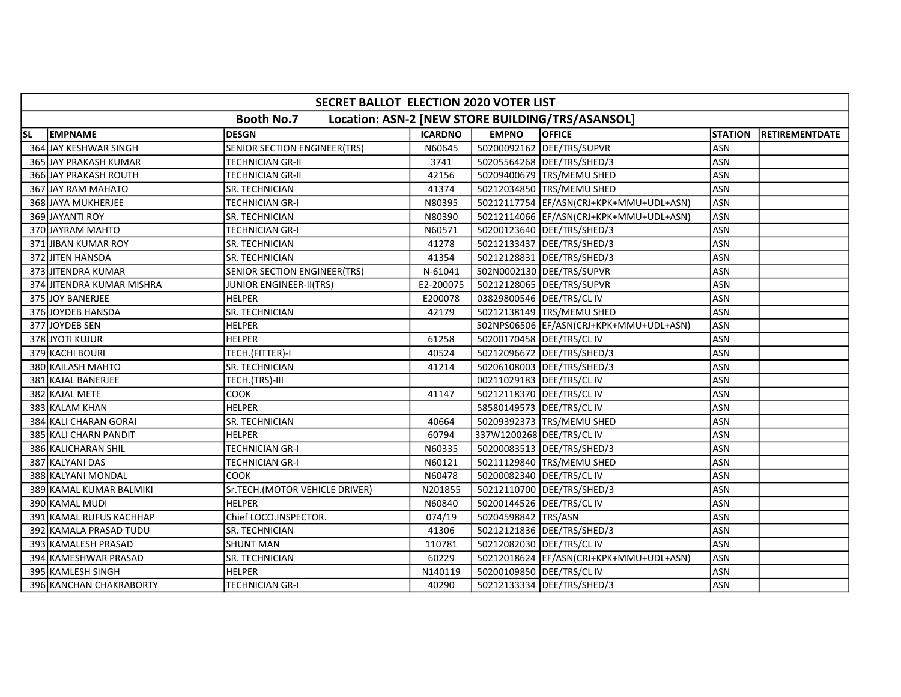| SECRET BALLOT ELECTION 2020 VOTER LIST | | | | | | | |
|---|---|---|---|---|---|---|---|
| Booth No.7 Location: ASN-2 [NEW STORE BUILDING/TRS/ASANSOL] | | | | | | | |
| SL | EMPNAME | DESGN | ICARDNO | EMPNO | OFFICE | STATION | RETIREMENTDATE |
| 364 | JAY KESHWAR SINGH | SENIOR SECTION ENGINEER(TRS) | N60645 | 50200092162 | DEE/TRS/SUPVR | ASN | |
| 365 | JAY PRAKASH KUMAR | TECHNICIAN GR-II | 3741 | 50205564268 | DEE/TRS/SHED/3 | ASN | |
| 366 | JAY PRAKASH ROUTH | TECHNICIAN GR-II | 42156 | 50209400679 | TRS/MEMU SHED | ASN | |
| 367 | JAY RAM MAHATO | SR. TECHNICIAN | 41374 | 50212034850 | TRS/MEMU SHED | ASN | |
| 368 | JAYA MUKHERJEE | TECHNICIAN GR-I | N80395 | 50212117754 | EF/ASN(CRJ+KPK+MMU+UDL+ASN) | ASN | |
| 369 | JAYANTI ROY | SR. TECHNICIAN | N80390 | 50212114066 | EF/ASN(CRJ+KPK+MMU+UDL+ASN) | ASN | |
| 370 | JAYRAM MAHTO | TECHNICIAN GR-I | N60571 | 50200123640 | DEE/TRS/SHED/3 | ASN | |
| 371 | JIBAN KUMAR ROY | SR. TECHNICIAN | 41278 | 50212133437 | DEE/TRS/SHED/3 | ASN | |
| 372 | JITEN HANSDA | SR. TECHNICIAN | 41354 | 50212128831 | DEE/TRS/SHED/3 | ASN | |
| 373 | JITENDRA KUMAR | SENIOR SECTION ENGINEER(TRS) | N-61041 | 502N0002130 | DEE/TRS/SUPVR | ASN | |
| 374 | JITENDRA KUMAR MISHRA | JUNIOR ENGINEER-II(TRS) | E2-200075 | 50212128065 | DEE/TRS/SUPVR | ASN | |
| 375 | JOY BANERJEE | HELPER | E200078 | 03829800546 | DEE/TRS/CL IV | ASN | |
| 376 | JOYDEB HANSDA | SR. TECHNICIAN | 42179 | 50212138149 | TRS/MEMU SHED | ASN | |
| 377 | JOYDEB SEN | HELPER | | 502NPS06506 | EF/ASN(CRJ+KPK+MMU+UDL+ASN) | ASN | |
| 378 | JYOTI KUJUR | HELPER | 61258 | 50200170458 | DEE/TRS/CL IV | ASN | |
| 379 | KACHI BOURI | TECH.(FITTER)-I | 40524 | 50212096672 | DEE/TRS/SHED/3 | ASN | |
| 380 | KAILASH MAHTO | SR. TECHNICIAN | 41214 | 50206108003 | DEE/TRS/SHED/3 | ASN | |
| 381 | KAJAL BANERJEE | TECH.(TRS)-III | | 00211029183 | DEE/TRS/CL IV | ASN | |
| 382 | KAJAL METE | COOK | 41147 | 50212118370 | DEE/TRS/CL IV | ASN | |
| 383 | KALAM KHAN | HELPER | | 58580149573 | DEE/TRS/CL IV | ASN | |
| 384 | KALI CHARAN GORAI | SR. TECHNICIAN | 40664 | 50209392373 | TRS/MEMU SHED | ASN | |
| 385 | KALI CHARN PANDIT | HELPER | 60794 | 337W1200268 | DEE/TRS/CL IV | ASN | |
| 386 | KALICHARAN SHIL | TECHNICIAN GR-I | N60335 | 50200083513 | DEE/TRS/SHED/3 | ASN | |
| 387 | KALYANI DAS | TECHNICIAN GR-I | N60121 | 50211129840 | TRS/MEMU SHED | ASN | |
| 388 | KALYANI MONDAL | COOK | N60478 | 50200082340 | DEE/TRS/CL IV | ASN | |
| 389 | KAMAL KUMAR BALMIKI | Sr.TECH.(MOTOR VEHICLE DRIVER) | N201855 | 50212110700 | DEE/TRS/SHED/3 | ASN | |
| 390 | KAMAL MUDI | HELPER | N60840 | 50200144526 | DEE/TRS/CL IV | ASN | |
| 391 | KAMAL RUFUS KACHHAP | Chief LOCO.INSPECTOR. | 074/19 | 50204598842 | TRS/ASN | ASN | |
| 392 | KAMALA PRASAD TUDU | SR. TECHNICIAN | 41306 | 50212121836 | DEE/TRS/SHED/3 | ASN | |
| 393 | KAMALESH PRASAD | SHUNT MAN | 110781 | 50212082030 | DEE/TRS/CL IV | ASN | |
| 394 | KAMESHWAR PRASAD | SR. TECHNICIAN | 60229 | 50212018624 | EF/ASN(CRJ+KPK+MMU+UDL+ASN) | ASN | |
| 395 | KAMLESH SINGH | HELPER | N140119 | 50200109850 | DEE/TRS/CL IV | ASN | |
| 396 | KANCHAN CHAKRABORTY | TECHNICIAN GR-I | 40290 | 50212133334 | DEE/TRS/SHED/3 | ASN | |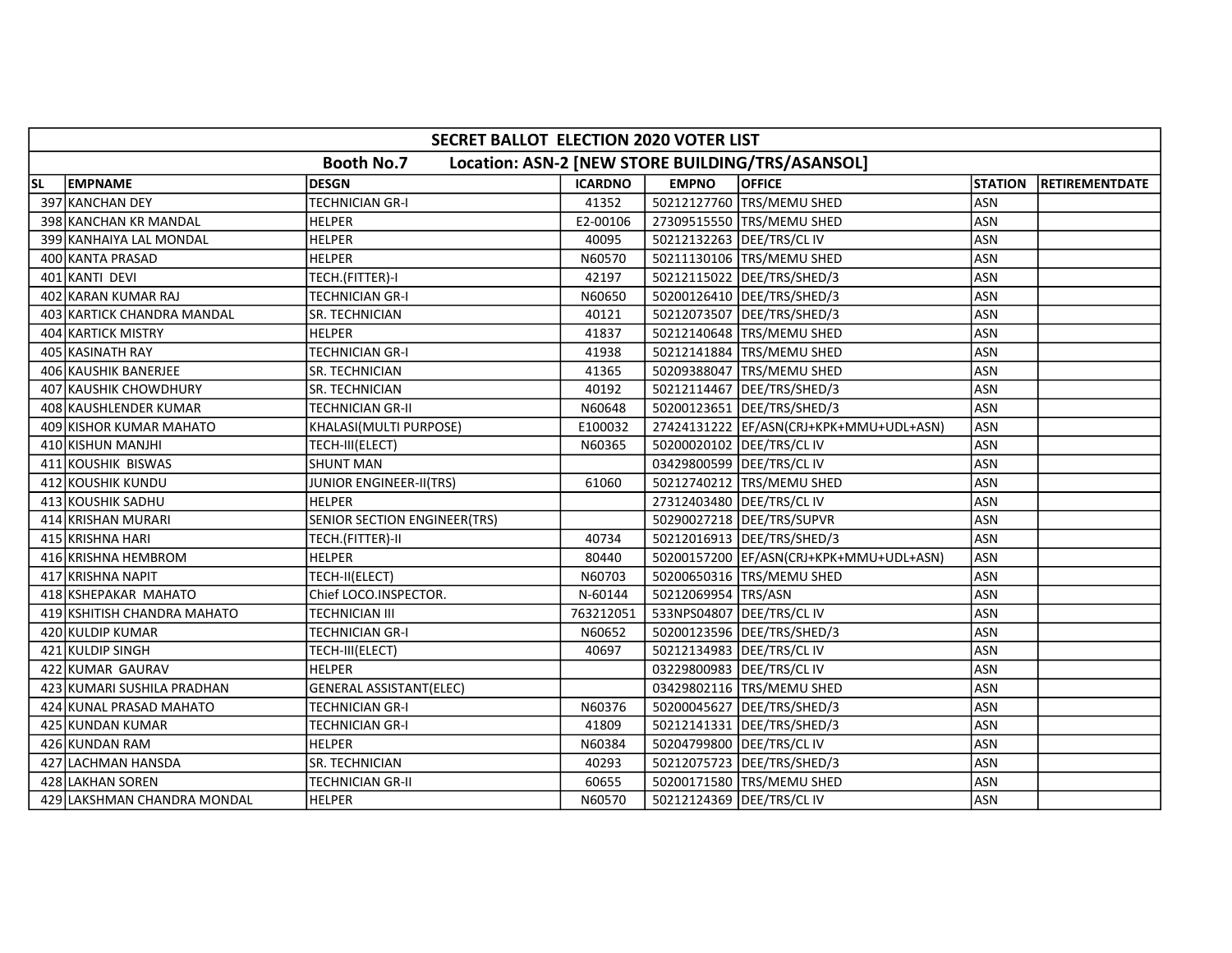| SECRET BALLOT ELECTION 2020 VOTER LIST | | | | | | | |
|---|---|---|---|---|---|---|---|
| Booth No.7 Location: ASN-2 [NEW STORE BUILDING/TRS/ASANSOL] | | | | | | | |
| SL | EMPNAME | DESGN | ICARDNO | EMPNO | OFFICE | STATION | RETIREMENTDATE |
| 397 | KANCHAN DEY | TECHNICIAN GR-I | 41352 | 50212127760 | TRS/MEMU SHED | ASN | |
| 398 | KANCHAN KR MANDAL | HELPER | E2-00106 | 27309515550 | TRS/MEMU SHED | ASN | |
| 399 | KANHAIYA LAL MONDAL | HELPER | 40095 | 50212132263 | DEE/TRS/CL IV | ASN | |
| 400 | KANTA PRASAD | HELPER | N60570 | 50211130106 | TRS/MEMU SHED | ASN | |
| 401 | KANTI DEVI | TECH.(FITTER)-I | 42197 | 50212115022 | DEE/TRS/SHED/3 | ASN | |
| 402 | KARAN KUMAR RAJ | TECHNICIAN GR-I | N60650 | 50200126410 | DEE/TRS/SHED/3 | ASN | |
| 403 | KARTICK CHANDRA MANDAL | SR. TECHNICIAN | 40121 | 50212073507 | DEE/TRS/SHED/3 | ASN | |
| 404 | KARTICK MISTRY | HELPER | 41837 | 50212140648 | TRS/MEMU SHED | ASN | |
| 405 | KASINATH RAY | TECHNICIAN GR-I | 41938 | 50212141884 | TRS/MEMU SHED | ASN | |
| 406 | KAUSHIK BANERJEE | SR. TECHNICIAN | 41365 | 50209388047 | TRS/MEMU SHED | ASN | |
| 407 | KAUSHIK CHOWDHURY | SR. TECHNICIAN | 40192 | 50212114467 | DEE/TRS/SHED/3 | ASN | |
| 408 | KAUSHLENDER KUMAR | TECHNICIAN GR-II | N60648 | 50200123651 | DEE/TRS/SHED/3 | ASN | |
| 409 | KISHOR KUMAR MAHATO | KHALASI(MULTI PURPOSE) | E100032 | 27424131222 | EF/ASN(CRJ+KPK+MMU+UDL+ASN) | ASN | |
| 410 | KISHUN MANJHI | TECH-III(ELECT) | N60365 | 50200020102 | DEE/TRS/CL IV | ASN | |
| 411 | KOUSHIK BISWAS | SHUNT MAN | | 03429800599 | DEE/TRS/CL IV | ASN | |
| 412 | KOUSHIK KUNDU | JUNIOR ENGINEER-II(TRS) | 61060 | 50212740212 | TRS/MEMU SHED | ASN | |
| 413 | KOUSHIK SADHU | HELPER | | 27312403480 | DEE/TRS/CL IV | ASN | |
| 414 | KRISHAN MURARI | SENIOR SECTION ENGINEER(TRS) | | 50290027218 | DEE/TRS/SUPVR | ASN | |
| 415 | KRISHNA HARI | TECH.(FITTER)-II | 40734 | 50212016913 | DEE/TRS/SHED/3 | ASN | |
| 416 | KRISHNA HEMBROM | HELPER | 80440 | 50200157200 | EF/ASN(CRJ+KPK+MMU+UDL+ASN) | ASN | |
| 417 | KRISHNA NAPIT | TECH-II(ELECT) | N60703 | 50200650316 | TRS/MEMU SHED | ASN | |
| 418 | KSHEPAKAR MAHATO | Chief LOCO.INSPECTOR. | N-60144 | 50212069954 | TRS/ASN | ASN | |
| 419 | KSHITISH CHANDRA MAHATO | TECHNICIAN III | 763212051 | 533NPS04807 | DEE/TRS/CL IV | ASN | |
| 420 | KULDIP KUMAR | TECHNICIAN GR-I | N60652 | 50200123596 | DEE/TRS/SHED/3 | ASN | |
| 421 | KULDIP SINGH | TECH-III(ELECT) | 40697 | 50212134983 | DEE/TRS/CL IV | ASN | |
| 422 | KUMAR GAURAV | HELPER | | 03229800983 | DEE/TRS/CL IV | ASN | |
| 423 | KUMARI SUSHILA PRADHAN | GENERAL ASSISTANT(ELEC) | | 03429802116 | TRS/MEMU SHED | ASN | |
| 424 | KUNAL PRASAD MAHATO | TECHNICIAN GR-I | N60376 | 50200045627 | DEE/TRS/SHED/3 | ASN | |
| 425 | KUNDAN KUMAR | TECHNICIAN GR-I | 41809 | 50212141331 | DEE/TRS/SHED/3 | ASN | |
| 426 | KUNDAN RAM | HELPER | N60384 | 50204799800 | DEE/TRS/CL IV | ASN | |
| 427 | LACHMAN HANSDA | SR. TECHNICIAN | 40293 | 50212075723 | DEE/TRS/SHED/3 | ASN | |
| 428 | LAKHAN SOREN | TECHNICIAN GR-II | 60655 | 50200171580 | TRS/MEMU SHED | ASN | |
| 429 | LAKSHMAN CHANDRA MONDAL | HELPER | N60570 | 50212124369 | DEE/TRS/CL IV | ASN | |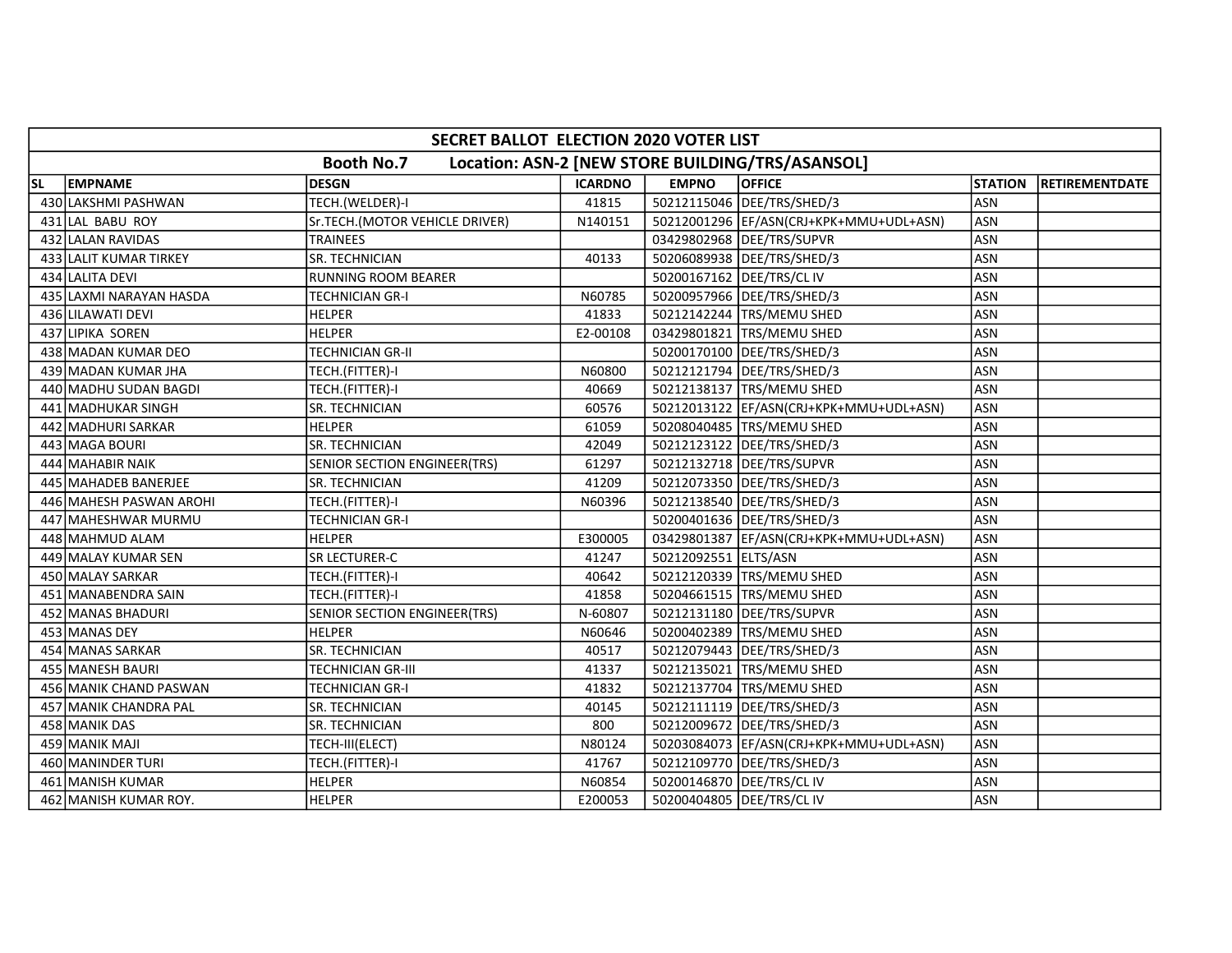| SECRET BALLOT ELECTION 2020 VOTER LIST | | | | | | | |
|---|---|---|---|---|---|---|---|
| Booth No.7 Location: ASN-2 [NEW STORE BUILDING/TRS/ASANSOL] | | | | | | | |
| SL | EMPNAME | DESGN | ICARDNO | EMPNO | OFFICE | STATION | RETIREMENTDATE |
| 430 | LAKSHMI PASHWAN | TECH.(WELDER)-I | 41815 | 50212115046 | DEE/TRS/SHED/3 | ASN | |
| 431 | LAL BABU ROY | Sr.TECH.(MOTOR VEHICLE DRIVER) | N140151 | 50212001296 | EF/ASN(CRJ+KPK+MMU+UDL+ASN) | ASN | |
| 432 | LALAN RAVIDAS | TRAINEES | | 03429802968 | DEE/TRS/SUPVR | ASN | |
| 433 | LALIT KUMAR TIRKEY | SR. TECHNICIAN | 40133 | 50206089938 | DEE/TRS/SHED/3 | ASN | |
| 434 | LALITA DEVI | RUNNING ROOM BEARER | | 50200167162 | DEE/TRS/CL IV | ASN | |
| 435 | LAXMI NARAYAN HASDA | TECHNICIAN GR-I | N60785 | 50200957966 | DEE/TRS/SHED/3 | ASN | |
| 436 | LILAWATI DEVI | HELPER | 41833 | 50212142244 | TRS/MEMU SHED | ASN | |
| 437 | LIPIKA SOREN | HELPER | E2-00108 | 03429801821 | TRS/MEMU SHED | ASN | |
| 438 | MADAN KUMAR DEO | TECHNICIAN GR-II | | 50200170100 | DEE/TRS/SHED/3 | ASN | |
| 439 | MADAN KUMAR JHA | TECH.(FITTER)-I | N60800 | 50212121794 | DEE/TRS/SHED/3 | ASN | |
| 440 | MADHU SUDAN BAGDI | TECH.(FITTER)-I | 40669 | 50212138137 | TRS/MEMU SHED | ASN | |
| 441 | MADHUKAR SINGH | SR. TECHNICIAN | 60576 | 50212013122 | EF/ASN(CRJ+KPK+MMU+UDL+ASN) | ASN | |
| 442 | MADHURI SARKAR | HELPER | 61059 | 50208040485 | TRS/MEMU SHED | ASN | |
| 443 | MAGA BOURI | SR. TECHNICIAN | 42049 | 50212123122 | DEE/TRS/SHED/3 | ASN | |
| 444 | MAHABIR NAIK | SENIOR SECTION ENGINEER(TRS) | 61297 | 50212132718 | DEE/TRS/SUPVR | ASN | |
| 445 | MAHADEB BANERJEE | SR. TECHNICIAN | 41209 | 50212073350 | DEE/TRS/SHED/3 | ASN | |
| 446 | MAHESH PASWAN AROHI | TECH.(FITTER)-I | N60396 | 50212138540 | DEE/TRS/SHED/3 | ASN | |
| 447 | MAHESHWAR MURMU | TECHNICIAN GR-I | | 50200401636 | DEE/TRS/SHED/3 | ASN | |
| 448 | MAHMUD ALAM | HELPER | E300005 | 03429801387 | EF/ASN(CRJ+KPK+MMU+UDL+ASN) | ASN | |
| 449 | MALAY KUMAR SEN | SR LECTURER-C | 41247 | 50212092551 | ELTS/ASN | ASN | |
| 450 | MALAY SARKAR | TECH.(FITTER)-I | 40642 | 50212120339 | TRS/MEMU SHED | ASN | |
| 451 | MANABENDRA SAIN | TECH.(FITTER)-I | 41858 | 50204661515 | TRS/MEMU SHED | ASN | |
| 452 | MANAS BHADURI | SENIOR SECTION ENGINEER(TRS) | N-60807 | 50212131180 | DEE/TRS/SUPVR | ASN | |
| 453 | MANAS DEY | HELPER | N60646 | 50200402389 | TRS/MEMU SHED | ASN | |
| 454 | MANAS SARKAR | SR. TECHNICIAN | 40517 | 50212079443 | DEE/TRS/SHED/3 | ASN | |
| 455 | MANESH BAURI | TECHNICIAN GR-III | 41337 | 50212135021 | TRS/MEMU SHED | ASN | |
| 456 | MANIK CHAND PASWAN | TECHNICIAN GR-I | 41832 | 50212137704 | TRS/MEMU SHED | ASN | |
| 457 | MANIK CHANDRA PAL | SR. TECHNICIAN | 40145 | 50212111119 | DEE/TRS/SHED/3 | ASN | |
| 458 | MANIK DAS | SR. TECHNICIAN | 800 | 50212009672 | DEE/TRS/SHED/3 | ASN | |
| 459 | MANIK MAJI | TECH-III(ELECT) | N80124 | 50203084073 | EF/ASN(CRJ+KPK+MMU+UDL+ASN) | ASN | |
| 460 | MANINDER TURI | TECH.(FITTER)-I | 41767 | 50212109770 | DEE/TRS/SHED/3 | ASN | |
| 461 | MANISH KUMAR | HELPER | N60854 | 50200146870 | DEE/TRS/CL IV | ASN | |
| 462 | MANISH KUMAR ROY. | HELPER | E200053 | 50200404805 | DEE/TRS/CL IV | ASN | |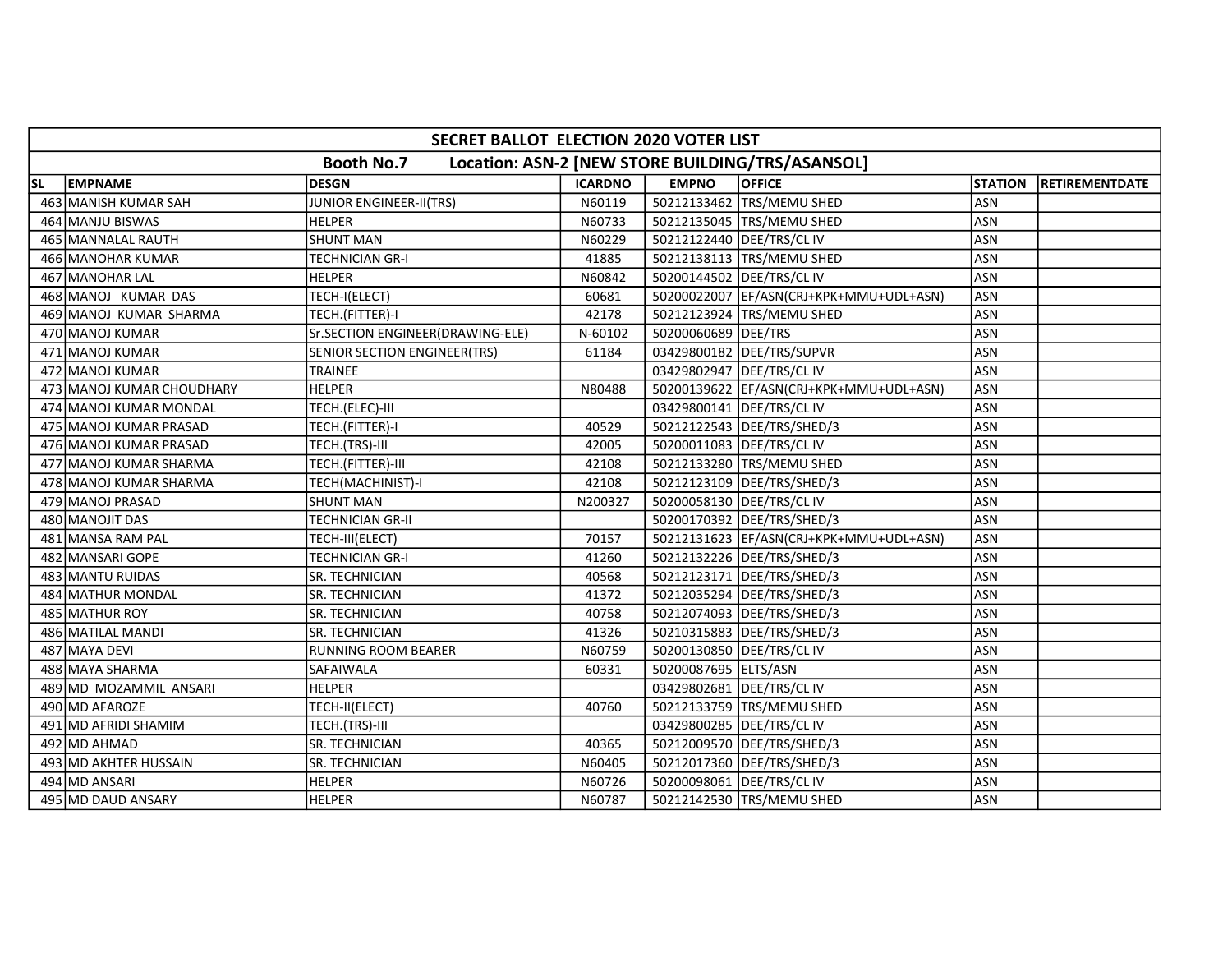| SECRET BALLOT ELECTION 2020 VOTER LIST | | | | | | | |
|---|---|---|---|---|---|---|---|
| Booth No.7 Location: ASN-2 [NEW STORE BUILDING/TRS/ASANSOL] | | | | | | | |
| SL | EMPNAME | DESGN | ICARDNO | EMPNO | OFFICE | STATION | RETIREMENTDATE |
| 463 | MANISH KUMAR SAH | JUNIOR ENGINEER-II(TRS) | N60119 | 50212133462 | TRS/MEMU SHED | ASN | |
| 464 | MANJU BISWAS | HELPER | N60733 | 50212135045 | TRS/MEMU SHED | ASN | |
| 465 | MANNALAL RAUTH | SHUNT MAN | N60229 | 50212122440 | DEE/TRS/CL IV | ASN | |
| 466 | MANOHAR KUMAR | TECHNICIAN GR-I | 41885 | 50212138113 | TRS/MEMU SHED | ASN | |
| 467 | MANOHAR LAL | HELPER | N60842 | 50200144502 | DEE/TRS/CL IV | ASN | |
| 468 | MANOJ KUMAR DAS | TECH-I(ELECT) | 60681 | 50200022007 | EF/ASN(CRJ+KPK+MMU+UDL+ASN) | ASN | |
| 469 | MANOJ KUMAR SHARMA | TECH.(FITTER)-I | 42178 | 50212123924 | TRS/MEMU SHED | ASN | |
| 470 | MANOJ KUMAR | Sr.SECTION ENGINEER(DRAWING-ELE) | N-60102 | 50200060689 | DEE/TRS | ASN | |
| 471 | MANOJ KUMAR | SENIOR SECTION ENGINEER(TRS) | 61184 | 03429800182 | DEE/TRS/SUPVR | ASN | |
| 472 | MANOJ KUMAR | TRAINEE | | 03429802947 | DEE/TRS/CL IV | ASN | |
| 473 | MANOJ KUMAR CHOUDHARY | HELPER | N80488 | 50200139622 | EF/ASN(CRJ+KPK+MMU+UDL+ASN) | ASN | |
| 474 | MANOJ KUMAR MONDAL | TECH.(ELEC)-III | | 03429800141 | DEE/TRS/CL IV | ASN | |
| 475 | MANOJ KUMAR PRASAD | TECH.(FITTER)-I | 40529 | 50212122543 | DEE/TRS/SHED/3 | ASN | |
| 476 | MANOJ KUMAR PRASAD | TECH.(TRS)-III | 42005 | 50200011083 | DEE/TRS/CL IV | ASN | |
| 477 | MANOJ KUMAR SHARMA | TECH.(FITTER)-III | 42108 | 50212133280 | TRS/MEMU SHED | ASN | |
| 478 | MANOJ KUMAR SHARMA | TECH(MACHINIST)-I | 42108 | 50212123109 | DEE/TRS/SHED/3 | ASN | |
| 479 | MANOJ PRASAD | SHUNT MAN | N200327 | 50200058130 | DEE/TRS/CL IV | ASN | |
| 480 | MANOJIT DAS | TECHNICIAN GR-II | | 50200170392 | DEE/TRS/SHED/3 | ASN | |
| 481 | MANSA RAM PAL | TECH-III(ELECT) | 70157 | 50212131623 | EF/ASN(CRJ+KPK+MMU+UDL+ASN) | ASN | |
| 482 | MANSARI GOPE | TECHNICIAN GR-I | 41260 | 50212132226 | DEE/TRS/SHED/3 | ASN | |
| 483 | MANTU RUIDAS | SR. TECHNICIAN | 40568 | 50212123171 | DEE/TRS/SHED/3 | ASN | |
| 484 | MATHUR MONDAL | SR. TECHNICIAN | 41372 | 50212035294 | DEE/TRS/SHED/3 | ASN | |
| 485 | MATHUR ROY | SR. TECHNICIAN | 40758 | 50212074093 | DEE/TRS/SHED/3 | ASN | |
| 486 | MATILAL MANDI | SR. TECHNICIAN | 41326 | 50210315883 | DEE/TRS/SHED/3 | ASN | |
| 487 | MAYA DEVI | RUNNING ROOM BEARER | N60759 | 50200130850 | DEE/TRS/CL IV | ASN | |
| 488 | MAYA SHARMA | SAFAIWALA | 60331 | 50200087695 | ELTS/ASN | ASN | |
| 489 | MD MOZAMMIL ANSARI | HELPER | | 03429802681 | DEE/TRS/CL IV | ASN | |
| 490 | MD AFAROZE | TECH-II(ELECT) | 40760 | 50212133759 | TRS/MEMU SHED | ASN | |
| 491 | MD AFRIDI SHAMIM | TECH.(TRS)-III | | 03429800285 | DEE/TRS/CL IV | ASN | |
| 492 | MD AHMAD | SR. TECHNICIAN | 40365 | 50212009570 | DEE/TRS/SHED/3 | ASN | |
| 493 | MD AKHTER HUSSAIN | SR. TECHNICIAN | N60405 | 50212017360 | DEE/TRS/SHED/3 | ASN | |
| 494 | MD ANSARI | HELPER | N60726 | 50200098061 | DEE/TRS/CL IV | ASN | |
| 495 | MD DAUD ANSARY | HELPER | N60787 | 50212142530 | TRS/MEMU SHED | ASN | |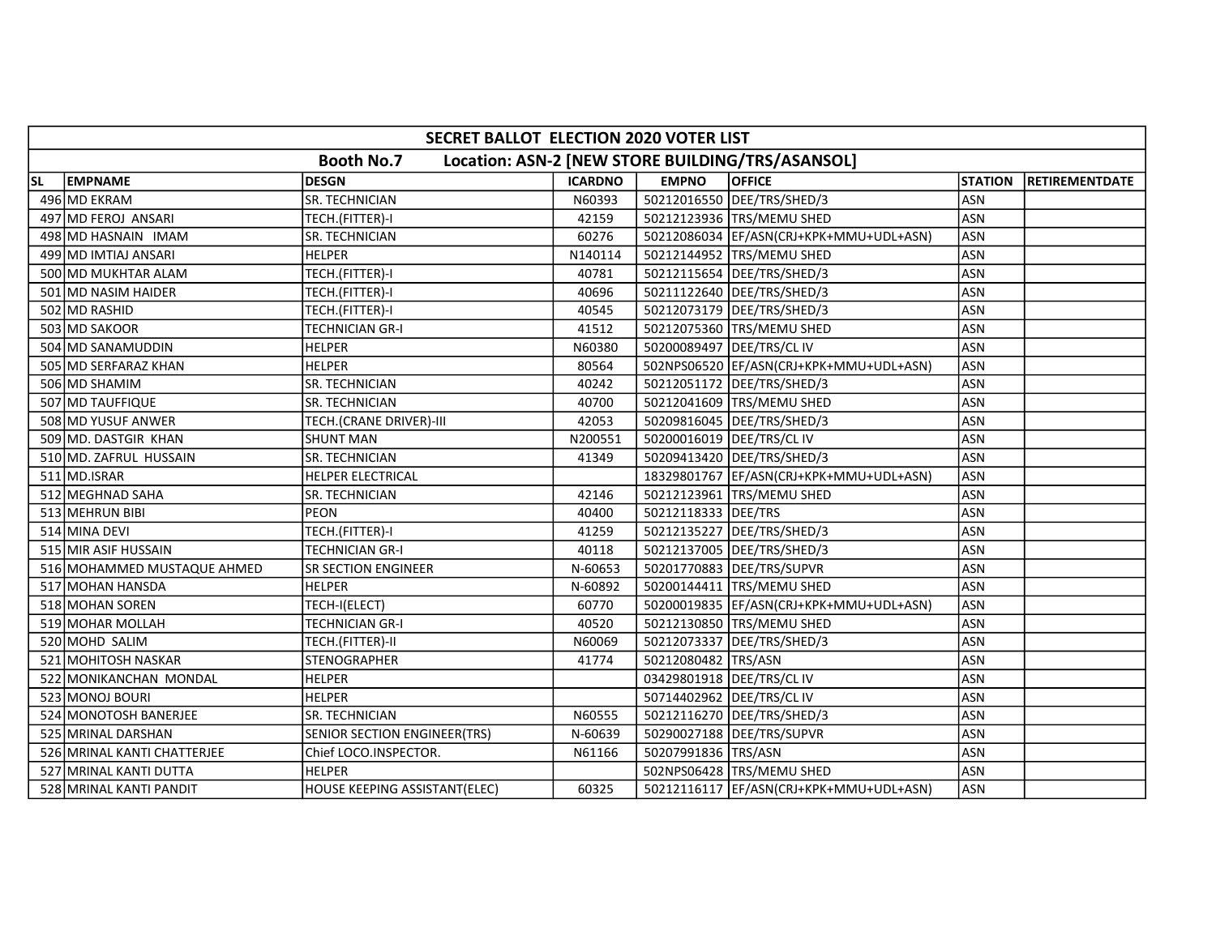| SECRET BALLOT ELECTION 2020 VOTER LIST | | | | | | | |
|---|---|---|---|---|---|---|---|
| Booth No.7 Location: ASN-2 [NEW STORE BUILDING/TRS/ASANSOL] | | | | | | | |
| SL | EMPNAME | DESGN | ICARDNO | EMPNO | OFFICE | STATION | RETIREMENTDATE |
| 496 | MD EKRAM | SR. TECHNICIAN | N60393 | 50212016550 | DEE/TRS/SHED/3 | ASN | |
| 497 | MD FEROJ ANSARI | TECH.(FITTER)-I | 42159 | 50212123936 | TRS/MEMU SHED | ASN | |
| 498 | MD HASNAIN IMAM | SR. TECHNICIAN | 60276 | 50212086034 | EF/ASN(CRJ+KPK+MMU+UDL+ASN) | ASN | |
| 499 | MD IMTIAJ ANSARI | HELPER | N140114 | 50212144952 | TRS/MEMU SHED | ASN | |
| 500 | MD MUKHTAR ALAM | TECH.(FITTER)-I | 40781 | 50212115654 | DEE/TRS/SHED/3 | ASN | |
| 501 | MD NASIM HAIDER | TECH.(FITTER)-I | 40696 | 50211122640 | DEE/TRS/SHED/3 | ASN | |
| 502 | MD RASHID | TECH.(FITTER)-I | 40545 | 50212073179 | DEE/TRS/SHED/3 | ASN | |
| 503 | MD SAKOOR | TECHNICIAN GR-I | 41512 | 50212075360 | TRS/MEMU SHED | ASN | |
| 504 | MD SANAMUDDIN | HELPER | N60380 | 50200089497 | DEE/TRS/CL IV | ASN | |
| 505 | MD SERFARAZ KHAN | HELPER | 80564 | 502NPS06520 | EF/ASN(CRJ+KPK+MMU+UDL+ASN) | ASN | |
| 506 | MD SHAMIM | SR. TECHNICIAN | 40242 | 50212051172 | DEE/TRS/SHED/3 | ASN | |
| 507 | MD TAUFFIQUE | SR. TECHNICIAN | 40700 | 50212041609 | TRS/MEMU SHED | ASN | |
| 508 | MD YUSUF ANWER | TECH.(CRANE DRIVER)-III | 42053 | 50209816045 | DEE/TRS/SHED/3 | ASN | |
| 509 | MD. DASTGIR KHAN | SHUNT MAN | N200551 | 50200016019 | DEE/TRS/CL IV | ASN | |
| 510 | MD. ZAFRUL HUSSAIN | SR. TECHNICIAN | 41349 | 50209413420 | DEE/TRS/SHED/3 | ASN | |
| 511 | MD.ISRAR | HELPER ELECTRICAL | | 18329801767 | EF/ASN(CRJ+KPK+MMU+UDL+ASN) | ASN | |
| 512 | MEGHNAD SAHA | SR. TECHNICIAN | 42146 | 50212123961 | TRS/MEMU SHED | ASN | |
| 513 | MEHRUN BIBI | PEON | 40400 | 50212118333 | DEE/TRS | ASN | |
| 514 | MINA DEVI | TECH.(FITTER)-I | 41259 | 50212135227 | DEE/TRS/SHED/3 | ASN | |
| 515 | MIR ASIF HUSSAIN | TECHNICIAN GR-I | 40118 | 50212137005 | DEE/TRS/SHED/3 | ASN | |
| 516 | MOHAMMED MUSTAQUE AHMED | SR SECTION ENGINEER | N-60653 | 50201770883 | DEE/TRS/SUPVR | ASN | |
| 517 | MOHAN HANSDA | HELPER | N-60892 | 50200144411 | TRS/MEMU SHED | ASN | |
| 518 | MOHAN SOREN | TECH-I(ELECT) | 60770 | 50200019835 | EF/ASN(CRJ+KPK+MMU+UDL+ASN) | ASN | |
| 519 | MOHAR MOLLAH | TECHNICIAN GR-I | 40520 | 50212130850 | TRS/MEMU SHED | ASN | |
| 520 | MOHD SALIM | TECH.(FITTER)-II | N60069 | 50212073337 | DEE/TRS/SHED/3 | ASN | |
| 521 | MOHITOSH NASKAR | STENOGRAPHER | 41774 | 50212080482 | TRS/ASN | ASN | |
| 522 | MONIKANCHAN MONDAL | HELPER | | 03429801918 | DEE/TRS/CL IV | ASN | |
| 523 | MONOJ BOURI | HELPER | | 50714402962 | DEE/TRS/CL IV | ASN | |
| 524 | MONOTOSH BANERJEE | SR. TECHNICIAN | N60555 | 50212116270 | DEE/TRS/SHED/3 | ASN | |
| 525 | MRINAL DARSHAN | SENIOR SECTION ENGINEER(TRS) | N-60639 | 50290027188 | DEE/TRS/SUPVR | ASN | |
| 526 | MRINAL KANTI CHATTERJEE | Chief LOCO.INSPECTOR. | N61166 | 50207991836 | TRS/ASN | ASN | |
| 527 | MRINAL KANTI DUTTA | HELPER | | 502NPS06428 | TRS/MEMU SHED | ASN | |
| 528 | MRINAL KANTI PANDIT | HOUSE KEEPING ASSISTANT(ELEC) | 60325 | 50212116117 | EF/ASN(CRJ+KPK+MMU+UDL+ASN) | ASN | |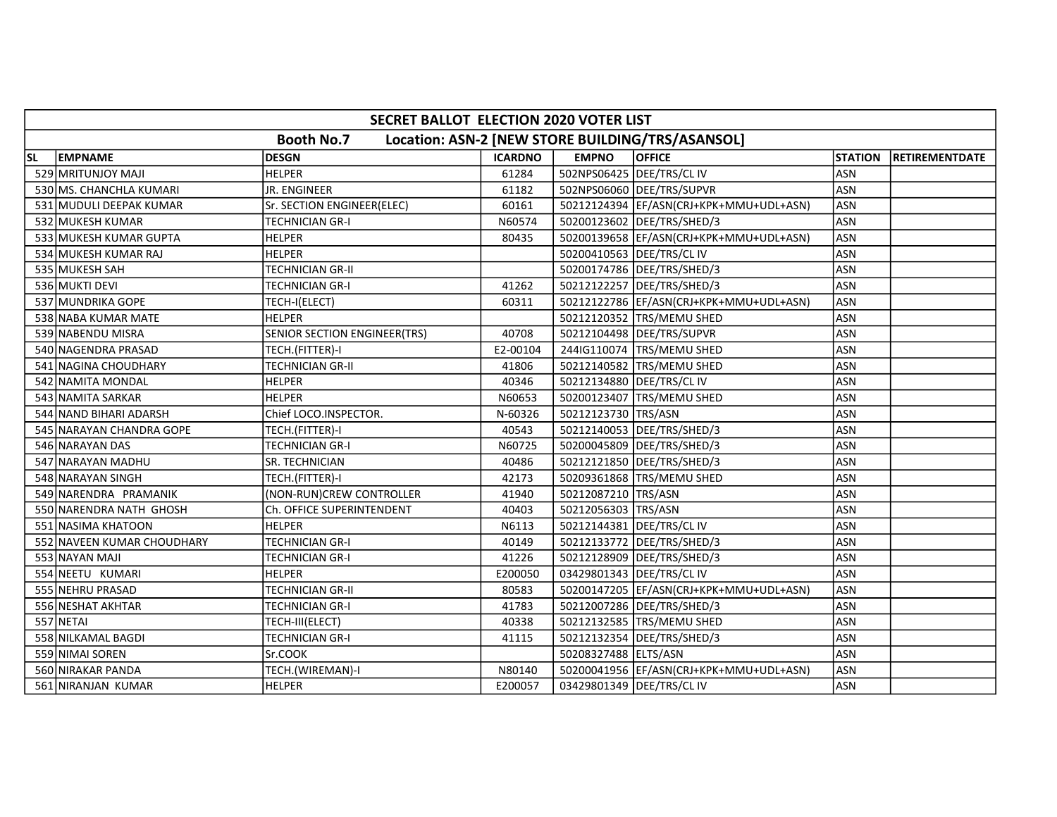| SECRET BALLOT ELECTION 2020 VOTER LIST | | | | | | | |
|---|---|---|---|---|---|---|---|
| Booth No.7 Location: ASN-2 [NEW STORE BUILDING/TRS/ASANSOL] | | | | | | | |
| SL | EMPNAME | DESGN | ICARDNO | EMPNO | OFFICE | STATION | RETIREMENTDATE |
| 529 | MRITUNJOY MAJI | HELPER | 61284 | 502NPS06425 | DEE/TRS/CL IV | ASN | |
| 530 | MS. CHANCHLA KUMARI | JR. ENGINEER | 61182 | 502NPS06060 | DEE/TRS/SUPVR | ASN | |
| 531 | MUDULI DEEPAK KUMAR | Sr. SECTION ENGINEER(ELEC) | 60161 | 50212124394 | EF/ASN(CRJ+KPK+MMU+UDL+ASN) | ASN | |
| 532 | MUKESH KUMAR | TECHNICIAN GR-I | N60574 | 50200123602 | DEE/TRS/SHED/3 | ASN | |
| 533 | MUKESH KUMAR GUPTA | HELPER | 80435 | 50200139658 | EF/ASN(CRJ+KPK+MMU+UDL+ASN) | ASN | |
| 534 | MUKESH KUMAR RAJ | HELPER | | 50200410563 | DEE/TRS/CL IV | ASN | |
| 535 | MUKESH SAH | TECHNICIAN GR-II | | 50200174786 | DEE/TRS/SHED/3 | ASN | |
| 536 | MUKTI DEVI | TECHNICIAN GR-I | 41262 | 50212122257 | DEE/TRS/SHED/3 | ASN | |
| 537 | MUNDRIKA GOPE | TECH-I(ELECT) | 60311 | 50212122786 | EF/ASN(CRJ+KPK+MMU+UDL+ASN) | ASN | |
| 538 | NABA KUMAR MATE | HELPER | | 50212120352 | TRS/MEMU SHED | ASN | |
| 539 | NABENDU MISRA | SENIOR SECTION ENGINEER(TRS) | 40708 | 50212104498 | DEE/TRS/SUPVR | ASN | |
| 540 | NAGENDRA PRASAD | TECH.(FITTER)-I | E2-00104 | 244IG110074 | TRS/MEMU SHED | ASN | |
| 541 | NAGINA CHOUDHARY | TECHNICIAN GR-II | 41806 | 50212140582 | TRS/MEMU SHED | ASN | |
| 542 | NAMITA MONDAL | HELPER | 40346 | 50212134880 | DEE/TRS/CL IV | ASN | |
| 543 | NAMITA SARKAR | HELPER | N60653 | 50200123407 | TRS/MEMU SHED | ASN | |
| 544 | NAND BIHARI ADARSH | Chief LOCO.INSPECTOR. | N-60326 | 50212123730 | TRS/ASN | ASN | |
| 545 | NARAYAN CHANDRA GOPE | TECH.(FITTER)-I | 40543 | 50212140053 | DEE/TRS/SHED/3 | ASN | |
| 546 | NARAYAN DAS | TECHNICIAN GR-I | N60725 | 50200045809 | DEE/TRS/SHED/3 | ASN | |
| 547 | NARAYAN MADHU | SR. TECHNICIAN | 40486 | 50212121850 | DEE/TRS/SHED/3 | ASN | |
| 548 | NARAYAN SINGH | TECH.(FITTER)-I | 42173 | 50209361868 | TRS/MEMU SHED | ASN | |
| 549 | NARENDRA PRAMANIK | (NON-RUN)CREW CONTROLLER | 41940 | 50212087210 | TRS/ASN | ASN | |
| 550 | NARENDRA NATH GHOSH | Ch. OFFICE SUPERINTENDENT | 40403 | 50212056303 | TRS/ASN | ASN | |
| 551 | NASIMA KHATOON | HELPER | N6113 | 50212144381 | DEE/TRS/CL IV | ASN | |
| 552 | NAVEEN KUMAR CHOUDHARY | TECHNICIAN GR-I | 40149 | 50212133772 | DEE/TRS/SHED/3 | ASN | |
| 553 | NAYAN MAJI | TECHNICIAN GR-I | 41226 | 50212128909 | DEE/TRS/SHED/3 | ASN | |
| 554 | NEETU KUMARI | HELPER | E200050 | 03429801343 | DEE/TRS/CL IV | ASN | |
| 555 | NEHRU PRASAD | TECHNICIAN GR-II | 80583 | 50200147205 | EF/ASN(CRJ+KPK+MMU+UDL+ASN) | ASN | |
| 556 | NESHAT AKHTAR | TECHNICIAN GR-I | 41783 | 50212007286 | DEE/TRS/SHED/3 | ASN | |
| 557 | NETAI | TECH-III(ELECT) | 40338 | 50212132585 | TRS/MEMU SHED | ASN | |
| 558 | NILKAMAL BAGDI | TECHNICIAN GR-I | 41115 | 50212132354 | DEE/TRS/SHED/3 | ASN | |
| 559 | NIMAI SOREN | Sr.COOK | | 50208327488 | ELTS/ASN | ASN | |
| 560 | NIRAKAR PANDA | TECH.(WIREMAN)-I | N80140 | 50200041956 | EF/ASN(CRJ+KPK+MMU+UDL+ASN) | ASN | |
| 561 | NIRANJAN KUMAR | HELPER | E200057 | 03429801349 | DEE/TRS/CL IV | ASN | |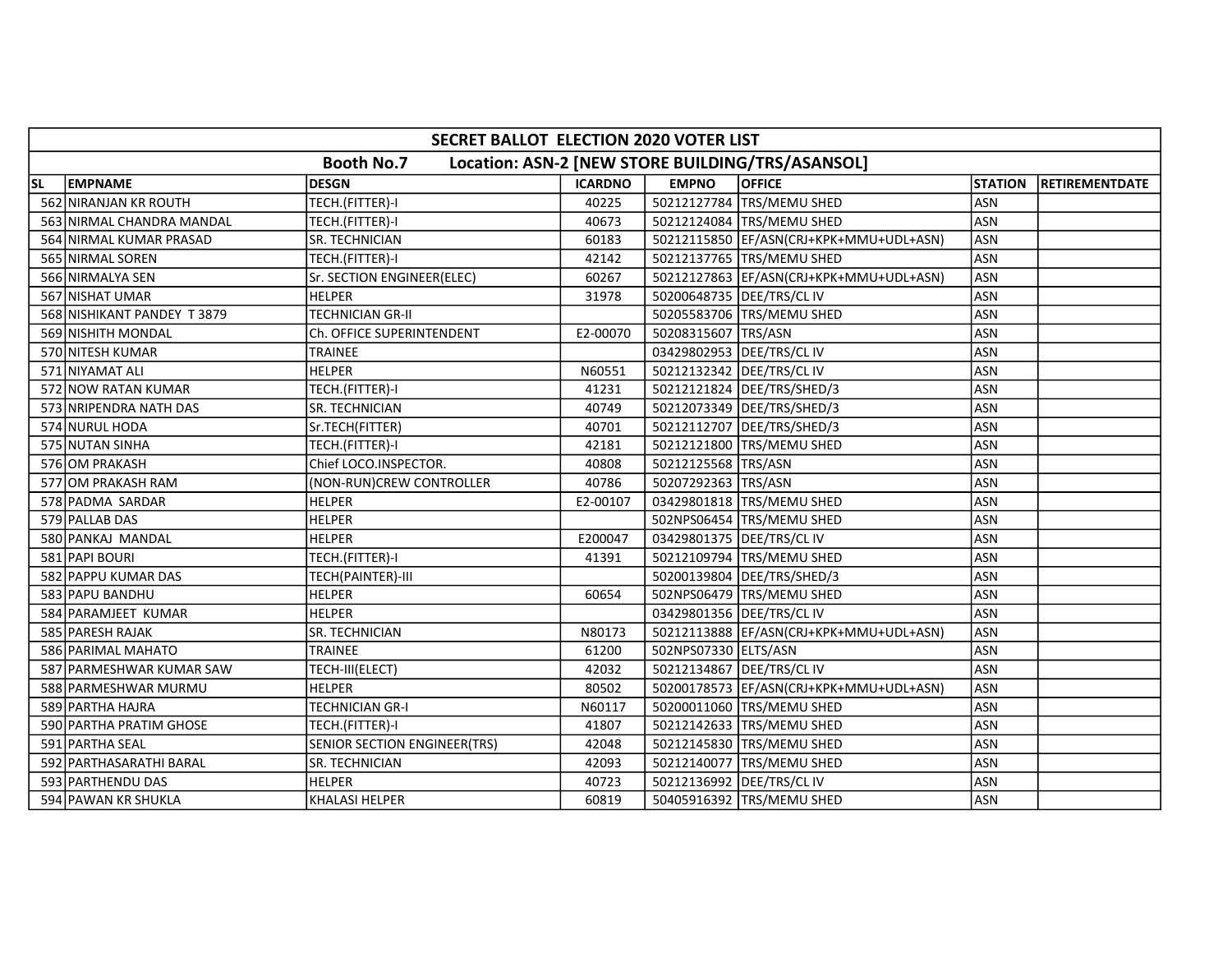| SECRET BALLOT ELECTION 2020 VOTER LIST | | | | | | | |
|---|---|---|---|---|---|---|---|
| Booth No.7 Location: ASN-2 [NEW STORE BUILDING/TRS/ASANSOL] | | | | | | | |
| SL | EMPNAME | DESGN | ICARDNO | EMPNO | OFFICE | STATION | RETIREMENTDATE |
| 562 | NIRANJAN KR ROUTH | TECH.(FITTER)-I | 40225 | 50212127784 | TRS/MEMU SHED | ASN | |
| 563 | NIRMAL CHANDRA MANDAL | TECH.(FITTER)-I | 40673 | 50212124084 | TRS/MEMU SHED | ASN | |
| 564 | NIRMAL KUMAR PRASAD | SR. TECHNICIAN | 60183 | 50212115850 | EF/ASN(CRJ+KPK+MMU+UDL+ASN) | ASN | |
| 565 | NIRMAL SOREN | TECH.(FITTER)-I | 42142 | 50212137765 | TRS/MEMU SHED | ASN | |
| 566 | NIRMALYA SEN | Sr. SECTION ENGINEER(ELEC) | 60267 | 50212127863 | EF/ASN(CRJ+KPK+MMU+UDL+ASN) | ASN | |
| 567 | NISHAT UMAR | HELPER | 31978 | 50200648735 | DEE/TRS/CL IV | ASN | |
| 568 | NISHIKANT PANDEY T 3879 | TECHNICIAN GR-II | | 50205583706 | TRS/MEMU SHED | ASN | |
| 569 | NISHITH MONDAL | Ch. OFFICE SUPERINTENDENT | E2-00070 | 50208315607 | TRS/ASN | ASN | |
| 570 | NITESH KUMAR | TRAINEE | | 03429802953 | DEE/TRS/CL IV | ASN | |
| 571 | NIYAMAT ALI | HELPER | N60551 | 50212132342 | DEE/TRS/CL IV | ASN | |
| 572 | NOW RATAN KUMAR | TECH.(FITTER)-I | 41231 | 50212121824 | DEE/TRS/SHED/3 | ASN | |
| 573 | NRIPENDRA NATH DAS | SR. TECHNICIAN | 40749 | 50212073349 | DEE/TRS/SHED/3 | ASN | |
| 574 | NURUL HODA | Sr.TECH(FITTER) | 40701 | 50212112707 | DEE/TRS/SHED/3 | ASN | |
| 575 | NUTAN SINHA | TECH.(FITTER)-I | 42181 | 50212121800 | TRS/MEMU SHED | ASN | |
| 576 | OM PRAKASH | Chief LOCO.INSPECTOR. | 40808 | 50212125568 | TRS/ASN | ASN | |
| 577 | OM PRAKASH RAM | (NON-RUN)CREW CONTROLLER | 40786 | 50207292363 | TRS/ASN | ASN | |
| 578 | PADMA SARDAR | HELPER | E2-00107 | 03429801818 | TRS/MEMU SHED | ASN | |
| 579 | PALLAB DAS | HELPER | | 502NPS06454 | TRS/MEMU SHED | ASN | |
| 580 | PANKAJ MANDAL | HELPER | E200047 | 03429801375 | DEE/TRS/CL IV | ASN | |
| 581 | PAPI BOURI | TECH.(FITTER)-I | 41391 | 50212109794 | TRS/MEMU SHED | ASN | |
| 582 | PAPPU KUMAR DAS | TECH(PAINTER)-III | | 50200139804 | DEE/TRS/SHED/3 | ASN | |
| 583 | PAPU BANDHU | HELPER | 60654 | 502NPS06479 | TRS/MEMU SHED | ASN | |
| 584 | PARAMJEET KUMAR | HELPER | | 03429801356 | DEE/TRS/CL IV | ASN | |
| 585 | PARESH RAJAK | SR. TECHNICIAN | N80173 | 50212113888 | EF/ASN(CRJ+KPK+MMU+UDL+ASN) | ASN | |
| 586 | PARIMAL MAHATO | TRAINEE | 61200 | 502NPS07330 | ELTS/ASN | ASN | |
| 587 | PARMESHWAR KUMAR SAW | TECH-III(ELECT) | 42032 | 50212134867 | DEE/TRS/CL IV | ASN | |
| 588 | PARMESHWAR MURMU | HELPER | 80502 | 50200178573 | EF/ASN(CRJ+KPK+MMU+UDL+ASN) | ASN | |
| 589 | PARTHA HAJRA | TECHNICIAN GR-I | N60117 | 50200011060 | TRS/MEMU SHED | ASN | |
| 590 | PARTHA PRATIM GHOSE | TECH.(FITTER)-I | 41807 | 50212142633 | TRS/MEMU SHED | ASN | |
| 591 | PARTHA SEAL | SENIOR SECTION ENGINEER(TRS) | 42048 | 50212145830 | TRS/MEMU SHED | ASN | |
| 592 | PARTHASARATHI BARAL | SR. TECHNICIAN | 42093 | 50212140077 | TRS/MEMU SHED | ASN | |
| 593 | PARTHENDU DAS | HELPER | 40723 | 50212136992 | DEE/TRS/CL IV | ASN | |
| 594 | PAWAN KR SHUKLA | KHALASI HELPER | 60819 | 50405916392 | TRS/MEMU SHED | ASN | |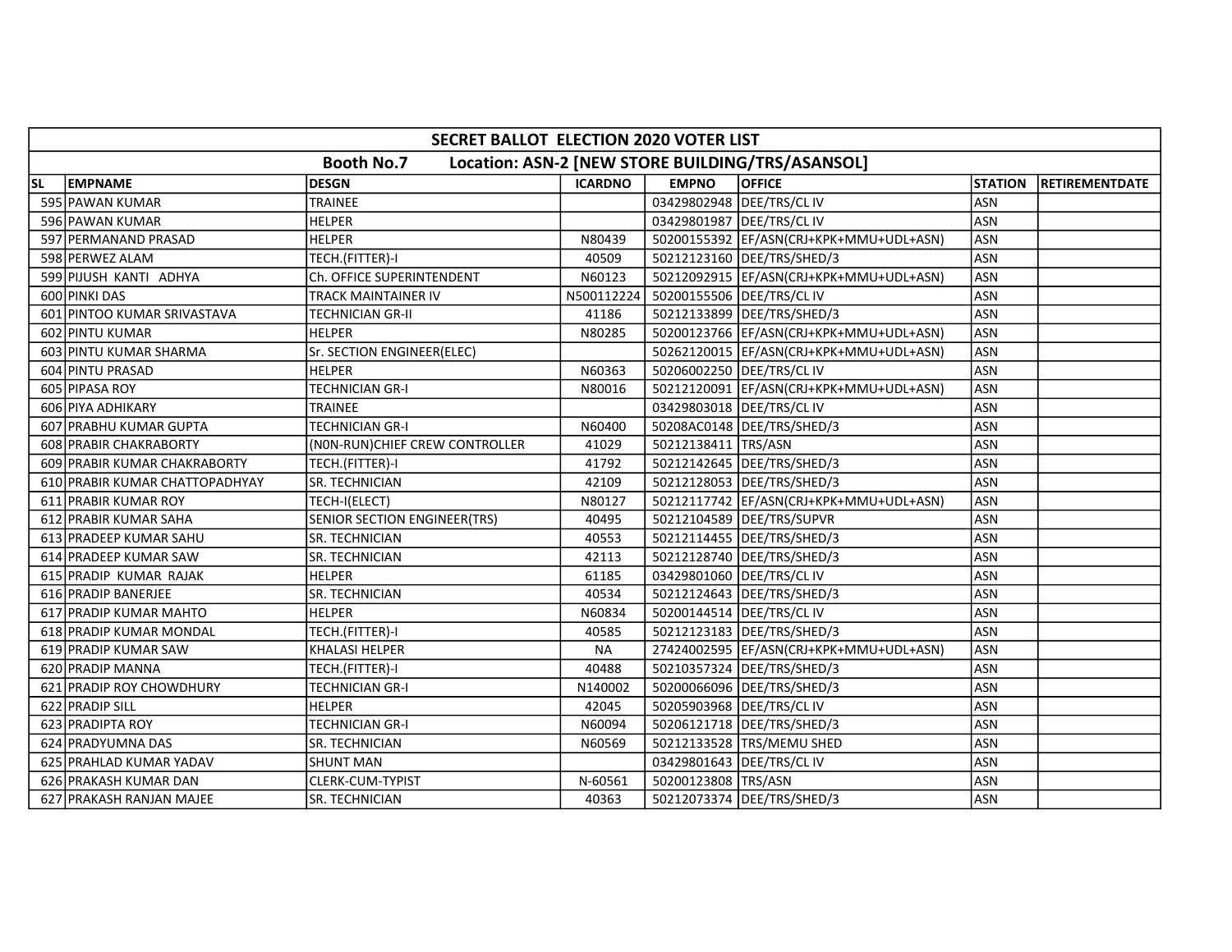| SECRET BALLOT ELECTION 2020 VOTER LIST | | | | | | | |
|---|---|---|---|---|---|---|---|
| Booth No.7 Location: ASN-2 [NEW STORE BUILDING/TRS/ASANSOL] | | | | | | | |
| SL | EMPNAME | DESGN | ICARDNO | EMPNO | OFFICE | STATION | RETIREMENTDATE |
| 595 | PAWAN KUMAR | TRAINEE | | 03429802948 | DEE/TRS/CL IV | ASN | |
| 596 | PAWAN KUMAR | HELPER | | 03429801987 | DEE/TRS/CL IV | ASN | |
| 597 | PERMANAND PRASAD | HELPER | N80439 | 50200155392 | EF/ASN(CRJ+KPK+MMU+UDL+ASN) | ASN | |
| 598 | PERWEZ ALAM | TECH.(FITTER)-I | 40509 | 50212123160 | DEE/TRS/SHED/3 | ASN | |
| 599 | PIJUSH KANTI ADHYA | Ch. OFFICE SUPERINTENDENT | N60123 | 50212092915 | EF/ASN(CRJ+KPK+MMU+UDL+ASN) | ASN | |
| 600 | PINKI DAS | TRACK MAINTAINER IV | N500112224 | 50200155506 | DEE/TRS/CL IV | ASN | |
| 601 | PINTOO KUMAR SRIVASTAVA | TECHNICIAN GR-II | 41186 | 50212133899 | DEE/TRS/SHED/3 | ASN | |
| 602 | PINTU KUMAR | HELPER | N80285 | 50200123766 | EF/ASN(CRJ+KPK+MMU+UDL+ASN) | ASN | |
| 603 | PINTU KUMAR SHARMA | Sr. SECTION ENGINEER(ELEC) | | 50262120015 | EF/ASN(CRJ+KPK+MMU+UDL+ASN) | ASN | |
| 604 | PINTU PRASAD | HELPER | N60363 | 50206002250 | DEE/TRS/CL IV | ASN | |
| 605 | PIPASA ROY | TECHNICIAN GR-I | N80016 | 50212120091 | EF/ASN(CRJ+KPK+MMU+UDL+ASN) | ASN | |
| 606 | PIYA ADHIKARY | TRAINEE | | 03429803018 | DEE/TRS/CL IV | ASN | |
| 607 | PRABHU KUMAR GUPTA | TECHNICIAN GR-I | N60400 | 50208AC0148 | DEE/TRS/SHED/3 | ASN | |
| 608 | PRABIR CHAKRABORTY | (N0N-RUN)CHIEF CREW CONTROLLER | 41029 | 50212138411 | TRS/ASN | ASN | |
| 609 | PRABIR KUMAR CHAKRABORTY | TECH.(FITTER)-I | 41792 | 50212142645 | DEE/TRS/SHED/3 | ASN | |
| 610 | PRABIR KUMAR CHATTOPADHYAY | SR. TECHNICIAN | 42109 | 50212128053 | DEE/TRS/SHED/3 | ASN | |
| 611 | PRABIR KUMAR ROY | TECH-I(ELECT) | N80127 | 50212117742 | EF/ASN(CRJ+KPK+MMU+UDL+ASN) | ASN | |
| 612 | PRABIR KUMAR SAHA | SENIOR SECTION ENGINEER(TRS) | 40495 | 50212104589 | DEE/TRS/SUPVR | ASN | |
| 613 | PRADEEP KUMAR SAHU | SR. TECHNICIAN | 40553 | 50212114455 | DEE/TRS/SHED/3 | ASN | |
| 614 | PRADEEP KUMAR SAW | SR. TECHNICIAN | 42113 | 50212128740 | DEE/TRS/SHED/3 | ASN | |
| 615 | PRADIP KUMAR RAJAK | HELPER | 61185 | 03429801060 | DEE/TRS/CL IV | ASN | |
| 616 | PRADIP BANERJEE | SR. TECHNICIAN | 40534 | 50212124643 | DEE/TRS/SHED/3 | ASN | |
| 617 | PRADIP KUMAR MAHTO | HELPER | N60834 | 50200144514 | DEE/TRS/CL IV | ASN | |
| 618 | PRADIP KUMAR MONDAL | TECH.(FITTER)-I | 40585 | 50212123183 | DEE/TRS/SHED/3 | ASN | |
| 619 | PRADIP KUMAR SAW | KHALASI HELPER | NA | 27424002595 | EF/ASN(CRJ+KPK+MMU+UDL+ASN) | ASN | |
| 620 | PRADIP MANNA | TECH.(FITTER)-I | 40488 | 50210357324 | DEE/TRS/SHED/3 | ASN | |
| 621 | PRADIP ROY CHOWDHURY | TECHNICIAN GR-I | N140002 | 50200066096 | DEE/TRS/SHED/3 | ASN | |
| 622 | PRADIP SILL | HELPER | 42045 | 50205903968 | DEE/TRS/CL IV | ASN | |
| 623 | PRADIPTA ROY | TECHNICIAN GR-I | N60094 | 50206121718 | DEE/TRS/SHED/3 | ASN | |
| 624 | PRADYUMNA DAS | SR. TECHNICIAN | N60569 | 50212133528 | TRS/MEMU SHED | ASN | |
| 625 | PRAHLAD KUMAR YADAV | SHUNT MAN | | 03429801643 | DEE/TRS/CL IV | ASN | |
| 626 | PRAKASH KUMAR DAN | CLERK-CUM-TYPIST | N-60561 | 50200123808 | TRS/ASN | ASN | |
| 627 | PRAKASH RANJAN MAJEE | SR. TECHNICIAN | 40363 | 50212073374 | DEE/TRS/SHED/3 | ASN | |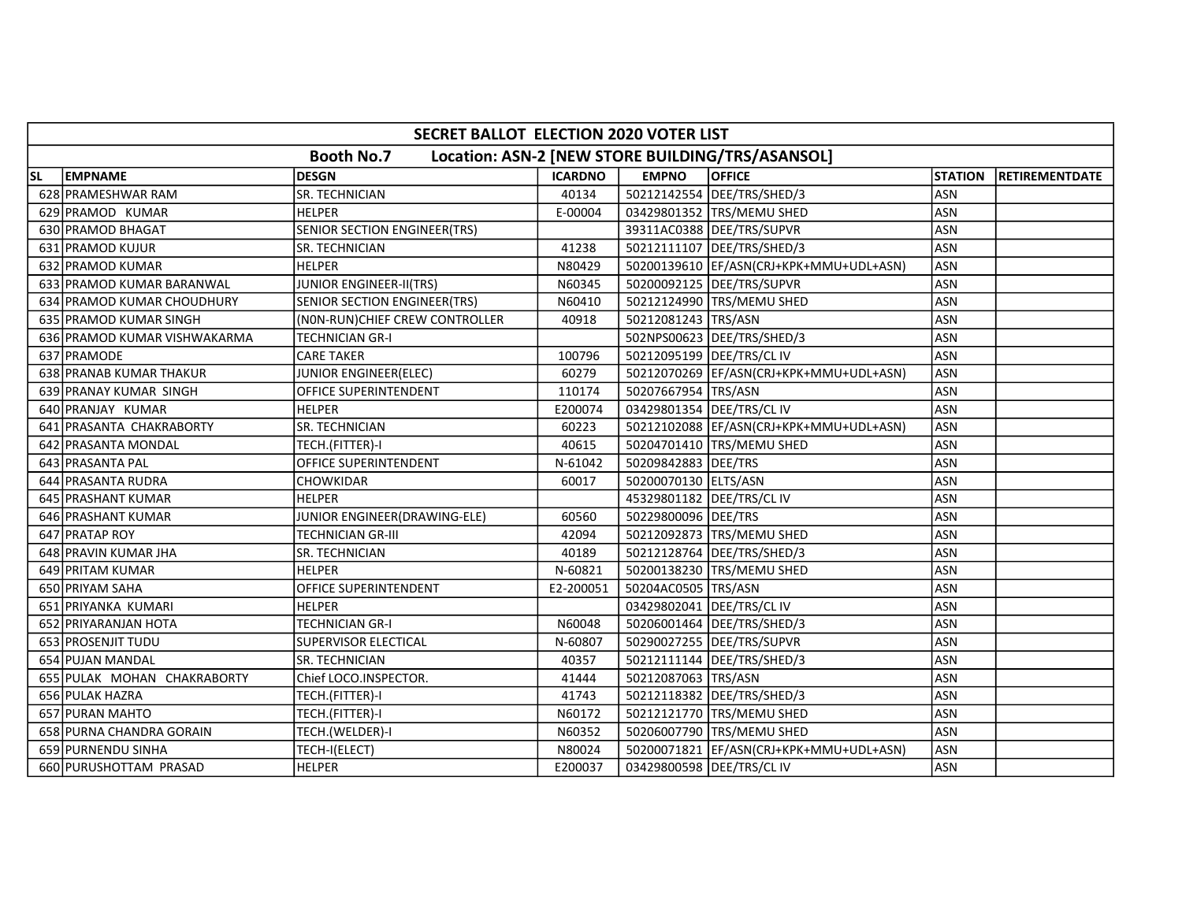# SECRET BALLOT ELECTION 2020 VOTER LIST

## Booth No.7 Location: ASN-2 [NEW STORE BUILDING/TRS/ASANSOL]

| SL | EMPNAME | DESGN | ICARDNO | EMPNO | OFFICE | STATION | RETIREMENTDATE |
|---|---|---|---|---|---|---|---|
| 628 | PRAMESHWAR RAM | SR. TECHNICIAN | 40134 | 50212142554 | DEE/TRS/SHED/3 | ASN | |
| 629 | PRAMOD KUMAR | HELPER | E-00004 | 03429801352 | TRS/MEMU SHED | ASN | |
| 630 | PRAMOD BHAGAT | SENIOR SECTION ENGINEER(TRS) | | 39311AC0388 | DEE/TRS/SUPVR | ASN | |
| 631 | PRAMOD KUJUR | SR. TECHNICIAN | 41238 | 50212111107 | DEE/TRS/SHED/3 | ASN | |
| 632 | PRAMOD KUMAR | HELPER | N80429 | 50200139610 | EF/ASN(CRJ+KPK+MMU+UDL+ASN) | ASN | |
| 633 | PRAMOD KUMAR BARANWAL | JUNIOR ENGINEER-II(TRS) | N60345 | 50200092125 | DEE/TRS/SUPVR | ASN | |
| 634 | PRAMOD KUMAR CHOUDHURY | SENIOR SECTION ENGINEER(TRS) | N60410 | 50212124990 | TRS/MEMU SHED | ASN | |
| 635 | PRAMOD KUMAR SINGH | (N0N-RUN)CHIEF CREW CONTROLLER | 40918 | 50212081243 | TRS/ASN | ASN | |
| 636 | PRAMOD KUMAR VISHWAKARMA | TECHNICIAN GR-I | | 502NPS00623 | DEE/TRS/SHED/3 | ASN | |
| 637 | PRAMODE | CARE TAKER | 100796 | 50212095199 | DEE/TRS/CL IV | ASN | |
| 638 | PRANAB KUMAR THAKUR | JUNIOR ENGINEER(ELEC) | 60279 | 50212070269 | EF/ASN(CRJ+KPK+MMU+UDL+ASN) | ASN | |
| 639 | PRANAY KUMAR SINGH | OFFICE SUPERINTENDENT | 110174 | 50207667954 | TRS/ASN | ASN | |
| 640 | PRANJAY KUMAR | HELPER | E200074 | 03429801354 | DEE/TRS/CL IV | ASN | |
| 641 | PRASANTA CHAKRABORTY | SR. TECHNICIAN | 60223 | 50212102088 | EF/ASN(CRJ+KPK+MMU+UDL+ASN) | ASN | |
| 642 | PRASANTA MONDAL | TECH.(FITTER)-I | 40615 | 50204701410 | TRS/MEMU SHED | ASN | |
| 643 | PRASANTA PAL | OFFICE SUPERINTENDENT | N-61042 | 50209842883 | DEE/TRS | ASN | |
| 644 | PRASANTA RUDRA | CHOWKIDAR | 60017 | 50200070130 | ELTS/ASN | ASN | |
| 645 | PRASHANT KUMAR | HELPER | | 45329801182 | DEE/TRS/CL IV | ASN | |
| 646 | PRASHANT KUMAR | JUNIOR ENGINEER(DRAWING-ELE) | 60560 | 50229800096 | DEE/TRS | ASN | |
| 647 | PRATAP ROY | TECHNICIAN GR-III | 42094 | 50212092873 | TRS/MEMU SHED | ASN | |
| 648 | PRAVIN KUMAR JHA | SR. TECHNICIAN | 40189 | 50212128764 | DEE/TRS/SHED/3 | ASN | |
| 649 | PRITAM KUMAR | HELPER | N-60821 | 50200138230 | TRS/MEMU SHED | ASN | |
| 650 | PRIYAM SAHA | OFFICE SUPERINTENDENT | E2-200051 | 50204AC0505 | TRS/ASN | ASN | |
| 651 | PRIYANKA KUMARI | HELPER | | 03429802041 | DEE/TRS/CL IV | ASN | |
| 652 | PRIYARANJAN HOTA | TECHNICIAN GR-I | N60048 | 50206001464 | DEE/TRS/SHED/3 | ASN | |
| 653 | PROSENJIT TUDU | SUPERVISOR ELECTICAL | N-60807 | 50290027255 | DEE/TRS/SUPVR | ASN | |
| 654 | PUJAN MANDAL | SR. TECHNICIAN | 40357 | 50212111144 | DEE/TRS/SHED/3 | ASN | |
| 655 | PULAK MOHAN CHAKRABORTY | Chief LOCO.INSPECTOR. | 41444 | 50212087063 | TRS/ASN | ASN | |
| 656 | PULAK HAZRA | TECH.(FITTER)-I | 41743 | 50212118382 | DEE/TRS/SHED/3 | ASN | |
| 657 | PURAN MAHTO | TECH.(FITTER)-I | N60172 | 50212121770 | TRS/MEMU SHED | ASN | |
| 658 | PURNA CHANDRA GORAIN | TECH.(WELDER)-I | N60352 | 50206007790 | TRS/MEMU SHED | ASN | |
| 659 | PURNENDU SINHA | TECH-I(ELECT) | N80024 | 50200071821 | EF/ASN(CRJ+KPK+MMU+UDL+ASN) | ASN | |
| 660 | PURUSHOTTAM PRASAD | HELPER | E200037 | 03429800598 | DEE/TRS/CL IV | ASN | |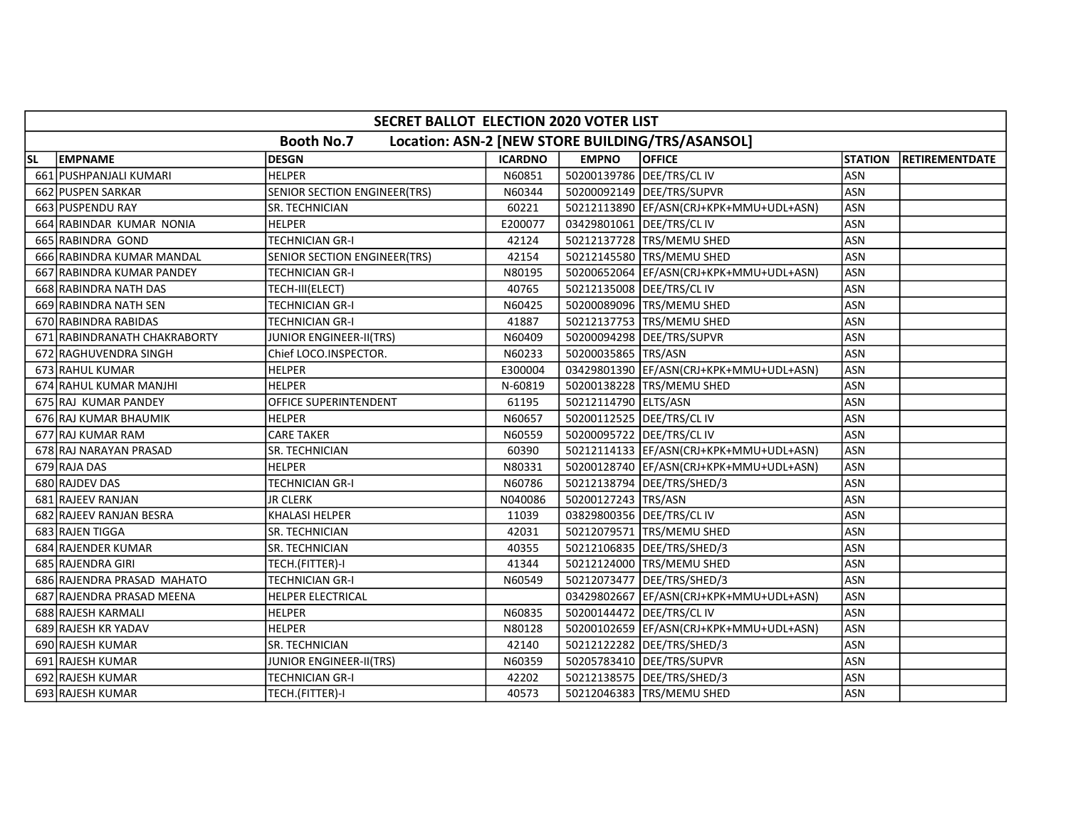## SECRET BALLOT ELECTION 2020 VOTER LIST

### Booth No.7 Location: ASN-2 [NEW STORE BUILDING/TRS/ASANSOL]

| SL | EMPNAME | DESGN | ICARDNO | EMPNO | OFFICE | STATION | RETIREMENTDATE |
|---|---|---|---|---|---|---|---|
| 661 | PUSHPANJALI KUMARI | HELPER | N60851 | 50200139786 | DEE/TRS/CL IV | ASN | |
| 662 | PUSPEN SARKAR | SENIOR SECTION ENGINEER(TRS) | N60344 | 50200092149 | DEE/TRS/SUPVR | ASN | |
| 663 | PUSPENDU RAY | SR. TECHNICIAN | 60221 | 50212113890 | EF/ASN(CRJ+KPK+MMU+UDL+ASN) | ASN | |
| 664 | RABINDAR KUMAR NONIA | HELPER | E200077 | 03429801061 | DEE/TRS/CL IV | ASN | |
| 665 | RABINDRA GOND | TECHNICIAN GR-I | 42124 | 50212137728 | TRS/MEMU SHED | ASN | |
| 666 | RABINDRA KUMAR MANDAL | SENIOR SECTION ENGINEER(TRS) | 42154 | 50212145580 | TRS/MEMU SHED | ASN | |
| 667 | RABINDRA KUMAR PANDEY | TECHNICIAN GR-I | N80195 | 50200652064 | EF/ASN(CRJ+KPK+MMU+UDL+ASN) | ASN | |
| 668 | RABINDRA NATH DAS | TECH-III(ELECT) | 40765 | 50212135008 | DEE/TRS/CL IV | ASN | |
| 669 | RABINDRA NATH SEN | TECHNICIAN GR-I | N60425 | 50200089096 | TRS/MEMU SHED | ASN | |
| 670 | RABINDRA RABIDAS | TECHNICIAN GR-I | 41887 | 50212137753 | TRS/MEMU SHED | ASN | |
| 671 | RABINDRANATH CHAKRABORTY | JUNIOR ENGINEER-II(TRS) | N60409 | 50200094298 | DEE/TRS/SUPVR | ASN | |
| 672 | RAGHUVENDRA SINGH | Chief LOCO.INSPECTOR. | N60233 | 50200035865 | TRS/ASN | ASN | |
| 673 | RAHUL KUMAR | HELPER | E300004 | 03429801390 | EF/ASN(CRJ+KPK+MMU+UDL+ASN) | ASN | |
| 674 | RAHUL KUMAR MANJHI | HELPER | N-60819 | 50200138228 | TRS/MEMU SHED | ASN | |
| 675 | RAJ KUMAR PANDEY | OFFICE SUPERINTENDENT | 61195 | 50212114790 | ELTS/ASN | ASN | |
| 676 | RAJ KUMAR BHAUMIK | HELPER | N60657 | 50200112525 | DEE/TRS/CL IV | ASN | |
| 677 | RAJ KUMAR RAM | CARE TAKER | N60559 | 50200095722 | DEE/TRS/CL IV | ASN | |
| 678 | RAJ NARAYAN PRASAD | SR. TECHNICIAN | 60390 | 50212114133 | EF/ASN(CRJ+KPK+MMU+UDL+ASN) | ASN | |
| 679 | RAJA DAS | HELPER | N80331 | 50200128740 | EF/ASN(CRJ+KPK+MMU+UDL+ASN) | ASN | |
| 680 | RAJDEV DAS | TECHNICIAN GR-I | N60786 | 50212138794 | DEE/TRS/SHED/3 | ASN | |
| 681 | RAJEEV RANJAN | JR CLERK | N040086 | 50200127243 | TRS/ASN | ASN | |
| 682 | RAJEEV RANJAN BESRA | KHALASI HELPER | 11039 | 03829800356 | DEE/TRS/CL IV | ASN | |
| 683 | RAJEN TIGGA | SR. TECHNICIAN | 42031 | 50212079571 | TRS/MEMU SHED | ASN | |
| 684 | RAJENDER KUMAR | SR. TECHNICIAN | 40355 | 50212106835 | DEE/TRS/SHED/3 | ASN | |
| 685 | RAJENDRA GIRI | TECH.(FITTER)-I | 41344 | 50212124000 | TRS/MEMU SHED | ASN | |
| 686 | RAJENDRA PRASAD MAHATO | TECHNICIAN GR-I | N60549 | 50212073477 | DEE/TRS/SHED/3 | ASN | |
| 687 | RAJENDRA PRASAD MEENA | HELPER ELECTRICAL | | 03429802667 | EF/ASN(CRJ+KPK+MMU+UDL+ASN) | ASN | |
| 688 | RAJESH KARMALI | HELPER | N60835 | 50200144472 | DEE/TRS/CL IV | ASN | |
| 689 | RAJESH KR YADAV | HELPER | N80128 | 50200102659 | EF/ASN(CRJ+KPK+MMU+UDL+ASN) | ASN | |
| 690 | RAJESH KUMAR | SR. TECHNICIAN | 42140 | 50212122282 | DEE/TRS/SHED/3 | ASN | |
| 691 | RAJESH KUMAR | JUNIOR ENGINEER-II(TRS) | N60359 | 50205783410 | DEE/TRS/SUPVR | ASN | |
| 692 | RAJESH KUMAR | TECHNICIAN GR-I | 42202 | 50212138575 | DEE/TRS/SHED/3 | ASN | |
| 693 | RAJESH KUMAR | TECH.(FITTER)-I | 40573 | 50212046383 | TRS/MEMU SHED | ASN | |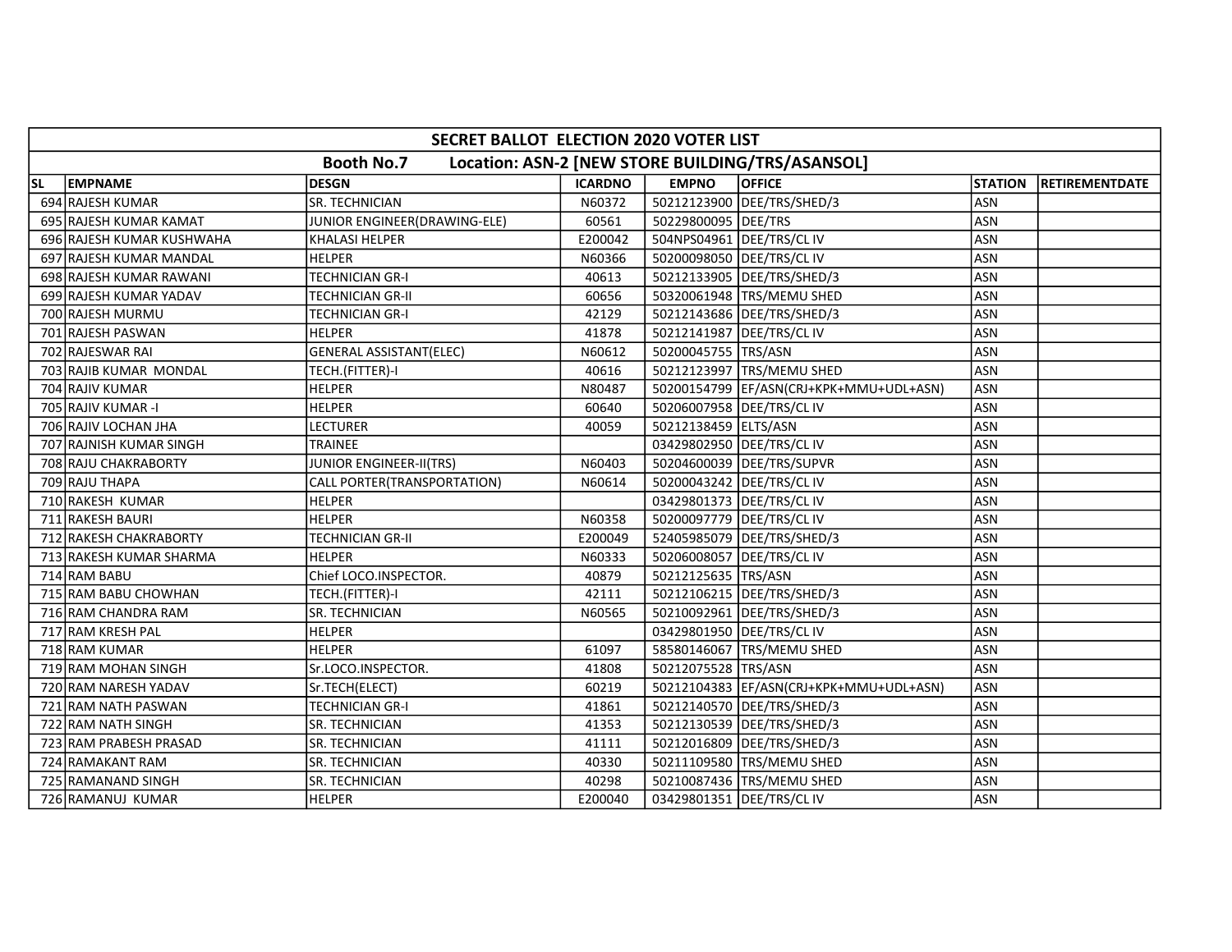| SECRET BALLOT ELECTION 2020 VOTER LIST | | | | | | | |
|---|---|---|---|---|---|---|---|
| Booth No.7 Location: ASN-2 [NEW STORE BUILDING/TRS/ASANSOL] | | | | | | | |
| SL | EMPNAME | DESGN | ICARDNO | EMPNO | OFFICE | STATION | RETIREMENTDATE |
| 694 | RAJESH KUMAR | SR. TECHNICIAN | N60372 | 50212123900 | DEE/TRS/SHED/3 | ASN | |
| 695 | RAJESH KUMAR KAMAT | JUNIOR ENGINEER(DRAWING-ELE) | 60561 | 50229800095 | DEE/TRS | ASN | |
| 696 | RAJESH KUMAR KUSHWAHA | KHALASI HELPER | E200042 | 504NPS04961 | DEE/TRS/CL IV | ASN | |
| 697 | RAJESH KUMAR MANDAL | HELPER | N60366 | 50200098050 | DEE/TRS/CL IV | ASN | |
| 698 | RAJESH KUMAR RAWANI | TECHNICIAN GR-I | 40613 | 50212133905 | DEE/TRS/SHED/3 | ASN | |
| 699 | RAJESH KUMAR YADAV | TECHNICIAN GR-II | 60656 | 50320061948 | TRS/MEMU SHED | ASN | |
| 700 | RAJESH MURMU | TECHNICIAN GR-I | 42129 | 50212143686 | DEE/TRS/SHED/3 | ASN | |
| 701 | RAJESH PASWAN | HELPER | 41878 | 50212141987 | DEE/TRS/CL IV | ASN | |
| 702 | RAJESWAR RAI | GENERAL ASSISTANT(ELEC) | N60612 | 50200045755 | TRS/ASN | ASN | |
| 703 | RAJIB KUMAR MONDAL | TECH.(FITTER)-I | 40616 | 50212123997 | TRS/MEMU SHED | ASN | |
| 704 | RAJIV KUMAR | HELPER | N80487 | 50200154799 | EF/ASN(CRJ+KPK+MMU+UDL+ASN) | ASN | |
| 705 | RAJIV KUMAR -I | HELPER | 60640 | 50206007958 | DEE/TRS/CL IV | ASN | |
| 706 | RAJIV LOCHAN JHA | LECTURER | 40059 | 50212138459 | ELTS/ASN | ASN | |
| 707 | RAJNISH KUMAR SINGH | TRAINEE | | 03429802950 | DEE/TRS/CL IV | ASN | |
| 708 | RAJU CHAKRABORTY | JUNIOR ENGINEER-II(TRS) | N60403 | 50204600039 | DEE/TRS/SUPVR | ASN | |
| 709 | RAJU THAPA | CALL PORTER(TRANSPORTATION) | N60614 | 50200043242 | DEE/TRS/CL IV | ASN | |
| 710 | RAKESH KUMAR | HELPER | | 03429801373 | DEE/TRS/CL IV | ASN | |
| 711 | RAKESH BAURI | HELPER | N60358 | 50200097779 | DEE/TRS/CL IV | ASN | |
| 712 | RAKESH CHAKRABORTY | TECHNICIAN GR-II | E200049 | 52405985079 | DEE/TRS/SHED/3 | ASN | |
| 713 | RAKESH KUMAR SHARMA | HELPER | N60333 | 50206008057 | DEE/TRS/CL IV | ASN | |
| 714 | RAM BABU | Chief LOCO.INSPECTOR. | 40879 | 50212125635 | TRS/ASN | ASN | |
| 715 | RAM BABU CHOWHAN | TECH.(FITTER)-I | 42111 | 50212106215 | DEE/TRS/SHED/3 | ASN | |
| 716 | RAM CHANDRA RAM | SR. TECHNICIAN | N60565 | 50210092961 | DEE/TRS/SHED/3 | ASN | |
| 717 | RAM KRESH PAL | HELPER | | 03429801950 | DEE/TRS/CL IV | ASN | |
| 718 | RAM KUMAR | HELPER | 61097 | 58580146067 | TRS/MEMU SHED | ASN | |
| 719 | RAM MOHAN SINGH | Sr.LOCO.INSPECTOR. | 41808 | 50212075528 | TRS/ASN | ASN | |
| 720 | RAM NARESH YADAV | Sr.TECH(ELECT) | 60219 | 50212104383 | EF/ASN(CRJ+KPK+MMU+UDL+ASN) | ASN | |
| 721 | RAM NATH PASWAN | TECHNICIAN GR-I | 41861 | 50212140570 | DEE/TRS/SHED/3 | ASN | |
| 722 | RAM NATH SINGH | SR. TECHNICIAN | 41353 | 50212130539 | DEE/TRS/SHED/3 | ASN | |
| 723 | RAM PRABESH PRASAD | SR. TECHNICIAN | 41111 | 50212016809 | DEE/TRS/SHED/3 | ASN | |
| 724 | RAMAKANT RAM | SR. TECHNICIAN | 40330 | 50211109580 | TRS/MEMU SHED | ASN | |
| 725 | RAMANAND SINGH | SR. TECHNICIAN | 40298 | 50210087436 | TRS/MEMU SHED | ASN | |
| 726 | RAMANUJ KUMAR | HELPER | E200040 | 03429801351 | DEE/TRS/CL IV | ASN | |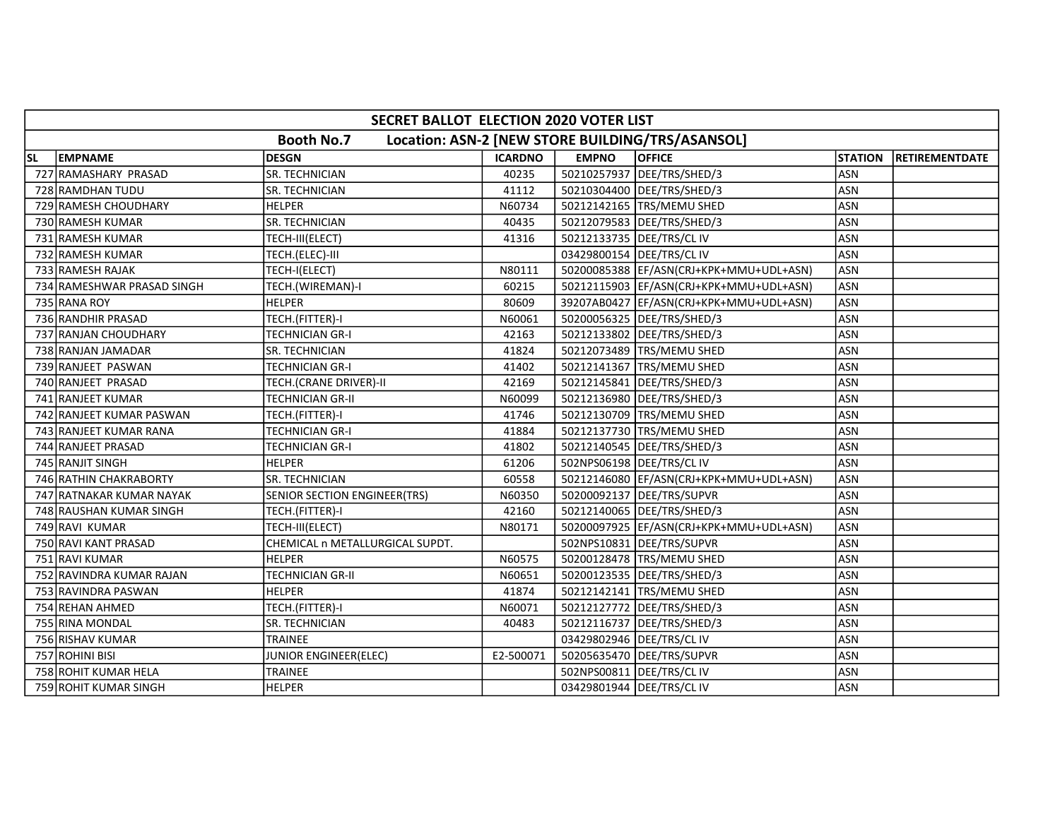| SECRET BALLOT ELECTION 2020 VOTER LIST | | | | | | | |
|---|---|---|---|---|---|---|---|
| Booth No.7 Location: ASN-2 [NEW STORE BUILDING/TRS/ASANSOL] | | | | | | | |
| SL | EMPNAME | DESGN | ICARDNO | EMPNO | OFFICE | STATION | RETIREMENTDATE |
| 727 | RAMASHARY PRASAD | SR. TECHNICIAN | 40235 | 50210257937 | DEE/TRS/SHED/3 | ASN | |
| 728 | RAMDHAN TUDU | SR. TECHNICIAN | 41112 | 50210304400 | DEE/TRS/SHED/3 | ASN | |
| 729 | RAMESH CHOUDHARY | HELPER | N60734 | 50212142165 | TRS/MEMU SHED | ASN | |
| 730 | RAMESH KUMAR | SR. TECHNICIAN | 40435 | 50212079583 | DEE/TRS/SHED/3 | ASN | |
| 731 | RAMESH KUMAR | TECH-III(ELECT) | 41316 | 50212133735 | DEE/TRS/CL IV | ASN | |
| 732 | RAMESH KUMAR | TECH.(ELEC)-III | | 03429800154 | DEE/TRS/CL IV | ASN | |
| 733 | RAMESH RAJAK | TECH-I(ELECT) | N80111 | 50200085388 | EF/ASN(CRJ+KPK+MMU+UDL+ASN) | ASN | |
| 734 | RAMESHWAR PRASAD SINGH | TECH.(WIREMAN)-I | 60215 | 50212115903 | EF/ASN(CRJ+KPK+MMU+UDL+ASN) | ASN | |
| 735 | RANA ROY | HELPER | 80609 | 39207AB0427 | EF/ASN(CRJ+KPK+MMU+UDL+ASN) | ASN | |
| 736 | RANDHIR PRASAD | TECH.(FITTER)-I | N60061 | 50200056325 | DEE/TRS/SHED/3 | ASN | |
| 737 | RANJAN CHOUDHARY | TECHNICIAN GR-I | 42163 | 50212133802 | DEE/TRS/SHED/3 | ASN | |
| 738 | RANJAN JAMADAR | SR. TECHNICIAN | 41824 | 50212073489 | TRS/MEMU SHED | ASN | |
| 739 | RANJEET PASWAN | TECHNICIAN GR-I | 41402 | 50212141367 | TRS/MEMU SHED | ASN | |
| 740 | RANJEET PRASAD | TECH.(CRANE DRIVER)-II | 42169 | 50212145841 | DEE/TRS/SHED/3 | ASN | |
| 741 | RANJEET KUMAR | TECHNICIAN GR-II | N60099 | 50212136980 | DEE/TRS/SHED/3 | ASN | |
| 742 | RANJEET KUMAR PASWAN | TECH.(FITTER)-I | 41746 | 50212130709 | TRS/MEMU SHED | ASN | |
| 743 | RANJEET KUMAR RANA | TECHNICIAN GR-I | 41884 | 50212137730 | TRS/MEMU SHED | ASN | |
| 744 | RANJEET PRASAD | TECHNICIAN GR-I | 41802 | 50212140545 | DEE/TRS/SHED/3 | ASN | |
| 745 | RANJIT SINGH | HELPER | 61206 | 502NPS06198 | DEE/TRS/CL IV | ASN | |
| 746 | RATHIN CHAKRABORTY | SR. TECHNICIAN | 60558 | 50212146080 | EF/ASN(CRJ+KPK+MMU+UDL+ASN) | ASN | |
| 747 | RATNAKAR KUMAR NAYAK | SENIOR SECTION ENGINEER(TRS) | N60350 | 50200092137 | DEE/TRS/SUPVR | ASN | |
| 748 | RAUSHAN KUMAR SINGH | TECH.(FITTER)-I | 42160 | 50212140065 | DEE/TRS/SHED/3 | ASN | |
| 749 | RAVI KUMAR | TECH-III(ELECT) | N80171 | 50200097925 | EF/ASN(CRJ+KPK+MMU+UDL+ASN) | ASN | |
| 750 | RAVI KANT PRASAD | CHEMICAL n METALLURGICAL SUPDT. | | 502NPS10831 | DEE/TRS/SUPVR | ASN | |
| 751 | RAVI KUMAR | HELPER | N60575 | 50200128478 | TRS/MEMU SHED | ASN | |
| 752 | RAVINDRA KUMAR RAJAN | TECHNICIAN GR-II | N60651 | 50200123535 | DEE/TRS/SHED/3 | ASN | |
| 753 | RAVINDRA PASWAN | HELPER | 41874 | 50212142141 | TRS/MEMU SHED | ASN | |
| 754 | REHAN AHMED | TECH.(FITTER)-I | N60071 | 50212127772 | DEE/TRS/SHED/3 | ASN | |
| 755 | RINA MONDAL | SR. TECHNICIAN | 40483 | 50212116737 | DEE/TRS/SHED/3 | ASN | |
| 756 | RISHAV KUMAR | TRAINEE | | 03429802946 | DEE/TRS/CL IV | ASN | |
| 757 | ROHINI BISI | JUNIOR ENGINEER(ELEC) | E2-500071 | 50205635470 | DEE/TRS/SUPVR | ASN | |
| 758 | ROHIT KUMAR HELA | TRAINEE | | 502NPS00811 | DEE/TRS/CL IV | ASN | |
| 759 | ROHIT KUMAR SINGH | HELPER | | 03429801944 | DEE/TRS/CL IV | ASN | |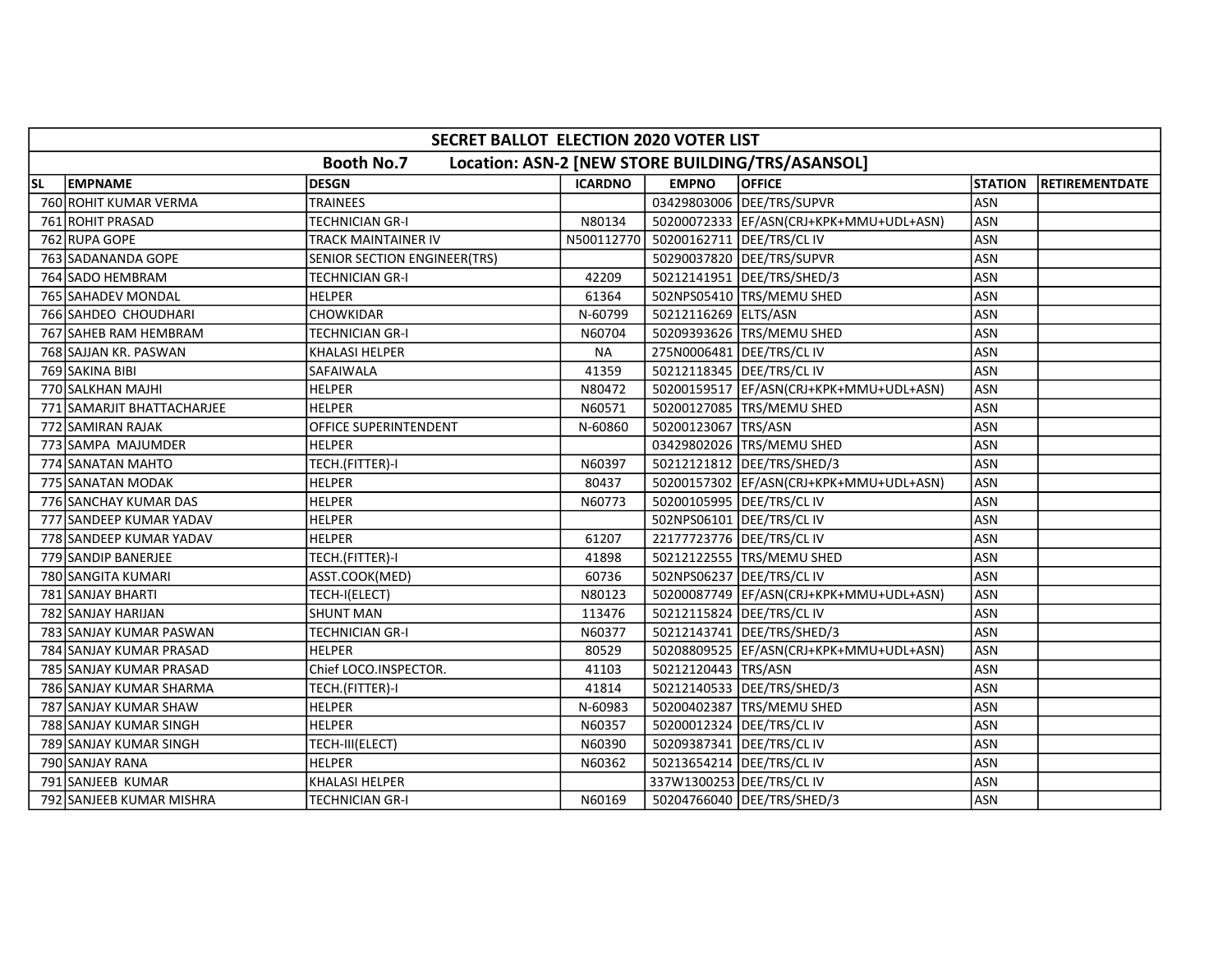| SECRET BALLOT ELECTION 2020 VOTER LIST | | | | | | | |
|---|---|---|---|---|---|---|---|
| Booth No.7 Location: ASN-2 [NEW STORE BUILDING/TRS/ASANSOL] | | | | | | | |
| SL | EMPNAME | DESGN | ICARDNO | EMPNO | OFFICE | STATION | RETIREMENTDATE |
| 760 | ROHIT KUMAR VERMA | TRAINEES | | 03429803006 | DEE/TRS/SUPVR | ASN | |
| 761 | ROHIT PRASAD | TECHNICIAN GR-I | N80134 | 50200072333 | EF/ASN(CRJ+KPK+MMU+UDL+ASN) | ASN | |
| 762 | RUPA GOPE | TRACK MAINTAINER IV | N500112770 | 50200162711 | DEE/TRS/CL IV | ASN | |
| 763 | SADANANDA GOPE | SENIOR SECTION ENGINEER(TRS) | | 50290037820 | DEE/TRS/SUPVR | ASN | |
| 764 | SADO HEMBRAM | TECHNICIAN GR-I | 42209 | 50212141951 | DEE/TRS/SHED/3 | ASN | |
| 765 | SAHADEV MONDAL | HELPER | 61364 | 502NPS05410 | TRS/MEMU SHED | ASN | |
| 766 | SAHDEO CHOUDHARI | CHOWKIDAR | N-60799 | 50212116269 | ELTS/ASN | ASN | |
| 767 | SAHEB RAM HEMBRAM | TECHNICIAN GR-I | N60704 | 50209393626 | TRS/MEMU SHED | ASN | |
| 768 | SAJJAN KR. PASWAN | KHALASI HELPER | NA | 275N0006481 | DEE/TRS/CL IV | ASN | |
| 769 | SAKINA BIBI | SAFAIWALA | 41359 | 50212118345 | DEE/TRS/CL IV | ASN | |
| 770 | SALKHAN MAJHI | HELPER | N80472 | 50200159517 | EF/ASN(CRJ+KPK+MMU+UDL+ASN) | ASN | |
| 771 | SAMARJIT BHATTACHARJEE | HELPER | N60571 | 50200127085 | TRS/MEMU SHED | ASN | |
| 772 | SAMIRAN RAJAK | OFFICE SUPERINTENDENT | N-60860 | 50200123067 | TRS/ASN | ASN | |
| 773 | SAMPA MAJUMDER | HELPER | | 03429802026 | TRS/MEMU SHED | ASN | |
| 774 | SANATAN MAHTO | TECH.(FITTER)-I | N60397 | 50212121812 | DEE/TRS/SHED/3 | ASN | |
| 775 | SANATAN MODAK | HELPER | 80437 | 50200157302 | EF/ASN(CRJ+KPK+MMU+UDL+ASN) | ASN | |
| 776 | SANCHAY KUMAR DAS | HELPER | N60773 | 50200105995 | DEE/TRS/CL IV | ASN | |
| 777 | SANDEEP KUMAR YADAV | HELPER | | 502NPS06101 | DEE/TRS/CL IV | ASN | |
| 778 | SANDEEP KUMAR YADAV | HELPER | 61207 | 22177723776 | DEE/TRS/CL IV | ASN | |
| 779 | SANDIP BANERJEE | TECH.(FITTER)-I | 41898 | 50212122555 | TRS/MEMU SHED | ASN | |
| 780 | SANGITA KUMARI | ASST.COOK(MED) | 60736 | 502NPS06237 | DEE/TRS/CL IV | ASN | |
| 781 | SANJAY BHARTI | TECH-I(ELECT) | N80123 | 50200087749 | EF/ASN(CRJ+KPK+MMU+UDL+ASN) | ASN | |
| 782 | SANJAY HARIJAN | SHUNT MAN | 113476 | 50212115824 | DEE/TRS/CL IV | ASN | |
| 783 | SANJAY KUMAR PASWAN | TECHNICIAN GR-I | N60377 | 50212143741 | DEE/TRS/SHED/3 | ASN | |
| 784 | SANJAY KUMAR PRASAD | HELPER | 80529 | 50208809525 | EF/ASN(CRJ+KPK+MMU+UDL+ASN) | ASN | |
| 785 | SANJAY KUMAR PRASAD | Chief LOCO.INSPECTOR. | 41103 | 50212120443 | TRS/ASN | ASN | |
| 786 | SANJAY KUMAR SHARMA | TECH.(FITTER)-I | 41814 | 50212140533 | DEE/TRS/SHED/3 | ASN | |
| 787 | SANJAY KUMAR SHAW | HELPER | N-60983 | 50200402387 | TRS/MEMU SHED | ASN | |
| 788 | SANJAY KUMAR SINGH | HELPER | N60357 | 50200012324 | DEE/TRS/CL IV | ASN | |
| 789 | SANJAY KUMAR SINGH | TECH-III(ELECT) | N60390 | 50209387341 | DEE/TRS/CL IV | ASN | |
| 790 | SANJAY RANA | HELPER | N60362 | 50213654214 | DEE/TRS/CL IV | ASN | |
| 791 | SANJEEB KUMAR | KHALASI HELPER | | 337W1300253 | DEE/TRS/CL IV | ASN | |
| 792 | SANJEEB KUMAR MISHRA | TECHNICIAN GR-I | N60169 | 50204766040 | DEE/TRS/SHED/3 | ASN | |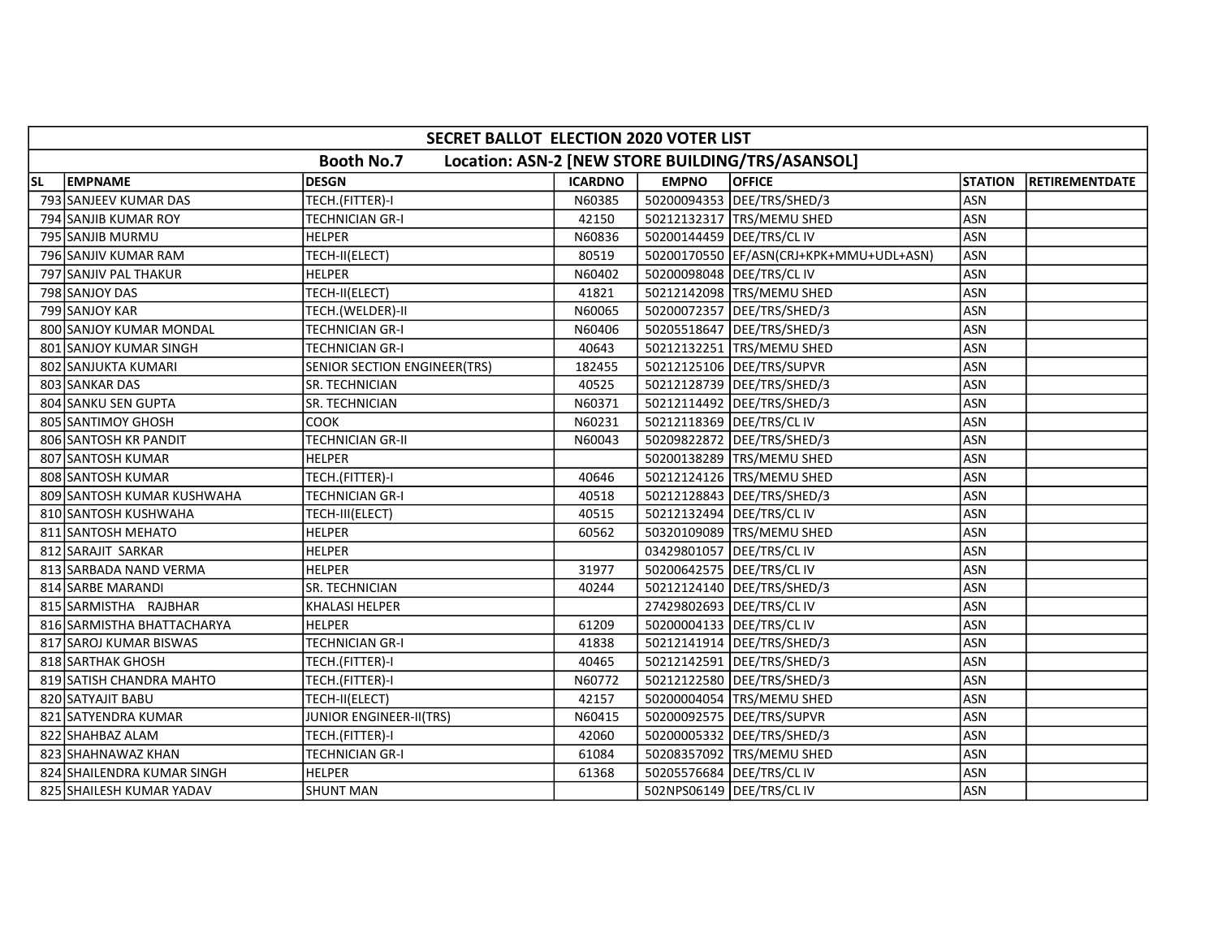| SECRET BALLOT ELECTION 2020 VOTER LIST | | | | | | | |
|---|---|---|---|---|---|---|---|
| Booth No.7 Location: ASN-2 [NEW STORE BUILDING/TRS/ASANSOL] | | | | | | | |
| SL | EMPNAME | DESGN | ICARDNO | EMPNO | OFFICE | STATION | RETIREMENTDATE |
| 793 | SANJEEV KUMAR DAS | TECH.(FITTER)-I | N60385 | 50200094353 | DEE/TRS/SHED/3 | ASN | |
| 794 | SANJIB KUMAR ROY | TECHNICIAN GR-I | 42150 | 50212132317 | TRS/MEMU SHED | ASN | |
| 795 | SANJIB MURMU | HELPER | N60836 | 50200144459 | DEE/TRS/CL IV | ASN | |
| 796 | SANJIV KUMAR RAM | TECH-II(ELECT) | 80519 | 50200170550 | EF/ASN(CRJ+KPK+MMU+UDL+ASN) | ASN | |
| 797 | SANJIV PAL THAKUR | HELPER | N60402 | 50200098048 | DEE/TRS/CL IV | ASN | |
| 798 | SANJOY DAS | TECH-II(ELECT) | 41821 | 50212142098 | TRS/MEMU SHED | ASN | |
| 799 | SANJOY KAR | TECH.(WELDER)-II | N60065 | 50200072357 | DEE/TRS/SHED/3 | ASN | |
| 800 | SANJOY KUMAR MONDAL | TECHNICIAN GR-I | N60406 | 50205518647 | DEE/TRS/SHED/3 | ASN | |
| 801 | SANJOY KUMAR SINGH | TECHNICIAN GR-I | 40643 | 50212132251 | TRS/MEMU SHED | ASN | |
| 802 | SANJUKTA KUMARI | SENIOR SECTION ENGINEER(TRS) | 182455 | 50212125106 | DEE/TRS/SUPVR | ASN | |
| 803 | SANKAR DAS | SR. TECHNICIAN | 40525 | 50212128739 | DEE/TRS/SHED/3 | ASN | |
| 804 | SANKU SEN GUPTA | SR. TECHNICIAN | N60371 | 50212114492 | DEE/TRS/SHED/3 | ASN | |
| 805 | SANTIMOY GHOSH | COOK | N60231 | 50212118369 | DEE/TRS/CL IV | ASN | |
| 806 | SANTOSH KR PANDIT | TECHNICIAN GR-II | N60043 | 50209822872 | DEE/TRS/SHED/3 | ASN | |
| 807 | SANTOSH KUMAR | HELPER | | 50200138289 | TRS/MEMU SHED | ASN | |
| 808 | SANTOSH KUMAR | TECH.(FITTER)-I | 40646 | 50212124126 | TRS/MEMU SHED | ASN | |
| 809 | SANTOSH KUMAR KUSHWAHA | TECHNICIAN GR-I | 40518 | 50212128843 | DEE/TRS/SHED/3 | ASN | |
| 810 | SANTOSH KUSHWAHA | TECH-III(ELECT) | 40515 | 50212132494 | DEE/TRS/CL IV | ASN | |
| 811 | SANTOSH MEHATO | HELPER | 60562 | 50320109089 | TRS/MEMU SHED | ASN | |
| 812 | SARAJIT SARKAR | HELPER | | 03429801057 | DEE/TRS/CL IV | ASN | |
| 813 | SARBADA NAND VERMA | HELPER | 31977 | 50200642575 | DEE/TRS/CL IV | ASN | |
| 814 | SARBE MARANDI | SR. TECHNICIAN | 40244 | 50212124140 | DEE/TRS/SHED/3 | ASN | |
| 815 | SARMISTHA RAJBHAR | KHALASI HELPER | | 27429802693 | DEE/TRS/CL IV | ASN | |
| 816 | SARMISTHA BHATTACHARYA | HELPER | 61209 | 50200004133 | DEE/TRS/CL IV | ASN | |
| 817 | SAROJ KUMAR BISWAS | TECHNICIAN GR-I | 41838 | 50212141914 | DEE/TRS/SHED/3 | ASN | |
| 818 | SARTHAK GHOSH | TECH.(FITTER)-I | 40465 | 50212142591 | DEE/TRS/SHED/3 | ASN | |
| 819 | SATISH CHANDRA MAHTO | TECH.(FITTER)-I | N60772 | 50212122580 | DEE/TRS/SHED/3 | ASN | |
| 820 | SATYAJIT BABU | TECH-II(ELECT) | 42157 | 50200004054 | TRS/MEMU SHED | ASN | |
| 821 | SATYENDRA KUMAR | JUNIOR ENGINEER-II(TRS) | N60415 | 50200092575 | DEE/TRS/SUPVR | ASN | |
| 822 | SHAHBAZ ALAM | TECH.(FITTER)-I | 42060 | 50200005332 | DEE/TRS/SHED/3 | ASN | |
| 823 | SHAHNAWAZ KHAN | TECHNICIAN GR-I | 61084 | 50208357092 | TRS/MEMU SHED | ASN | |
| 824 | SHAILENDRA KUMAR SINGH | HELPER | 61368 | 50205576684 | DEE/TRS/CL IV | ASN | |
| 825 | SHAILESH KUMAR YADAV | SHUNT MAN | | 502NPS06149 | DEE/TRS/CL IV | ASN | |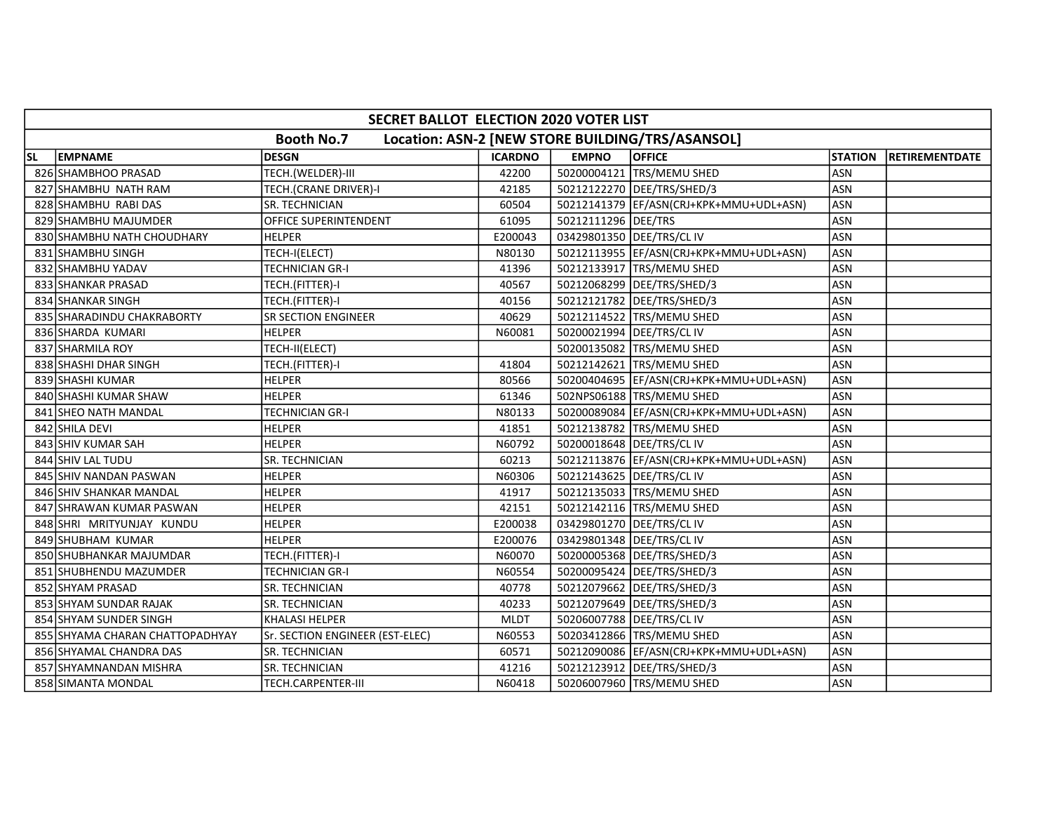| SECRET BALLOT ELECTION 2020 VOTER LIST | | | | | | | |
|---|---|---|---|---|---|---|---|
| Booth No.7 Location: ASN-2 [NEW STORE BUILDING/TRS/ASANSOL] | | | | | | | |
| SL | EMPNAME | DESGN | ICARDNO | EMPNO | OFFICE | STATION | RETIREMENTDATE |
| 826 | SHAMBHOO PRASAD | TECH.(WELDER)-III | 42200 | 50200004121 | TRS/MEMU SHED | ASN | |
| 827 | SHAMBHU NATH RAM | TECH.(CRANE DRIVER)-I | 42185 | 50212122270 | DEE/TRS/SHED/3 | ASN | |
| 828 | SHAMBHU RABI DAS | SR. TECHNICIAN | 60504 | 50212141379 | EF/ASN(CRJ+KPK+MMU+UDL+ASN) | ASN | |
| 829 | SHAMBHU MAJUMDER | OFFICE SUPERINTENDENT | 61095 | 50212111296 | DEE/TRS | ASN | |
| 830 | SHAMBHU NATH CHOUDHARY | HELPER | E200043 | 03429801350 | DEE/TRS/CL IV | ASN | |
| 831 | SHAMBHU SINGH | TECH-I(ELECT) | N80130 | 50212113955 | EF/ASN(CRJ+KPK+MMU+UDL+ASN) | ASN | |
| 832 | SHAMBHU YADAV | TECHNICIAN GR-I | 41396 | 50212133917 | TRS/MEMU SHED | ASN | |
| 833 | SHANKAR PRASAD | TECH.(FITTER)-I | 40567 | 50212068299 | DEE/TRS/SHED/3 | ASN | |
| 834 | SHANKAR SINGH | TECH.(FITTER)-I | 40156 | 50212121782 | DEE/TRS/SHED/3 | ASN | |
| 835 | SHARADINDU CHAKRABORTY | SR SECTION ENGINEER | 40629 | 50212114522 | TRS/MEMU SHED | ASN | |
| 836 | SHARDA KUMARI | HELPER | N60081 | 50200021994 | DEE/TRS/CL IV | ASN | |
| 837 | SHARMILA ROY | TECH-II(ELECT) | | 50200135082 | TRS/MEMU SHED | ASN | |
| 838 | SHASHI DHAR SINGH | TECH.(FITTER)-I | 41804 | 50212142621 | TRS/MEMU SHED | ASN | |
| 839 | SHASHI KUMAR | HELPER | 80566 | 50200404695 | EF/ASN(CRJ+KPK+MMU+UDL+ASN) | ASN | |
| 840 | SHASHI KUMAR SHAW | HELPER | 61346 | 502NPS06188 | TRS/MEMU SHED | ASN | |
| 841 | SHEO NATH MANDAL | TECHNICIAN GR-I | N80133 | 50200089084 | EF/ASN(CRJ+KPK+MMU+UDL+ASN) | ASN | |
| 842 | SHILA DEVI | HELPER | 41851 | 50212138782 | TRS/MEMU SHED | ASN | |
| 843 | SHIV KUMAR SAH | HELPER | N60792 | 50200018648 | DEE/TRS/CL IV | ASN | |
| 844 | SHIV LAL TUDU | SR. TECHNICIAN | 60213 | 50212113876 | EF/ASN(CRJ+KPK+MMU+UDL+ASN) | ASN | |
| 845 | SHIV NANDAN PASWAN | HELPER | N60306 | 50212143625 | DEE/TRS/CL IV | ASN | |
| 846 | SHIV SHANKAR MANDAL | HELPER | 41917 | 50212135033 | TRS/MEMU SHED | ASN | |
| 847 | SHRAWAN KUMAR PASWAN | HELPER | 42151 | 50212142116 | TRS/MEMU SHED | ASN | |
| 848 | SHRI MRITYUNJAY KUNDU | HELPER | E200038 | 03429801270 | DEE/TRS/CL IV | ASN | |
| 849 | SHUBHAM KUMAR | HELPER | E200076 | 03429801348 | DEE/TRS/CL IV | ASN | |
| 850 | SHUBHANKAR MAJUMDAR | TECH.(FITTER)-I | N60070 | 50200005368 | DEE/TRS/SHED/3 | ASN | |
| 851 | SHUBHENDU MAZUMDER | TECHNICIAN GR-I | N60554 | 50200095424 | DEE/TRS/SHED/3 | ASN | |
| 852 | SHYAM PRASAD | SR. TECHNICIAN | 40778 | 50212079662 | DEE/TRS/SHED/3 | ASN | |
| 853 | SHYAM SUNDAR RAJAK | SR. TECHNICIAN | 40233 | 50212079649 | DEE/TRS/SHED/3 | ASN | |
| 854 | SHYAM SUNDER SINGH | KHALASI HELPER | MLDT | 50206007788 | DEE/TRS/CL IV | ASN | |
| 855 | SHYAMA CHARAN CHATTOPADHYAY | Sr. SECTION ENGINEER (EST-ELEC) | N60553 | 50203412866 | TRS/MEMU SHED | ASN | |
| 856 | SHYAMAL CHANDRA DAS | SR. TECHNICIAN | 60571 | 50212090086 | EF/ASN(CRJ+KPK+MMU+UDL+ASN) | ASN | |
| 857 | SHYAMNANDAN MISHRA | SR. TECHNICIAN | 41216 | 50212123912 | DEE/TRS/SHED/3 | ASN | |
| 858 | SIMANTA MONDAL | TECH.CARPENTER-III | N60418 | 50206007960 | TRS/MEMU SHED | ASN | |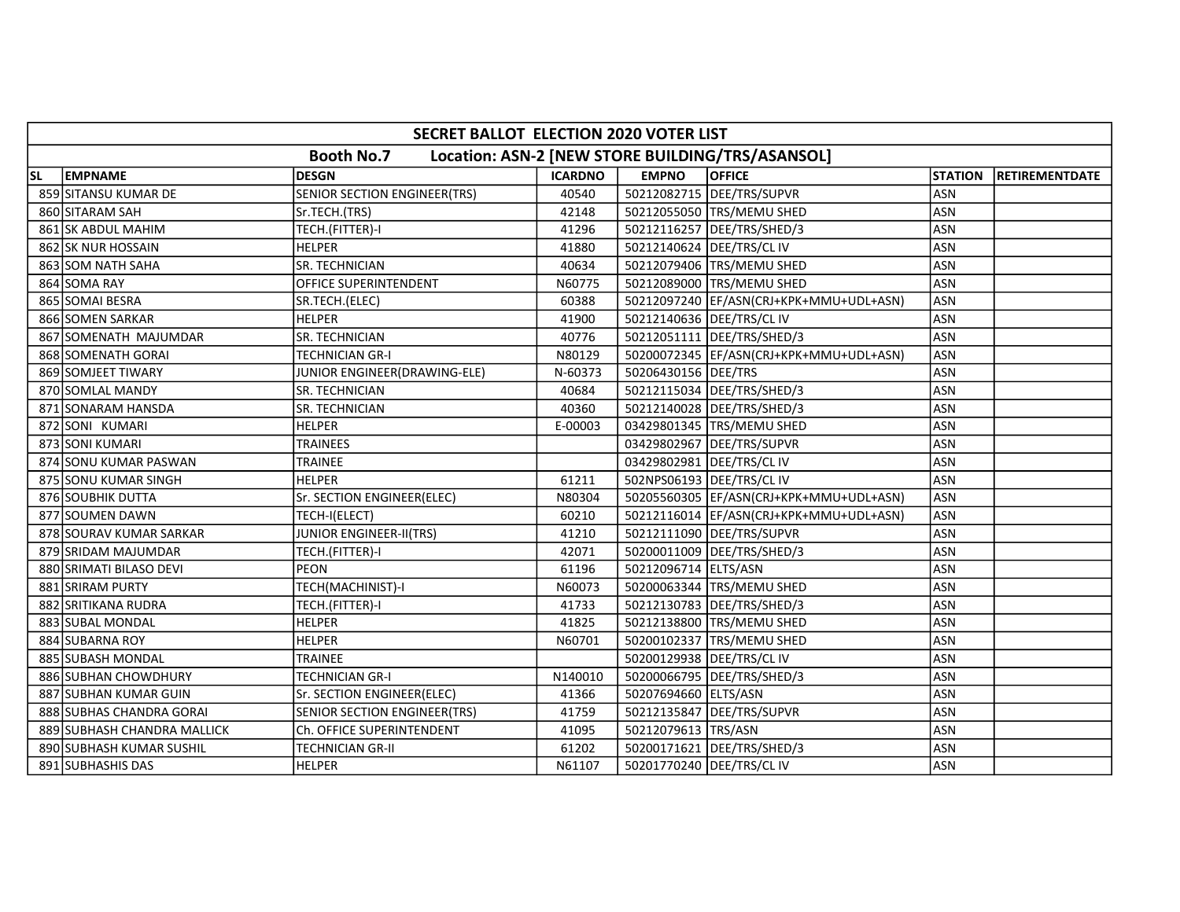| SECRET BALLOT ELECTION 2020 VOTER LIST | | | | | | | |
|---|---|---|---|---|---|---|---|
| Booth No.7 Location: ASN-2 [NEW STORE BUILDING/TRS/ASANSOL] | | | | | | | |
| SL | EMPNAME | DESGN | ICARDNO | EMPNO | OFFICE | STATION | RETIREMENTDATE |
| 859 | SITANSU KUMAR DE | SENIOR SECTION ENGINEER(TRS) | 40540 | 50212082715 | DEE/TRS/SUPVR | ASN | |
| 860 | SITARAM SAH | Sr.TECH.(TRS) | 42148 | 50212055050 | TRS/MEMU SHED | ASN | |
| 861 | SK ABDUL MAHIM | TECH.(FITTER)-I | 41296 | 50212116257 | DEE/TRS/SHED/3 | ASN | |
| 862 | SK NUR HOSSAIN | HELPER | 41880 | 50212140624 | DEE/TRS/CL IV | ASN | |
| 863 | SOM NATH SAHA | SR. TECHNICIAN | 40634 | 50212079406 | TRS/MEMU SHED | ASN | |
| 864 | SOMA RAY | OFFICE SUPERINTENDENT | N60775 | 50212089000 | TRS/MEMU SHED | ASN | |
| 865 | SOMAI BESRA | SR.TECH.(ELEC) | 60388 | 50212097240 | EF/ASN(CRJ+KPK+MMU+UDL+ASN) | ASN | |
| 866 | SOMEN SARKAR | HELPER | 41900 | 50212140636 | DEE/TRS/CL IV | ASN | |
| 867 | SOMENATH MAJUMDAR | SR. TECHNICIAN | 40776 | 50212051111 | DEE/TRS/SHED/3 | ASN | |
| 868 | SOMENATH GORAI | TECHNICIAN GR-I | N80129 | 50200072345 | EF/ASN(CRJ+KPK+MMU+UDL+ASN) | ASN | |
| 869 | SOMJEET TIWARY | JUNIOR ENGINEER(DRAWING-ELE) | N-60373 | 50206430156 | DEE/TRS | ASN | |
| 870 | SOMLAL MANDY | SR. TECHNICIAN | 40684 | 50212115034 | DEE/TRS/SHED/3 | ASN | |
| 871 | SONARAM HANSDA | SR. TECHNICIAN | 40360 | 50212140028 | DEE/TRS/SHED/3 | ASN | |
| 872 | SONI KUMARI | HELPER | E-00003 | 03429801345 | TRS/MEMU SHED | ASN | |
| 873 | SONI KUMARI | TRAINEES | | 03429802967 | DEE/TRS/SUPVR | ASN | |
| 874 | SONU KUMAR PASWAN | TRAINEE | | 03429802981 | DEE/TRS/CL IV | ASN | |
| 875 | SONU KUMAR SINGH | HELPER | 61211 | 502NPS06193 | DEE/TRS/CL IV | ASN | |
| 876 | SOUBHIK DUTTA | Sr. SECTION ENGINEER(ELEC) | N80304 | 50205560305 | EF/ASN(CRJ+KPK+MMU+UDL+ASN) | ASN | |
| 877 | SOUMEN DAWN | TECH-I(ELECT) | 60210 | 50212116014 | EF/ASN(CRJ+KPK+MMU+UDL+ASN) | ASN | |
| 878 | SOURAV KUMAR SARKAR | JUNIOR ENGINEER-II(TRS) | 41210 | 50212111090 | DEE/TRS/SUPVR | ASN | |
| 879 | SRIDAM MAJUMDAR | TECH.(FITTER)-I | 42071 | 50200011009 | DEE/TRS/SHED/3 | ASN | |
| 880 | SRIMATI BILASO DEVI | PEON | 61196 | 50212096714 | ELTS/ASN | ASN | |
| 881 | SRIRAM PURTY | TECH(MACHINIST)-I | N60073 | 50200063344 | TRS/MEMU SHED | ASN | |
| 882 | SRITIKANA RUDRA | TECH.(FITTER)-I | 41733 | 50212130783 | DEE/TRS/SHED/3 | ASN | |
| 883 | SUBAL MONDAL | HELPER | 41825 | 50212138800 | TRS/MEMU SHED | ASN | |
| 884 | SUBARNA ROY | HELPER | N60701 | 50200102337 | TRS/MEMU SHED | ASN | |
| 885 | SUBASH MONDAL | TRAINEE | | 50200129938 | DEE/TRS/CL IV | ASN | |
| 886 | SUBHAN CHOWDHURY | TECHNICIAN GR-I | N140010 | 50200066795 | DEE/TRS/SHED/3 | ASN | |
| 887 | SUBHAN KUMAR GUIN | Sr. SECTION ENGINEER(ELEC) | 41366 | 50207694660 | ELTS/ASN | ASN | |
| 888 | SUBHAS CHANDRA GORAI | SENIOR SECTION ENGINEER(TRS) | 41759 | 50212135847 | DEE/TRS/SUPVR | ASN | |
| 889 | SUBHASH CHANDRA MALLICK | Ch. OFFICE SUPERINTENDENT | 41095 | 50212079613 | TRS/ASN | ASN | |
| 890 | SUBHASH KUMAR SUSHIL | TECHNICIAN GR-II | 61202 | 50200171621 | DEE/TRS/SHED/3 | ASN | |
| 891 | SUBHASHIS DAS | HELPER | N61107 | 50201770240 | DEE/TRS/CL IV | ASN | |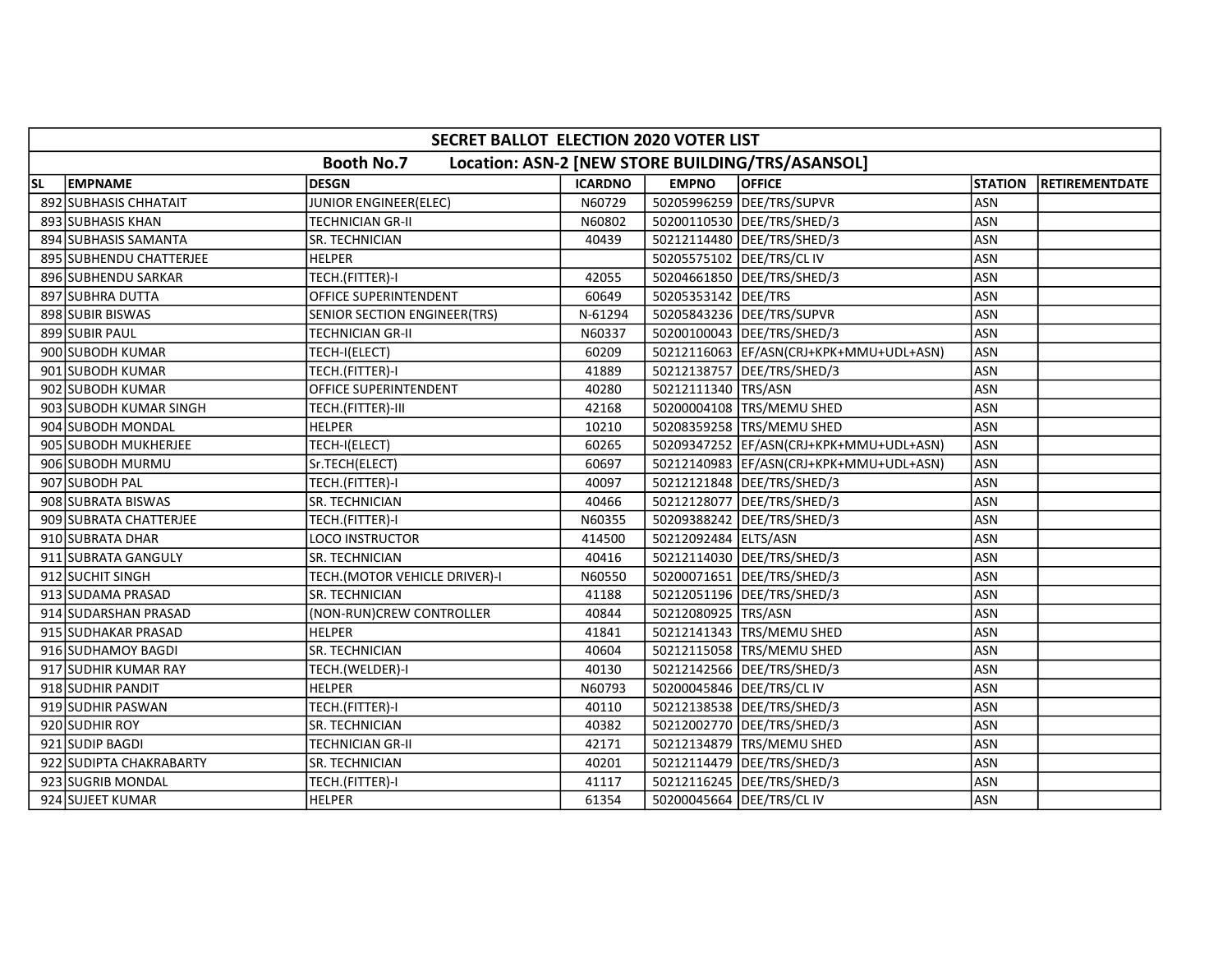| SECRET BALLOT ELECTION 2020 VOTER LIST | | | | | | | |
|---|---|---|---|---|---|---|---|
| Booth No.7 Location: ASN-2 [NEW STORE BUILDING/TRS/ASANSOL] | | | | | | | |
| SL | EMPNAME | DESGN | ICARDNO | EMPNO | OFFICE | STATION | RETIREMENTDATE |
| 892 | SUBHASIS CHHATAIT | JUNIOR ENGINEER(ELEC) | N60729 | 50205996259 | DEE/TRS/SUPVR | ASN | |
| 893 | SUBHASIS KHAN | TECHNICIAN GR-II | N60802 | 50200110530 | DEE/TRS/SHED/3 | ASN | |
| 894 | SUBHASIS SAMANTA | SR. TECHNICIAN | 40439 | 50212114480 | DEE/TRS/SHED/3 | ASN | |
| 895 | SUBHENDU CHATTERJEE | HELPER | | 50205575102 | DEE/TRS/CL IV | ASN | |
| 896 | SUBHENDU SARKAR | TECH.(FITTER)-I | 42055 | 50204661850 | DEE/TRS/SHED/3 | ASN | |
| 897 | SUBHRA DUTTA | OFFICE SUPERINTENDENT | 60649 | 50205353142 | DEE/TRS | ASN | |
| 898 | SUBIR BISWAS | SENIOR SECTION ENGINEER(TRS) | N-61294 | 50205843236 | DEE/TRS/SUPVR | ASN | |
| 899 | SUBIR PAUL | TECHNICIAN GR-II | N60337 | 50200100043 | DEE/TRS/SHED/3 | ASN | |
| 900 | SUBODH KUMAR | TECH-I(ELECT) | 60209 | 50212116063 | EF/ASN(CRJ+KPK+MMU+UDL+ASN) | ASN | |
| 901 | SUBODH KUMAR | TECH.(FITTER)-I | 41889 | 50212138757 | DEE/TRS/SHED/3 | ASN | |
| 902 | SUBODH KUMAR | OFFICE SUPERINTENDENT | 40280 | 50212111340 | TRS/ASN | ASN | |
| 903 | SUBODH KUMAR SINGH | TECH.(FITTER)-III | 42168 | 50200004108 | TRS/MEMU SHED | ASN | |
| 904 | SUBODH MONDAL | HELPER | 10210 | 50208359258 | TRS/MEMU SHED | ASN | |
| 905 | SUBODH MUKHERJEE | TECH-I(ELECT) | 60265 | 50209347252 | EF/ASN(CRJ+KPK+MMU+UDL+ASN) | ASN | |
| 906 | SUBODH MURMU | Sr.TECH(ELECT) | 60697 | 50212140983 | EF/ASN(CRJ+KPK+MMU+UDL+ASN) | ASN | |
| 907 | SUBODH PAL | TECH.(FITTER)-I | 40097 | 50212121848 | DEE/TRS/SHED/3 | ASN | |
| 908 | SUBRATA BISWAS | SR. TECHNICIAN | 40466 | 50212128077 | DEE/TRS/SHED/3 | ASN | |
| 909 | SUBRATA CHATTERJEE | TECH.(FITTER)-I | N60355 | 50209388242 | DEE/TRS/SHED/3 | ASN | |
| 910 | SUBRATA DHAR | LOCO INSTRUCTOR | 414500 | 50212092484 | ELTS/ASN | ASN | |
| 911 | SUBRATA GANGULY | SR. TECHNICIAN | 40416 | 50212114030 | DEE/TRS/SHED/3 | ASN | |
| 912 | SUCHIT SINGH | TECH.(MOTOR VEHICLE DRIVER)-I | N60550 | 50200071651 | DEE/TRS/SHED/3 | ASN | |
| 913 | SUDAMA PRASAD | SR. TECHNICIAN | 41188 | 50212051196 | DEE/TRS/SHED/3 | ASN | |
| 914 | SUDARSHAN PRASAD | (NON-RUN)CREW CONTROLLER | 40844 | 50212080925 | TRS/ASN | ASN | |
| 915 | SUDHAKAR PRASAD | HELPER | 41841 | 50212141343 | TRS/MEMU SHED | ASN | |
| 916 | SUDHAMOY BAGDI | SR. TECHNICIAN | 40604 | 50212115058 | TRS/MEMU SHED | ASN | |
| 917 | SUDHIR KUMAR RAY | TECH.(WELDER)-I | 40130 | 50212142566 | DEE/TRS/SHED/3 | ASN | |
| 918 | SUDHIR PANDIT | HELPER | N60793 | 50200045846 | DEE/TRS/CL IV | ASN | |
| 919 | SUDHIR PASWAN | TECH.(FITTER)-I | 40110 | 50212138538 | DEE/TRS/SHED/3 | ASN | |
| 920 | SUDHIR ROY | SR. TECHNICIAN | 40382 | 50212002770 | DEE/TRS/SHED/3 | ASN | |
| 921 | SUDIP BAGDI | TECHNICIAN GR-II | 42171 | 50212134879 | TRS/MEMU SHED | ASN | |
| 922 | SUDIPTA CHAKRABARTY | SR. TECHNICIAN | 40201 | 50212114479 | DEE/TRS/SHED/3 | ASN | |
| 923 | SUGRIB MONDAL | TECH.(FITTER)-I | 41117 | 50212116245 | DEE/TRS/SHED/3 | ASN | |
| 924 | SUJEET KUMAR | HELPER | 61354 | 50200045664 | DEE/TRS/CL IV | ASN | |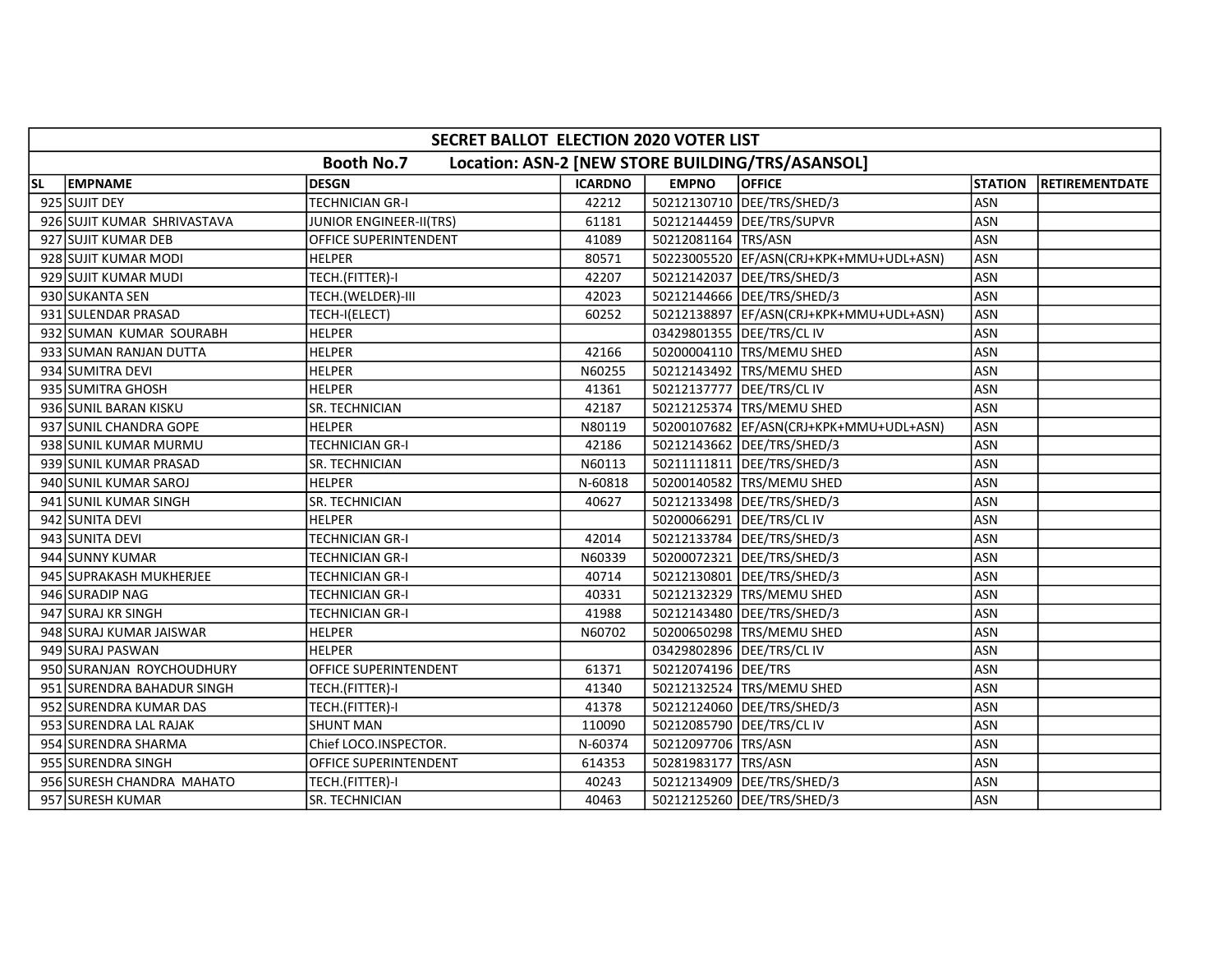| SECRET BALLOT ELECTION 2020 VOTER LIST | | | | | | | |
|---|---|---|---|---|---|---|---|
| Booth No.7 Location: ASN-2 [NEW STORE BUILDING/TRS/ASANSOL] | | | | | | | |
| SL | EMPNAME | DESGN | ICARDNO | EMPNO | OFFICE | STATION | RETIREMENTDATE |
| 925 | SUJIT DEY | TECHNICIAN GR-I | 42212 | 50212130710 | DEE/TRS/SHED/3 | ASN | |
| 926 | SUJIT KUMAR SHRIVASTAVA | JUNIOR ENGINEER-II(TRS) | 61181 | 50212144459 | DEE/TRS/SUPVR | ASN | |
| 927 | SUJIT KUMAR DEB | OFFICE SUPERINTENDENT | 41089 | 50212081164 | TRS/ASN | ASN | |
| 928 | SUJIT KUMAR MODI | HELPER | 80571 | 50223005520 | EF/ASN(CRJ+KPK+MMU+UDL+ASN) | ASN | |
| 929 | SUJIT KUMAR MUDI | TECH.(FITTER)-I | 42207 | 50212142037 | DEE/TRS/SHED/3 | ASN | |
| 930 | SUKANTA SEN | TECH.(WELDER)-III | 42023 | 50212144666 | DEE/TRS/SHED/3 | ASN | |
| 931 | SULENDAR PRASAD | TECH-I(ELECT) | 60252 | 50212138897 | EF/ASN(CRJ+KPK+MMU+UDL+ASN) | ASN | |
| 932 | SUMAN KUMAR SOURABH | HELPER | | 03429801355 | DEE/TRS/CL IV | ASN | |
| 933 | SUMAN RANJAN DUTTA | HELPER | 42166 | 50200004110 | TRS/MEMU SHED | ASN | |
| 934 | SUMITRA DEVI | HELPER | N60255 | 50212143492 | TRS/MEMU SHED | ASN | |
| 935 | SUMITRA GHOSH | HELPER | 41361 | 50212137777 | DEE/TRS/CL IV | ASN | |
| 936 | SUNIL BARAN KISKU | SR. TECHNICIAN | 42187 | 50212125374 | TRS/MEMU SHED | ASN | |
| 937 | SUNIL CHANDRA GOPE | HELPER | N80119 | 50200107682 | EF/ASN(CRJ+KPK+MMU+UDL+ASN) | ASN | |
| 938 | SUNIL KUMAR MURMU | TECHNICIAN GR-I | 42186 | 50212143662 | DEE/TRS/SHED/3 | ASN | |
| 939 | SUNIL KUMAR PRASAD | SR. TECHNICIAN | N60113 | 50211111811 | DEE/TRS/SHED/3 | ASN | |
| 940 | SUNIL KUMAR SAROJ | HELPER | N-60818 | 50200140582 | TRS/MEMU SHED | ASN | |
| 941 | SUNIL KUMAR SINGH | SR. TECHNICIAN | 40627 | 50212133498 | DEE/TRS/SHED/3 | ASN | |
| 942 | SUNITA DEVI | HELPER | | 50200066291 | DEE/TRS/CL IV | ASN | |
| 943 | SUNITA DEVI | TECHNICIAN GR-I | 42014 | 50212133784 | DEE/TRS/SHED/3 | ASN | |
| 944 | SUNNY KUMAR | TECHNICIAN GR-I | N60339 | 50200072321 | DEE/TRS/SHED/3 | ASN | |
| 945 | SUPRAKASH MUKHERJEE | TECHNICIAN GR-I | 40714 | 50212130801 | DEE/TRS/SHED/3 | ASN | |
| 946 | SURADIP NAG | TECHNICIAN GR-I | 40331 | 50212132329 | TRS/MEMU SHED | ASN | |
| 947 | SURAJ KR SINGH | TECHNICIAN GR-I | 41988 | 50212143480 | DEE/TRS/SHED/3 | ASN | |
| 948 | SURAJ KUMAR JAISWAR | HELPER | N60702 | 50200650298 | TRS/MEMU SHED | ASN | |
| 949 | SURAJ PASWAN | HELPER | | 03429802896 | DEE/TRS/CL IV | ASN | |
| 950 | SURANJAN ROYCHOUDHURY | OFFICE SUPERINTENDENT | 61371 | 50212074196 | DEE/TRS | ASN | |
| 951 | SURENDRA BAHADUR SINGH | TECH.(FITTER)-I | 41340 | 50212132524 | TRS/MEMU SHED | ASN | |
| 952 | SURENDRA KUMAR DAS | TECH.(FITTER)-I | 41378 | 50212124060 | DEE/TRS/SHED/3 | ASN | |
| 953 | SURENDRA LAL RAJAK | SHUNT MAN | 110090 | 50212085790 | DEE/TRS/CL IV | ASN | |
| 954 | SURENDRA SHARMA | Chief LOCO.INSPECTOR. | N-60374 | 50212097706 | TRS/ASN | ASN | |
| 955 | SURENDRA SINGH | OFFICE SUPERINTENDENT | 614353 | 50281983177 | TRS/ASN | ASN | |
| 956 | SURESH CHANDRA MAHATO | TECH.(FITTER)-I | 40243 | 50212134909 | DEE/TRS/SHED/3 | ASN | |
| 957 | SURESH KUMAR | SR. TECHNICIAN | 40463 | 50212125260 | DEE/TRS/SHED/3 | ASN | |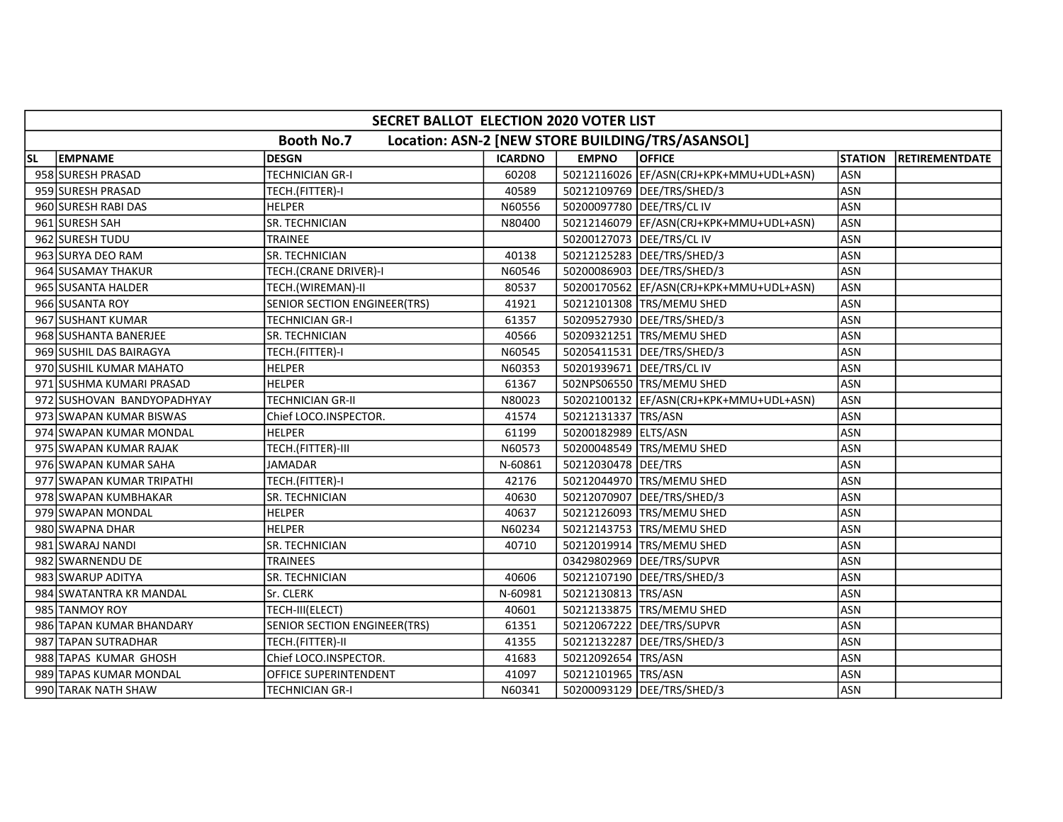| SECRET BALLOT ELECTION 2020 VOTER LIST | | | | | | | |
|---|---|---|---|---|---|---|---|
| Booth No.7 Location: ASN-2 [NEW STORE BUILDING/TRS/ASANSOL] | | | | | | | |
| SL | EMPNAME | DESGN | ICARDNO | EMPNO | OFFICE | STATION | RETIREMENTDATE |
| 958 | SURESH PRASAD | TECHNICIAN GR-I | 60208 | 50212116026 | EF/ASN(CRJ+KPK+MMU+UDL+ASN) | ASN | |
| 959 | SURESH PRASAD | TECH.(FITTER)-I | 40589 | 50212109769 | DEE/TRS/SHED/3 | ASN | |
| 960 | SURESH RABI DAS | HELPER | N60556 | 50200097780 | DEE/TRS/CL IV | ASN | |
| 961 | SURESH SAH | SR. TECHNICIAN | N80400 | 50212146079 | EF/ASN(CRJ+KPK+MMU+UDL+ASN) | ASN | |
| 962 | SURESH TUDU | TRAINEE | | 50200127073 | DEE/TRS/CL IV | ASN | |
| 963 | SURYA DEO RAM | SR. TECHNICIAN | 40138 | 50212125283 | DEE/TRS/SHED/3 | ASN | |
| 964 | SUSAMAY THAKUR | TECH.(CRANE DRIVER)-I | N60546 | 50200086903 | DEE/TRS/SHED/3 | ASN | |
| 965 | SUSANTA HALDER | TECH.(WIREMAN)-II | 80537 | 50200170562 | EF/ASN(CRJ+KPK+MMU+UDL+ASN) | ASN | |
| 966 | SUSANTA ROY | SENIOR SECTION ENGINEER(TRS) | 41921 | 50212101308 | TRS/MEMU SHED | ASN | |
| 967 | SUSHANT KUMAR | TECHNICIAN GR-I | 61357 | 50209527930 | DEE/TRS/SHED/3 | ASN | |
| 968 | SUSHANTA BANERJEE | SR. TECHNICIAN | 40566 | 50209321251 | TRS/MEMU SHED | ASN | |
| 969 | SUSHIL DAS BAIRAGYA | TECH.(FITTER)-I | N60545 | 50205411531 | DEE/TRS/SHED/3 | ASN | |
| 970 | SUSHIL KUMAR MAHATO | HELPER | N60353 | 50201939671 | DEE/TRS/CL IV | ASN | |
| 971 | SUSHMA KUMARI PRASAD | HELPER | 61367 | 502NPS06550 | TRS/MEMU SHED | ASN | |
| 972 | SUSHOVAN BANDYOPADHYAY | TECHNICIAN GR-II | N80023 | 50202100132 | EF/ASN(CRJ+KPK+MMU+UDL+ASN) | ASN | |
| 973 | SWAPAN KUMAR BISWAS | Chief LOCO.INSPECTOR. | 41574 | 50212131337 | TRS/ASN | ASN | |
| 974 | SWAPAN KUMAR MONDAL | HELPER | 61199 | 50200182989 | ELTS/ASN | ASN | |
| 975 | SWAPAN KUMAR RAJAK | TECH.(FITTER)-III | N60573 | 50200048549 | TRS/MEMU SHED | ASN | |
| 976 | SWAPAN KUMAR SAHA | JAMADAR | N-60861 | 50212030478 | DEE/TRS | ASN | |
| 977 | SWAPAN KUMAR TRIPATHI | TECH.(FITTER)-I | 42176 | 50212044970 | TRS/MEMU SHED | ASN | |
| 978 | SWAPAN KUMBHAKAR | SR. TECHNICIAN | 40630 | 50212070907 | DEE/TRS/SHED/3 | ASN | |
| 979 | SWAPAN MONDAL | HELPER | 40637 | 50212126093 | TRS/MEMU SHED | ASN | |
| 980 | SWAPNA DHAR | HELPER | N60234 | 50212143753 | TRS/MEMU SHED | ASN | |
| 981 | SWARAJ NANDI | SR. TECHNICIAN | 40710 | 50212019914 | TRS/MEMU SHED | ASN | |
| 982 | SWARNENDU DE | TRAINEES | | 03429802969 | DEE/TRS/SUPVR | ASN | |
| 983 | SWARUP ADITYA | SR. TECHNICIAN | 40606 | 50212107190 | DEE/TRS/SHED/3 | ASN | |
| 984 | SWATANTRA KR MANDAL | Sr. CLERK | N-60981 | 50212130813 | TRS/ASN | ASN | |
| 985 | TANMOY ROY | TECH-III(ELECT) | 40601 | 50212133875 | TRS/MEMU SHED | ASN | |
| 986 | TAPAN KUMAR BHANDARY | SENIOR SECTION ENGINEER(TRS) | 61351 | 50212067222 | DEE/TRS/SUPVR | ASN | |
| 987 | TAPAN SUTRADHAR | TECH.(FITTER)-II | 41355 | 50212132287 | DEE/TRS/SHED/3 | ASN | |
| 988 | TAPAS KUMAR GHOSH | Chief LOCO.INSPECTOR. | 41683 | 50212092654 | TRS/ASN | ASN | |
| 989 | TAPAS KUMAR MONDAL | OFFICE SUPERINTENDENT | 41097 | 50212101965 | TRS/ASN | ASN | |
| 990 | TARAK NATH SHAW | TECHNICIAN GR-I | N60341 | 50200093129 | DEE/TRS/SHED/3 | ASN | |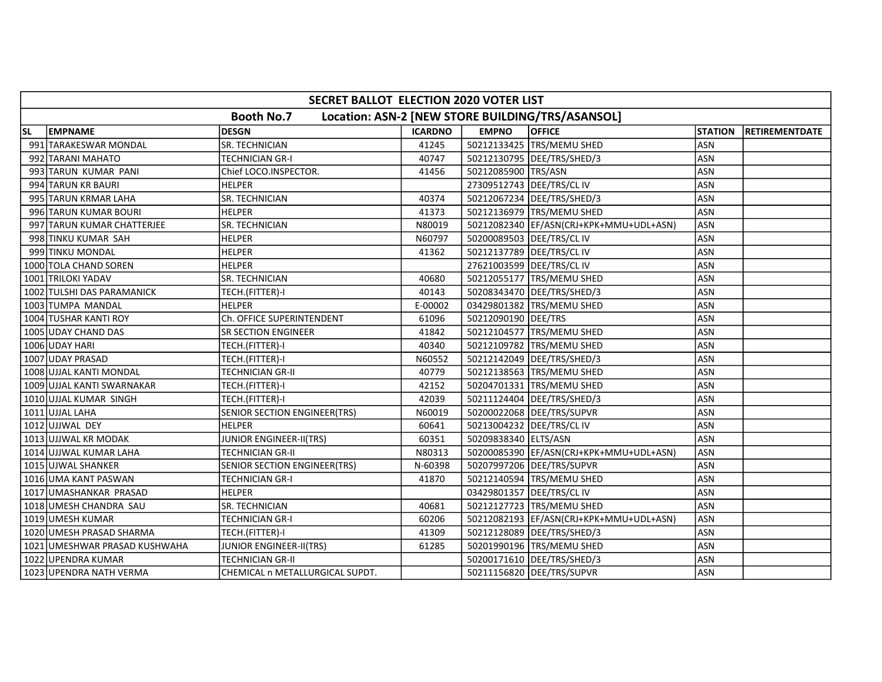| SECRET BALLOT ELECTION 2020 VOTER LIST | | | | | | | |
|---|---|---|---|---|---|---|---|
| Booth No.7 Location: ASN-2 [NEW STORE BUILDING/TRS/ASANSOL] | | | | | | | |
| SL | EMPNAME | DESGN | ICARDNO | EMPNO | OFFICE | STATION | RETIREMENTDATE |
| 991 | TARAKESWAR MONDAL | SR. TECHNICIAN | 41245 | 50212133425 | TRS/MEMU SHED | ASN | |
| 992 | TARANI MAHATO | TECHNICIAN GR-I | 40747 | 50212130795 | DEE/TRS/SHED/3 | ASN | |
| 993 | TARUN KUMAR PANI | Chief LOCO.INSPECTOR. | 41456 | 50212085900 | TRS/ASN | ASN | |
| 994 | TARUN KR BAURI | HELPER | | 27309512743 | DEE/TRS/CL IV | ASN | |
| 995 | TARUN KRMAR LAHA | SR. TECHNICIAN | 40374 | 50212067234 | DEE/TRS/SHED/3 | ASN | |
| 996 | TARUN KUMAR BOURI | HELPER | 41373 | 50212136979 | TRS/MEMU SHED | ASN | |
| 997 | TARUN KUMAR CHATTERJEE | SR. TECHNICIAN | N80019 | 50212082340 | EF/ASN(CRJ+KPK+MMU+UDL+ASN) | ASN | |
| 998 | TINKU KUMAR SAH | HELPER | N60797 | 50200089503 | DEE/TRS/CL IV | ASN | |
| 999 | TINKU MONDAL | HELPER | 41362 | 50212137789 | DEE/TRS/CL IV | ASN | |
| 1000 | TOLA CHAND SOREN | HELPER | | 27621003599 | DEE/TRS/CL IV | ASN | |
| 1001 | TRILOKI YADAV | SR. TECHNICIAN | 40680 | 50212055177 | TRS/MEMU SHED | ASN | |
| 1002 | TULSHI DAS PARAMANICK | TECH.(FITTER)-I | 40143 | 50208343470 | DEE/TRS/SHED/3 | ASN | |
| 1003 | TUMPA MANDAL | HELPER | E-00002 | 03429801382 | TRS/MEMU SHED | ASN | |
| 1004 | TUSHAR KANTI ROY | Ch. OFFICE SUPERINTENDENT | 61096 | 50212090190 | DEE/TRS | ASN | |
| 1005 | UDAY CHAND DAS | SR SECTION ENGINEER | 41842 | 50212104577 | TRS/MEMU SHED | ASN | |
| 1006 | UDAY HARI | TECH.(FITTER)-I | 40340 | 50212109782 | TRS/MEMU SHED | ASN | |
| 1007 | UDAY PRASAD | TECH.(FITTER)-I | N60552 | 50212142049 | DEE/TRS/SHED/3 | ASN | |
| 1008 | UJJAL KANTI MONDAL | TECHNICIAN GR-II | 40779 | 50212138563 | TRS/MEMU SHED | ASN | |
| 1009 | UJJAL KANTI SWARNAKAR | TECH.(FITTER)-I | 42152 | 50204701331 | TRS/MEMU SHED | ASN | |
| 1010 | UJJAL KUMAR SINGH | TECH.(FITTER)-I | 42039 | 50211124404 | DEE/TRS/SHED/3 | ASN | |
| 1011 | UJJAL LAHA | SENIOR SECTION ENGINEER(TRS) | N60019 | 50200022068 | DEE/TRS/SUPVR | ASN | |
| 1012 | UJJWAL DEY | HELPER | 60641 | 50213004232 | DEE/TRS/CL IV | ASN | |
| 1013 | UJJWAL KR MODAK | JUNIOR ENGINEER-II(TRS) | 60351 | 50209838340 | ELTS/ASN | ASN | |
| 1014 | UJJWAL KUMAR LAHA | TECHNICIAN GR-II | N80313 | 50200085390 | EF/ASN(CRJ+KPK+MMU+UDL+ASN) | ASN | |
| 1015 | UJWAL SHANKER | SENIOR SECTION ENGINEER(TRS) | N-60398 | 50207997206 | DEE/TRS/SUPVR | ASN | |
| 1016 | UMA KANT PASWAN | TECHNICIAN GR-I | 41870 | 50212140594 | TRS/MEMU SHED | ASN | |
| 1017 | UMASHANKAR PRASAD | HELPER | | 03429801357 | DEE/TRS/CL IV | ASN | |
| 1018 | UMESH CHANDRA SAU | SR. TECHNICIAN | 40681 | 50212127723 | TRS/MEMU SHED | ASN | |
| 1019 | UMESH KUMAR | TECHNICIAN GR-I | 60206 | 50212082193 | EF/ASN(CRJ+KPK+MMU+UDL+ASN) | ASN | |
| 1020 | UMESH PRASAD SHARMA | TECH.(FITTER)-I | 41309 | 50212128089 | DEE/TRS/SHED/3 | ASN | |
| 1021 | UMESHWAR PRASAD KUSHWAHA | JUNIOR ENGINEER-II(TRS) | 61285 | 50201990196 | TRS/MEMU SHED | ASN | |
| 1022 | UPENDRA KUMAR | TECHNICIAN GR-II | | 50200171610 | DEE/TRS/SHED/3 | ASN | |
| 1023 | UPENDRA NATH VERMA | CHEMICAL n METALLURGICAL SUPDT. | | 50211156820 | DEE/TRS/SUPVR | ASN | |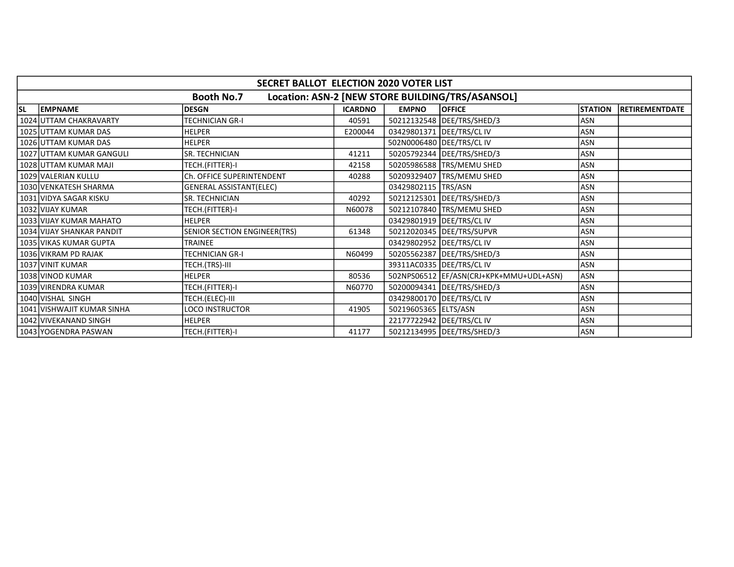| SECRET BALLOT ELECTION 2020 VOTER LIST | | | | | | | |
|---|---|---|---|---|---|---|---|
| Booth No.7 Location: ASN-2 [NEW STORE BUILDING/TRS/ASANSOL] | | | | | | | |
| SL | EMPNAME | DESGN | ICARDNO | EMPNO | OFFICE | STATION | RETIREMENTDATE |
| 1024 | UTTAM CHAKRAVARTY | TECHNICIAN GR-I | 40591 | 50212132548 | DEE/TRS/SHED/3 | ASN | |
| 1025 | UTTAM KUMAR DAS | HELPER | E200044 | 03429801371 | DEE/TRS/CL IV | ASN | |
| 1026 | UTTAM KUMAR DAS | HELPER | | 502N0006480 | DEE/TRS/CL IV | ASN | |
| 1027 | UTTAM KUMAR GANGULI | SR. TECHNICIAN | 41211 | 50205792344 | DEE/TRS/SHED/3 | ASN | |
| 1028 | UTTAM KUMAR MAJI | TECH.(FITTER)-I | 42158 | 50205986588 | TRS/MEMU SHED | ASN | |
| 1029 | VALERIAN KULLU | Ch. OFFICE SUPERINTENDENT | 40288 | 50209329407 | TRS/MEMU SHED | ASN | |
| 1030 | VENKATESH SHARMA | GENERAL ASSISTANT(ELEC) | | 03429802115 | TRS/ASN | ASN | |
| 1031 | VIDYA SAGAR KISKU | SR. TECHNICIAN | 40292 | 50212125301 | DEE/TRS/SHED/3 | ASN | |
| 1032 | VIJAY KUMAR | TECH.(FITTER)-I | N60078 | 50212107840 | TRS/MEMU SHED | ASN | |
| 1033 | VIJAY KUMAR MAHATO | HELPER | | 03429801919 | DEE/TRS/CL IV | ASN | |
| 1034 | VIJAY SHANKAR PANDIT | SENIOR SECTION ENGINEER(TRS) | 61348 | 50212020345 | DEE/TRS/SUPVR | ASN | |
| 1035 | VIKAS KUMAR GUPTA | TRAINEE | | 03429802952 | DEE/TRS/CL IV | ASN | |
| 1036 | VIKRAM PD RAJAK | TECHNICIAN GR-I | N60499 | 50205562387 | DEE/TRS/SHED/3 | ASN | |
| 1037 | VINIT KUMAR | TECH.(TRS)-III | | 39311AC0335 | DEE/TRS/CL IV | ASN | |
| 1038 | VINOD KUMAR | HELPER | 80536 | 502NPS06512 | EF/ASN(CRJ+KPK+MMU+UDL+ASN) | ASN | |
| 1039 | VIRENDRA KUMAR | TECH.(FITTER)-I | N60770 | 50200094341 | DEE/TRS/SHED/3 | ASN | |
| 1040 | VISHAL SINGH | TECH.(ELEC)-III | | 03429800170 | DEE/TRS/CL IV | ASN | |
| 1041 | VISHWAJIT KUMAR SINHA | LOCO INSTRUCTOR | 41905 | 50219605365 | ELTS/ASN | ASN | |
| 1042 | VIVEKANAND SINGH | HELPER | | 22177722942 | DEE/TRS/CL IV | ASN | |
| 1043 | YOGENDRA PASWAN | TECH.(FITTER)-I | 41177 | 50212134995 | DEE/TRS/SHED/3 | ASN | |